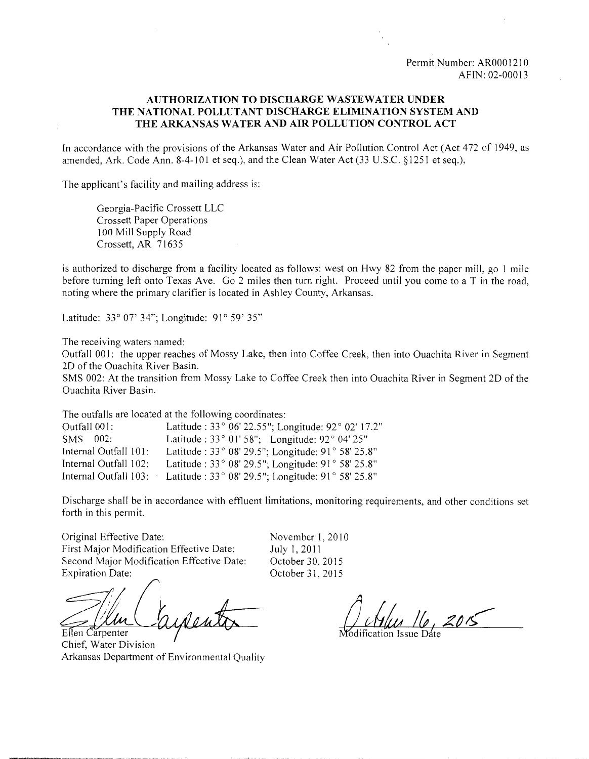Permit Number: AR0001210
AFIN: 02-00013

## AUTHORIZATION TO DISCHARGE WASTEWATER UNDER THE NATIONAL POLLUTANT DISCHARGE ELIMINATION SYSTEM AND THE ARKANSAS WATER AND AIR POLLUTION CONTROL ACT

In accordance with the provisions of the Arkansas Water and Air Pollution Control Act (Act 472 of 1949, as amended, Ark. Code Ann. 8-4-101 et seq.), and the Clean Water Act (33 U.S.C. §1251 et seq.),

The applicant's facility and mailing address is:

Georgia-Pacific Crossett LLC
Crossett Paper Operations
100 Mill Supply Road
Crossett, AR 71635

is authorized to discharge from a facility located as follows: west on Hwy 82 from the paper mill, go 1 mile before turning left onto Texas Ave. Go 2 miles then turn right. Proceed until you come to a T in the road, noting where the primary clarifier is located in Ashley County, Arkansas.

Latitude: 33° 07' 34"; Longitude: 91° 59' 35"

The receiving waters named:
Outfall 001: the upper reaches of Mossy Lake, then into Coffee Creek, then into Ouachita River in Segment 2D of the Ouachita River Basin.
SMS 002: At the transition from Mossy Lake to Coffee Creek then into Ouachita River in Segment 2D of the Ouachita River Basin.

The outfalls are located at the following coordinates:

| | |
|---|---|
| Outfall 001: | Latitude : 33° 06' 22.55"; Longitude: 92° 02' 17.2" |
| SMS 002: | Latitude : 33° 01' 58"; Longitude: 92° 04' 25" |
| Internal Outfall 101: | Latitude : 33° 08' 29.5"; Longitude: 91° 58' 25.8" |
| Internal Outfall 102: | Latitude : 33° 08' 29.5"; Longitude: 91° 58' 25.8" |
| Internal Outfall 103: | Latitude : 33° 08' 29.5"; Longitude: 91° 58' 25.8" |

Discharge shall be in accordance with effluent limitations, monitoring requirements, and other conditions set forth in this permit.

| | |
|---|---|
| Original Effective Date: | November 1, 2010 |
| First Major Modification Effective Date: | July 1, 2011 |
| Second Major Modification Effective Date: | October 30, 2015 |
| Expiration Date: | October 31, 2015 |

Ellen Carpenter
Chief, Water Division
Arkansas Department of Environmental Quality

October 16, 2015
Modification Issue Date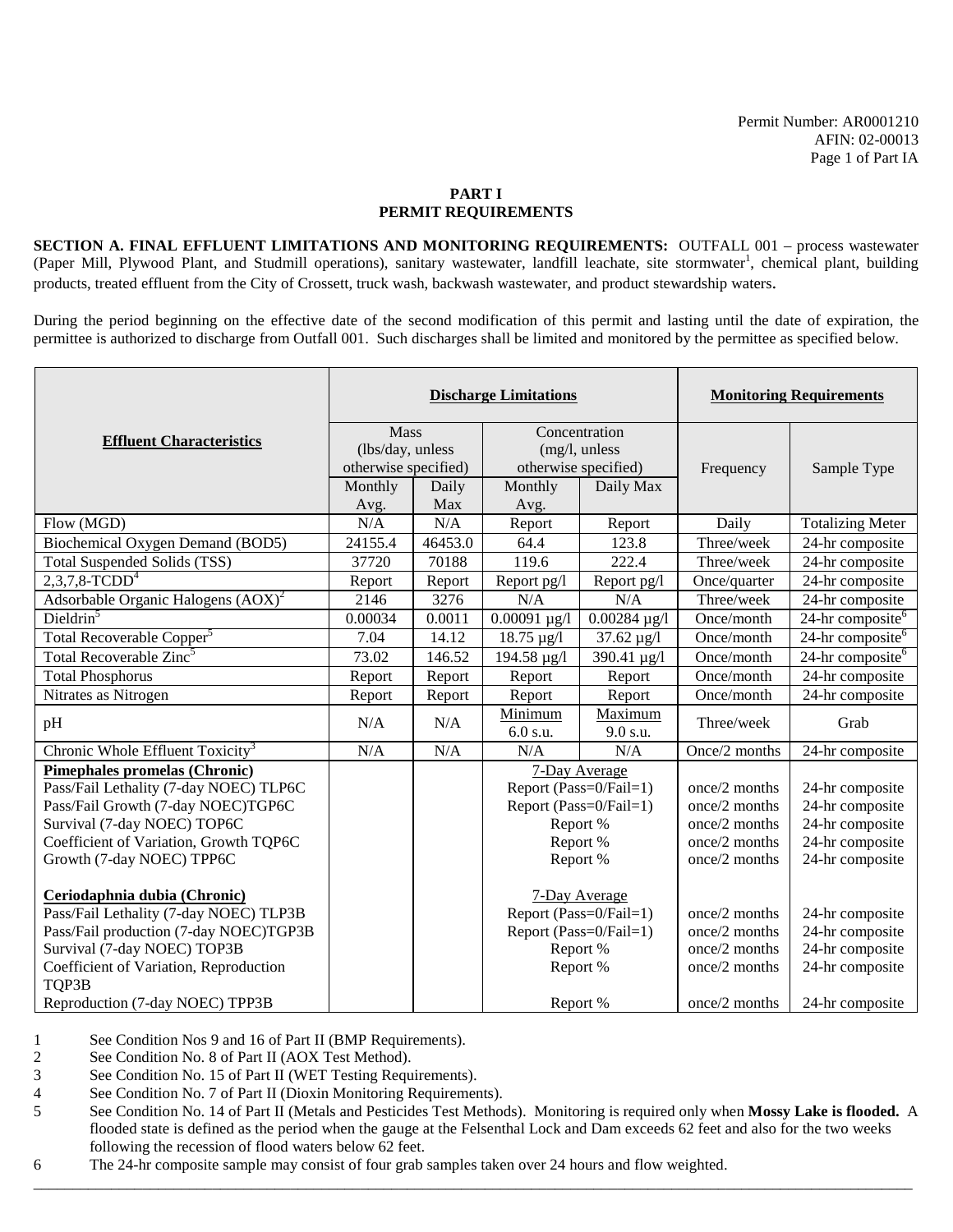## PART I
## PERMIT REQUIREMENTS

**SECTION A. FINAL EFFLUENT LIMITATIONS AND MONITORING REQUIREMENTS:** OUTFALL 001 – process wastewater (Paper Mill, Plywood Plant, and Studmill operations), sanitary wastewater, landfill leachate, site stormwater[1], chemical plant, building products, treated effluent from the City of Crossett, truck wash, backwash wastewater, and product stewardship waters.

During the period beginning on the effective date of the second modification of this permit and lasting until the date of expiration, the permittee is authorized to discharge from Outfall 001. Such discharges shall be limited and monitored by the permittee as specified below.

| Effluent Characteristics | Discharge Limitations | | | | Monitoring Requirements | |
|---|---|---|---|---|---|---|
| | Mass (lbs/day, unless otherwise specified) | | Concentration (mg/l, unless otherwise specified) | | Frequency | Sample Type |
| | Monthly Avg. | Daily Max | Monthly Avg. | Daily Max | | |
| Flow (MGD) | N/A | N/A | Report | Report | Daily | Totalizing Meter |
| Biochemical Oxygen Demand (BOD5) | 24155.4 | 46453.0 | 64.4 | 123.8 | Three/week | 24-hr composite |
| Total Suspended Solids (TSS) | 37720 | 70188 | 119.6 | 222.4 | Three/week | 24-hr composite |
| 2,3,7,8-TCDD[4] | Report | Report | Report pg/l | Report pg/l | Once/quarter | 24-hr composite |
| Adsorbable Organic Halogens (AOX)[2] | 2146 | 3276 | N/A | N/A | Three/week | 24-hr composite |
| Dieldrin[5] | 0.00034 | 0.0011 | 0.00091 µg/l | 0.00284 µg/l | Once/month | 24-hr composite[6] |
| Total Recoverable Copper[5] | 7.04 | 14.12 | 18.75 µg/l | 37.62 µg/l | Once/month | 24-hr composite[6] |
| Total Recoverable Zinc[5] | 73.02 | 146.52 | 194.58 µg/l | 390.41 µg/l | Once/month | 24-hr composite[6] |
| Total Phosphorus | Report | Report | Report | Report | Once/month | 24-hr composite |
| Nitrates as Nitrogen | Report | Report | Report | Report | Once/month | 24-hr composite |
| pH | N/A | N/A | Minimum 6.0 s.u. | Maximum 9.0 s.u. | Three/week | Grab |
| Chronic Whole Effluent Toxicity[3] | N/A | N/A | N/A | N/A | Once/2 months | 24-hr composite |
| **Pimephales promelas (Chronic)** | | | 7-Day Average | | | |
| Pass/Fail Lethality (7-day NOEC) TLP6C | | | Report (Pass=0/Fail=1) | | once/2 months | 24-hr composite |
| Pass/Fail Growth (7-day NOEC)TGP6C | | | Report (Pass=0/Fail=1) | | once/2 months | 24-hr composite |
| Survival (7-day NOEC) TOP6C | | | Report % | | once/2 months | 24-hr composite |
| Coefficient of Variation, Growth TQP6C | | | Report % | | once/2 months | 24-hr composite |
| Growth (7-day NOEC) TPP6C | | | Report % | | once/2 months | 24-hr composite |
| **Ceriodaphnia dubia (Chronic)** | | | 7-Day Average | | | |
| Pass/Fail Lethality (7-day NOEC) TLP3B | | | Report (Pass=0/Fail=1) | | once/2 months | 24-hr composite |
| Pass/Fail production (7-day NOEC)TGP3B | | | Report (Pass=0/Fail=1) | | once/2 months | 24-hr composite |
| Survival (7-day NOEC) TOP3B | | | Report % | | once/2 months | 24-hr composite |
| Coefficient of Variation, Reproduction TQP3B | | | Report % | | once/2 months | 24-hr composite |
| Reproduction (7-day NOEC) TPP3B | | | Report % | | once/2 months | 24-hr composite |

1 See Condition Nos 9 and 16 of Part II (BMP Requirements).

2 See Condition No. 8 of Part II (AOX Test Method).

3 See Condition No. 15 of Part II (WET Testing Requirements).

4 See Condition No. 7 of Part II (Dioxin Monitoring Requirements).

5 See Condition No. 14 of Part II (Metals and Pesticides Test Methods). Monitoring is required only when **Mossy Lake is flooded.** A flooded state is defined as the period when the gauge at the Felsenthal Lock and Dam exceeds 62 feet and also for the two weeks following the recession of flood waters below 62 feet.

6 The 24-hr composite sample may consist of four grab samples taken over 24 hours and flow weighted.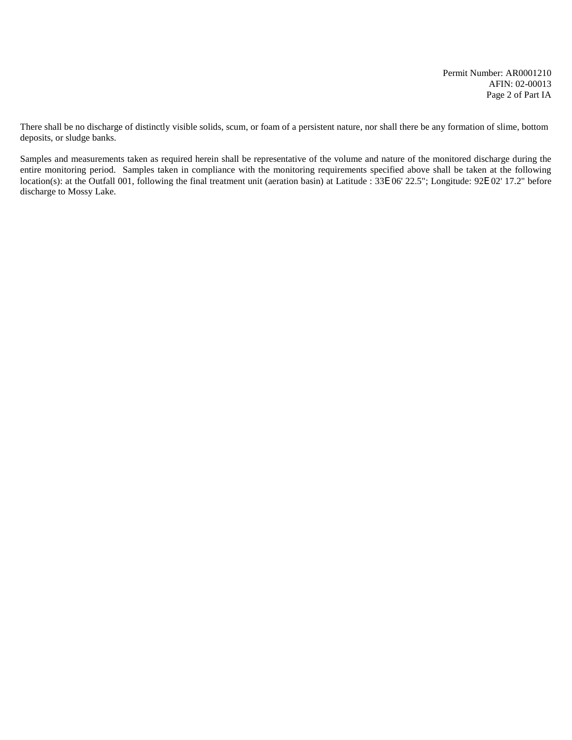There shall be no discharge of distinctly visible solids, scum, or foam of a persistent nature, nor shall there be any formation of slime, bottom deposits, or sludge banks.

Samples and measurements taken as required herein shall be representative of the volume and nature of the monitored discharge during the entire monitoring period. Samples taken in compliance with the monitoring requirements specified above shall be taken at the following location(s): at the Outfall 001, following the final treatment unit (aeration basin) at Latitude : 33E 06' 22.5"; Longitude: 92E 02' 17.2" before discharge to Mossy Lake.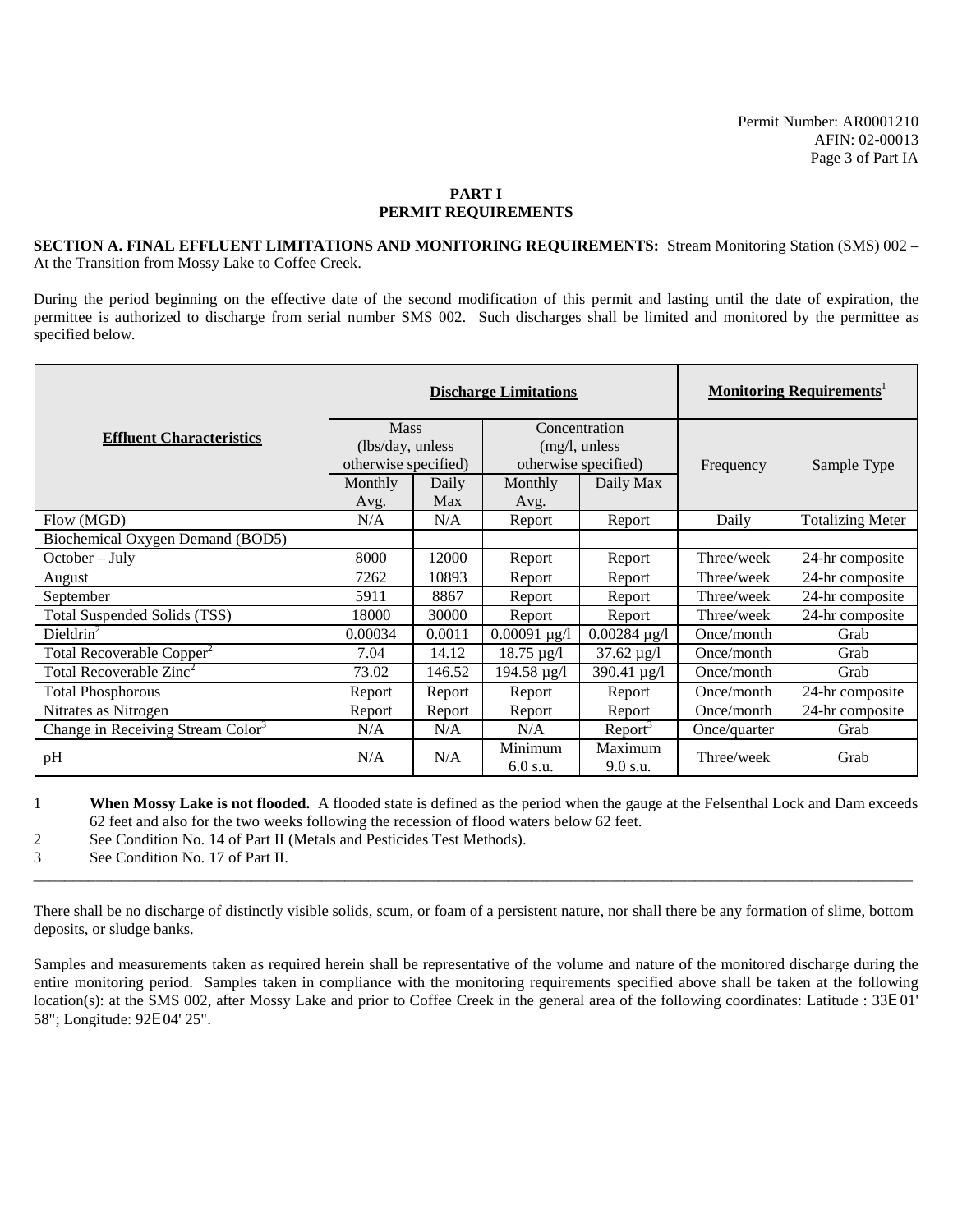Permit Number: AR0001210
AFIN: 02-00013
Page 3 of Part IA

## PART I
## PERMIT REQUIREMENTS

**SECTION A. FINAL EFFLUENT LIMITATIONS AND MONITORING REQUIREMENTS:** Stream Monitoring Station (SMS) 002 – At the Transition from Mossy Lake to Coffee Creek.

During the period beginning on the effective date of the second modification of this permit and lasting until the date of expiration, the permittee is authorized to discharge from serial number SMS 002. Such discharges shall be limited and monitored by the permittee as specified below.

| Effluent Characteristics | Discharge Limitations | | | | Monitoring Requirements[1] | |
|---|---|---|---|---|---|---|
| | Mass (lbs/day, unless otherwise specified) | | Concentration (mg/l, unless otherwise specified) | | Frequency | Sample Type |
| | Monthly Avg. | Daily Max | Monthly Avg. | Daily Max | | |
| Flow (MGD) | N/A | N/A | Report | Report | Daily | Totalizing Meter |
| Biochemical Oxygen Demand (BOD5) | | | | | | |
| October – July | 8000 | 12000 | Report | Report | Three/week | 24-hr composite |
| August | 7262 | 10893 | Report | Report | Three/week | 24-hr composite |
| September | 5911 | 8867 | Report | Report | Three/week | 24-hr composite |
| Total Suspended Solids (TSS) | 18000 | 30000 | Report | Report | Three/week | 24-hr composite |
| Dieldrin[2] | 0.00034 | 0.0011 | 0.00091 µg/l | 0.00284 µg/l | Once/month | Grab |
| Total Recoverable Copper[2] | 7.04 | 14.12 | 18.75 µg/l | 37.62 µg/l | Once/month | Grab |
| Total Recoverable Zinc[2] | 73.02 | 146.52 | 194.58 µg/l | 390.41 µg/l | Once/month | Grab |
| Total Phosphorous | Report | Report | Report | Report | Once/month | 24-hr composite |
| Nitrates as Nitrogen | Report | Report | Report | Report | Once/month | 24-hr composite |
| Change in Receiving Stream Color[3] | N/A | N/A | N/A | Report[3] | Once/quarter | Grab |
| pH | N/A | N/A | Minimum 6.0 s.u. | Maximum 9.0 s.u. | Three/week | Grab |

1 **When Mossy Lake is not flooded.** A flooded state is defined as the period when the gauge at the Felsenthal Lock and Dam exceeds 62 feet and also for the two weeks following the recession of flood waters below 62 feet.

2 See Condition No. 14 of Part II (Metals and Pesticides Test Methods).

3 See Condition No. 17 of Part II.

---

There shall be no discharge of distinctly visible solids, scum, or foam of a persistent nature, nor shall there be any formation of slime, bottom deposits, or sludge banks.

Samples and measurements taken as required herein shall be representative of the volume and nature of the monitored discharge during the entire monitoring period. Samples taken in compliance with the monitoring requirements specified above shall be taken at the following location(s): at the SMS 002, after Mossy Lake and prior to Coffee Creek in the general area of the following coordinates: Latitude : 33E 01' 58"; Longitude: 92E 04' 25".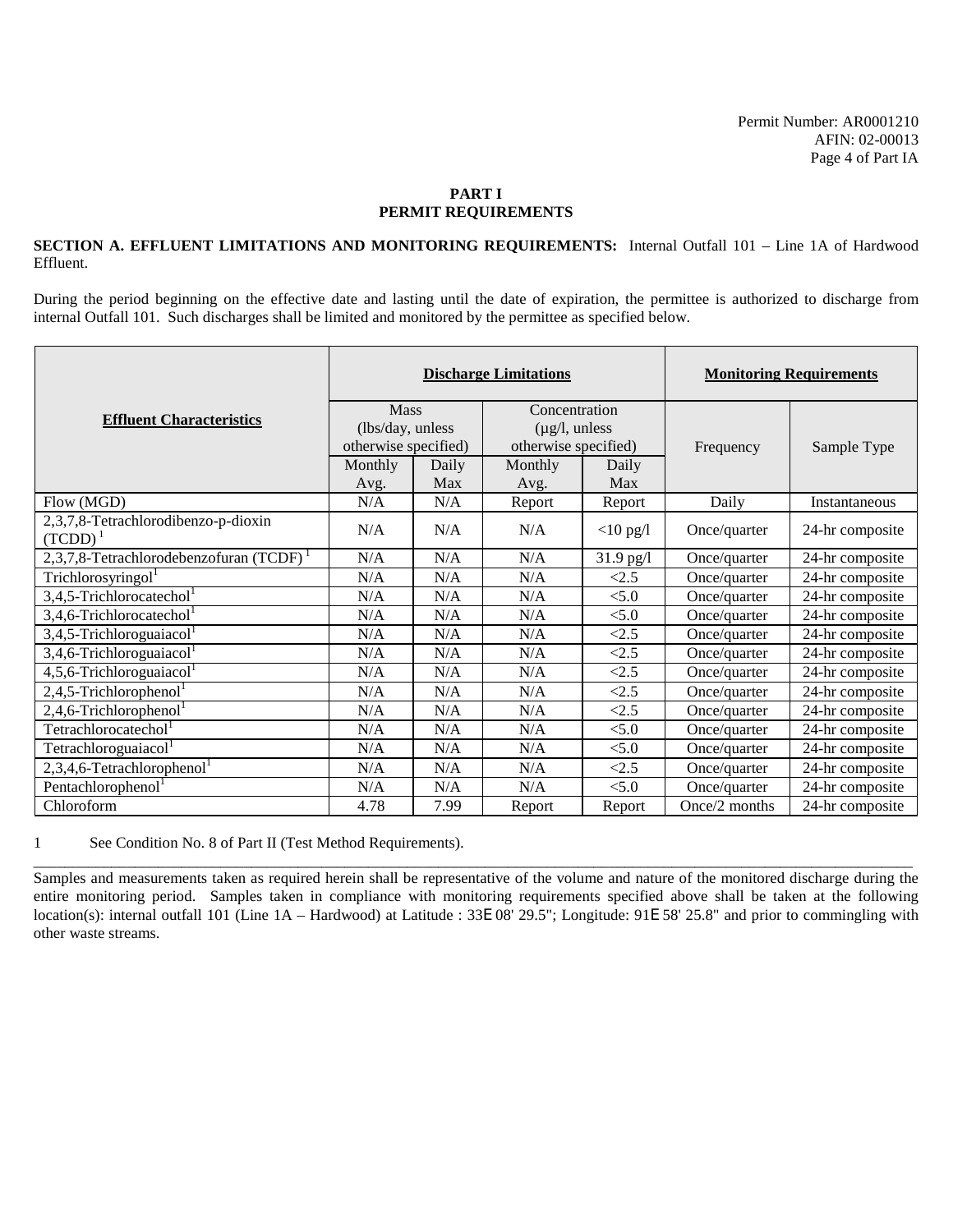Permit Number: AR0001210
AFIN: 02-00013

## PART I
## PERMIT REQUIREMENTS

**SECTION A. EFFLUENT LIMITATIONS AND MONITORING REQUIREMENTS:** Internal Outfall 101 – Line 1A of Hardwood Effluent.

During the period beginning on the effective date and lasting until the date of expiration, the permittee is authorized to discharge from internal Outfall 101. Such discharges shall be limited and monitored by the permittee as specified below.

| **Effluent Characteristics** | **Discharge Limitations** | | | | **Monitoring Requirements** | |
|---|---|---|---|---|---|---|
| | Mass (lbs/day, unless otherwise specified) | | Concentration (µg/l, unless otherwise specified) | | Frequency | Sample Type |
| | Monthly Avg. | Daily Max | Monthly Avg. | Daily Max | | |
| Flow (MGD) | N/A | N/A | Report | Report | Daily | Instantaneous |
| 2,3,7,8-Tetrachlorodibenzo-p-dioxin (TCDD) [1] | N/A | N/A | N/A | <10 pg/l | Once/quarter | 24-hr composite |
| 2,3,7,8-Tetrachlorodebenzofuran (TCDF) [1] | N/A | N/A | N/A | 31.9 pg/l | Once/quarter | 24-hr composite |
| Trichlorosyringol[1] | N/A | N/A | N/A | <2.5 | Once/quarter | 24-hr composite |
| 3,4,5-Trichlorocatechol[1] | N/A | N/A | N/A | <5.0 | Once/quarter | 24-hr composite |
| 3,4,6-Trichlorocatechol[1] | N/A | N/A | N/A | <5.0 | Once/quarter | 24-hr composite |
| 3,4,5-Trichloroguaiacol[1] | N/A | N/A | N/A | <2.5 | Once/quarter | 24-hr composite |
| 3,4,6-Trichloroguaiacol[1] | N/A | N/A | N/A | <2.5 | Once/quarter | 24-hr composite |
| 4,5,6-Trichloroguaiacol[1] | N/A | N/A | N/A | <2.5 | Once/quarter | 24-hr composite |
| 2,4,5-Trichlorophenol[1] | N/A | N/A | N/A | <2.5 | Once/quarter | 24-hr composite |
| 2,4,6-Trichlorophenol[1] | N/A | N/A | N/A | <2.5 | Once/quarter | 24-hr composite |
| Tetrachlorocatechol[1] | N/A | N/A | N/A | <5.0 | Once/quarter | 24-hr composite |
| Tetrachloroguaiacol[1] | N/A | N/A | N/A | <5.0 | Once/quarter | 24-hr composite |
| 2,3,4,6-Tetrachlorophenol[1] | N/A | N/A | N/A | <2.5 | Once/quarter | 24-hr composite |
| Pentachlorophenol[1] | N/A | N/A | N/A | <5.0 | Once/quarter | 24-hr composite |
| Chloroform | 4.78 | 7.99 | Report | Report | Once/2 months | 24-hr composite |

1 See Condition No. 8 of Part II (Test Method Requirements).

---

Samples and measurements taken as required herein shall be representative of the volume and nature of the monitored discharge during the entire monitoring period. Samples taken in compliance with monitoring requirements specified above shall be taken at the following location(s): internal outfall 101 (Line 1A – Hardwood) at Latitude : 33E 08' 29.5"; Longitude: 91E 58' 25.8" and prior to commingling with other waste streams.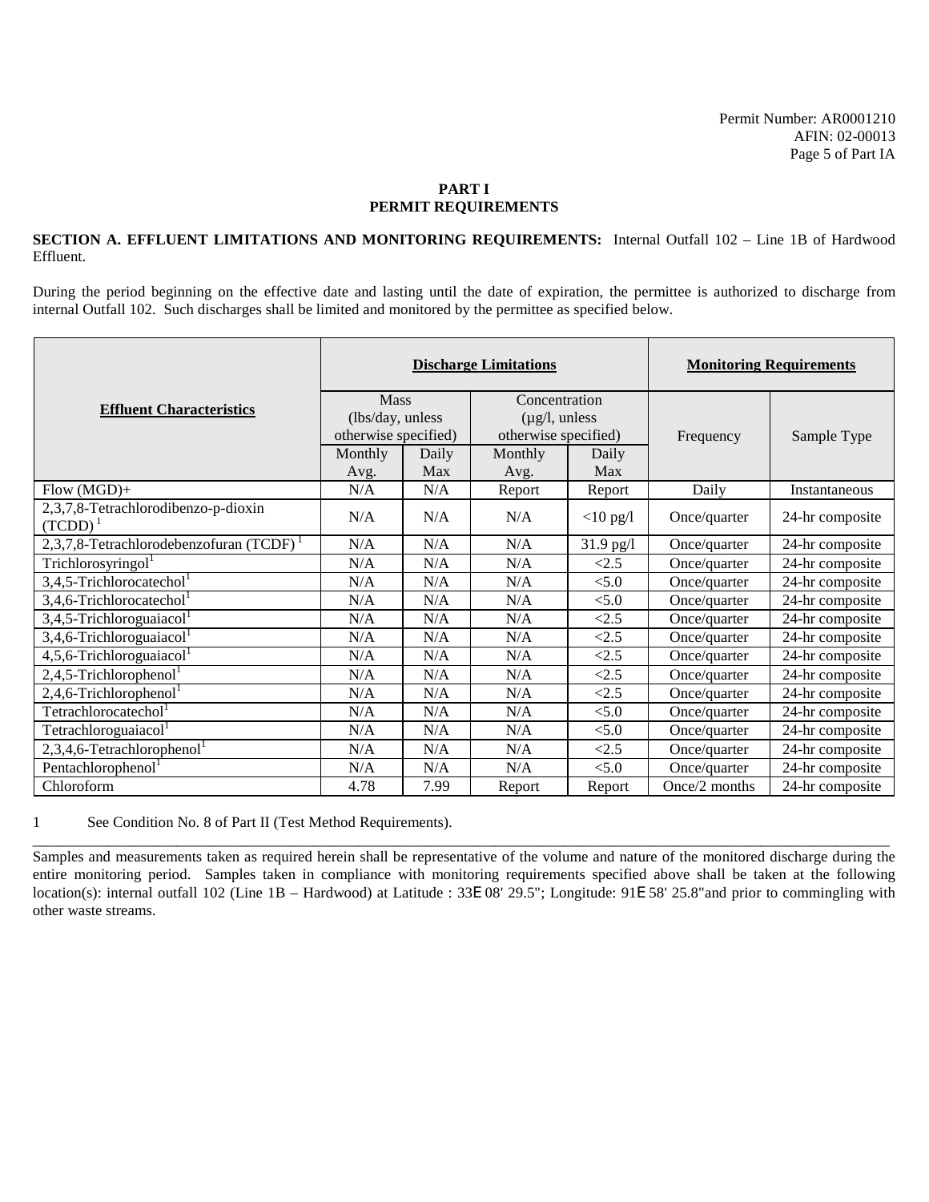**PART I**
**PERMIT REQUIREMENTS**

**SECTION A. EFFLUENT LIMITATIONS AND MONITORING REQUIREMENTS:** Internal Outfall 102 – Line 1B of Hardwood Effluent.

During the period beginning on the effective date and lasting until the date of expiration, the permittee is authorized to discharge from internal Outfall 102. Such discharges shall be limited and monitored by the permittee as specified below.

| **Effluent Characteristics** | **Discharge Limitations** | | | | **Monitoring Requirements** | |
|---|---|---|---|---|---|---|
| | Mass (lbs/day, unless otherwise specified) | | Concentration (µg/l, unless otherwise specified) | | Frequency | Sample Type |
| | Monthly Avg. | Daily Max | Monthly Avg. | Daily Max | | |
| Flow (MGD)+ | N/A | N/A | Report | Report | Daily | Instantaneous |
| 2,3,7,8-Tetrachlorodibenzo-p-dioxin (TCDD) [1] | N/A | N/A | N/A | <10 pg/l | Once/quarter | 24-hr composite |
| 2,3,7,8-Tetrachlorodebenzofuran (TCDF) [1] | N/A | N/A | N/A | 31.9 pg/l | Once/quarter | 24-hr composite |
| Trichlorosyringol[1] | N/A | N/A | N/A | <2.5 | Once/quarter | 24-hr composite |
| 3,4,5-Trichlorocatechol[1] | N/A | N/A | N/A | <5.0 | Once/quarter | 24-hr composite |
| 3,4,6-Trichlorocatechol[1] | N/A | N/A | N/A | <5.0 | Once/quarter | 24-hr composite |
| 3,4,5-Trichloroguaiacol[1] | N/A | N/A | N/A | <2.5 | Once/quarter | 24-hr composite |
| 3,4,6-Trichloroguaiacol[1] | N/A | N/A | N/A | <2.5 | Once/quarter | 24-hr composite |
| 4,5,6-Trichloroguaiacol[1] | N/A | N/A | N/A | <2.5 | Once/quarter | 24-hr composite |
| 2,4,5-Trichlorophenol[1] | N/A | N/A | N/A | <2.5 | Once/quarter | 24-hr composite |
| 2,4,6-Trichlorophenol[1] | N/A | N/A | N/A | <2.5 | Once/quarter | 24-hr composite |
| Tetrachlorocatechol[1] | N/A | N/A | N/A | <5.0 | Once/quarter | 24-hr composite |
| Tetrachloroguaiacol[1] | N/A | N/A | N/A | <5.0 | Once/quarter | 24-hr composite |
| 2,3,4,6-Tetrachlorophenol[1] | N/A | N/A | N/A | <2.5 | Once/quarter | 24-hr composite |
| Pentachlorophenol[1] | N/A | N/A | N/A | <5.0 | Once/quarter | 24-hr composite |
| Chloroform | 4.78 | 7.99 | Report | Report | Once/2 months | 24-hr composite |

1 See Condition No. 8 of Part II (Test Method Requirements).

Samples and measurements taken as required herein shall be representative of the volume and nature of the monitored discharge during the entire monitoring period. Samples taken in compliance with monitoring requirements specified above shall be taken at the following location(s): internal outfall 102 (Line 1B – Hardwood) at Latitude : 33E 08' 29.5"; Longitude: 91E 58' 25.8"and prior to commingling with other waste streams.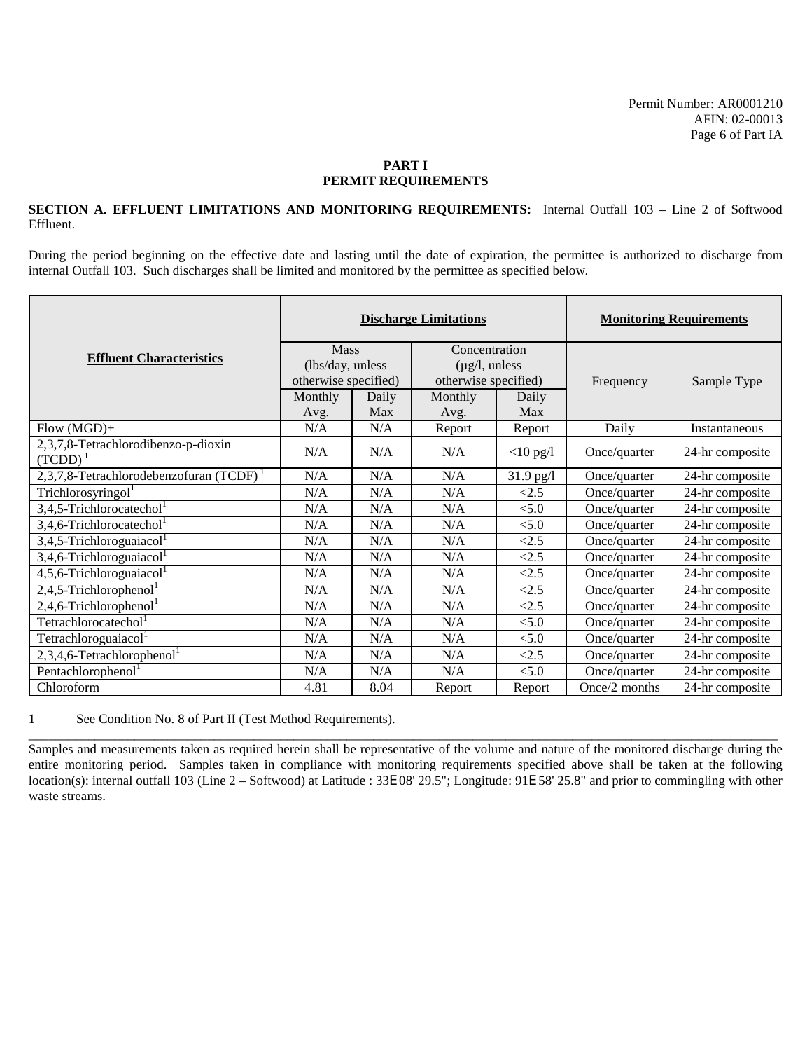**PART I**
**PERMIT REQUIREMENTS**

**SECTION A. EFFLUENT LIMITATIONS AND MONITORING REQUIREMENTS:** Internal Outfall 103 – Line 2 of Softwood Effluent.

During the period beginning on the effective date and lasting until the date of expiration, the permittee is authorized to discharge from internal Outfall 103. Such discharges shall be limited and monitored by the permittee as specified below.

| **Effluent Characteristics** | **Discharge Limitations** | | | | **Monitoring Requirements** | |
|---|---|---|---|---|---|---|
| | Mass (lbs/day, unless otherwise specified) | | Concentration (µg/l, unless otherwise specified) | | Frequency | Sample Type |
| | Monthly Avg. | Daily Max | Monthly Avg. | Daily Max | | |
| Flow (MGD)+ | N/A | N/A | Report | Report | Daily | Instantaneous |
| 2,3,7,8-Tetrachlorodibenzo-p-dioxin (TCDD) [1] | N/A | N/A | N/A | <10 pg/l | Once/quarter | 24-hr composite |
| 2,3,7,8-Tetrachlorodebenzofuran (TCDF) [1] | N/A | N/A | N/A | 31.9 pg/l | Once/quarter | 24-hr composite |
| Trichlorosyringol[1] | N/A | N/A | N/A | <2.5 | Once/quarter | 24-hr composite |
| 3,4,5-Trichlorocatechol[1] | N/A | N/A | N/A | <5.0 | Once/quarter | 24-hr composite |
| 3,4,6-Trichlorocatechol[1] | N/A | N/A | N/A | <5.0 | Once/quarter | 24-hr composite |
| 3,4,5-Trichloroguaiacol[1] | N/A | N/A | N/A | <2.5 | Once/quarter | 24-hr composite |
| 3,4,6-Trichloroguaiacol[1] | N/A | N/A | N/A | <2.5 | Once/quarter | 24-hr composite |
| 4,5,6-Trichloroguaiacol[1] | N/A | N/A | N/A | <2.5 | Once/quarter | 24-hr composite |
| 2,4,5-Trichlorophenol[1] | N/A | N/A | N/A | <2.5 | Once/quarter | 24-hr composite |
| 2,4,6-Trichlorophenol[1] | N/A | N/A | N/A | <2.5 | Once/quarter | 24-hr composite |
| Tetrachlorocatechol[1] | N/A | N/A | N/A | <5.0 | Once/quarter | 24-hr composite |
| Tetrachloroguaiacol[1] | N/A | N/A | N/A | <5.0 | Once/quarter | 24-hr composite |
| 2,3,4,6-Tetrachlorophenol[1] | N/A | N/A | N/A | <2.5 | Once/quarter | 24-hr composite |
| Pentachlorophenol[1] | N/A | N/A | N/A | <5.0 | Once/quarter | 24-hr composite |
| Chloroform | 4.81 | 8.04 | Report | Report | Once/2 months | 24-hr composite |

1 See Condition No. 8 of Part II (Test Method Requirements).

---

Samples and measurements taken as required herein shall be representative of the volume and nature of the monitored discharge during the entire monitoring period. Samples taken in compliance with monitoring requirements specified above shall be taken at the following location(s): internal outfall 103 (Line 2 – Softwood) at Latitude : 33E 08' 29.5"; Longitude: 91E 58' 25.8" and prior to commingling with other waste streams.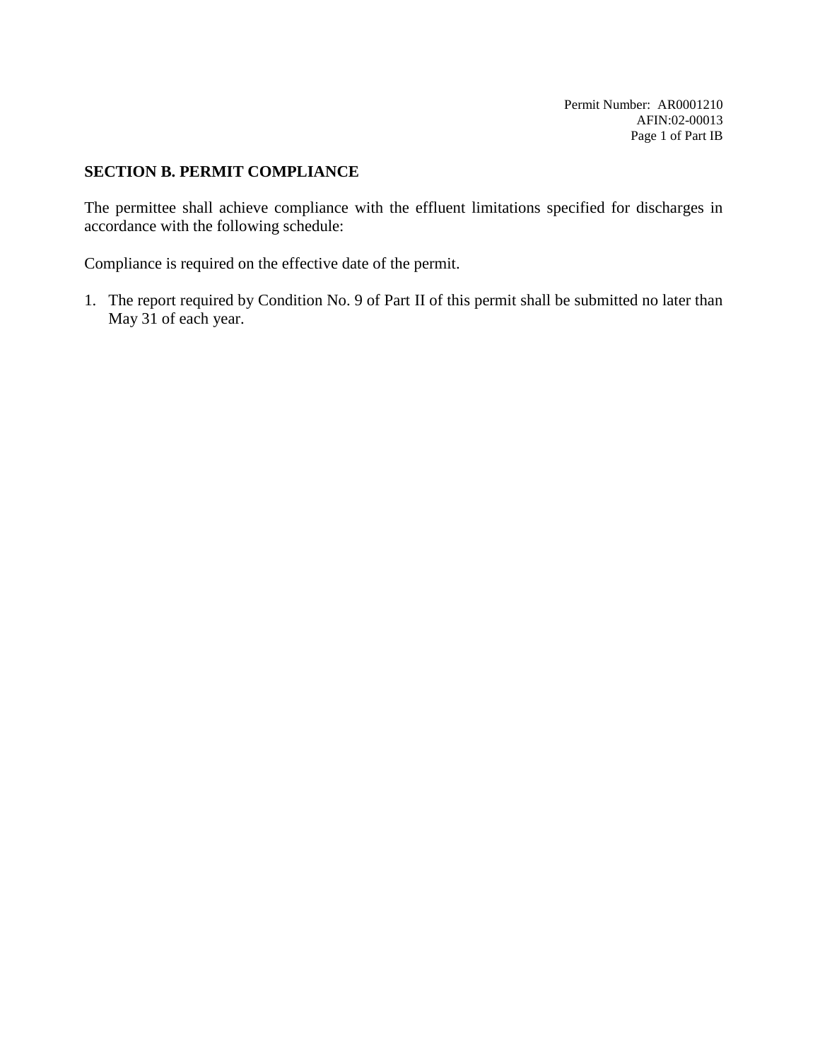**SECTION B. PERMIT COMPLIANCE**

The permittee shall achieve compliance with the effluent limitations specified for discharges in accordance with the following schedule:

Compliance is required on the effective date of the permit.

1. The report required by Condition No. 9 of Part II of this permit shall be submitted no later than May 31 of each year.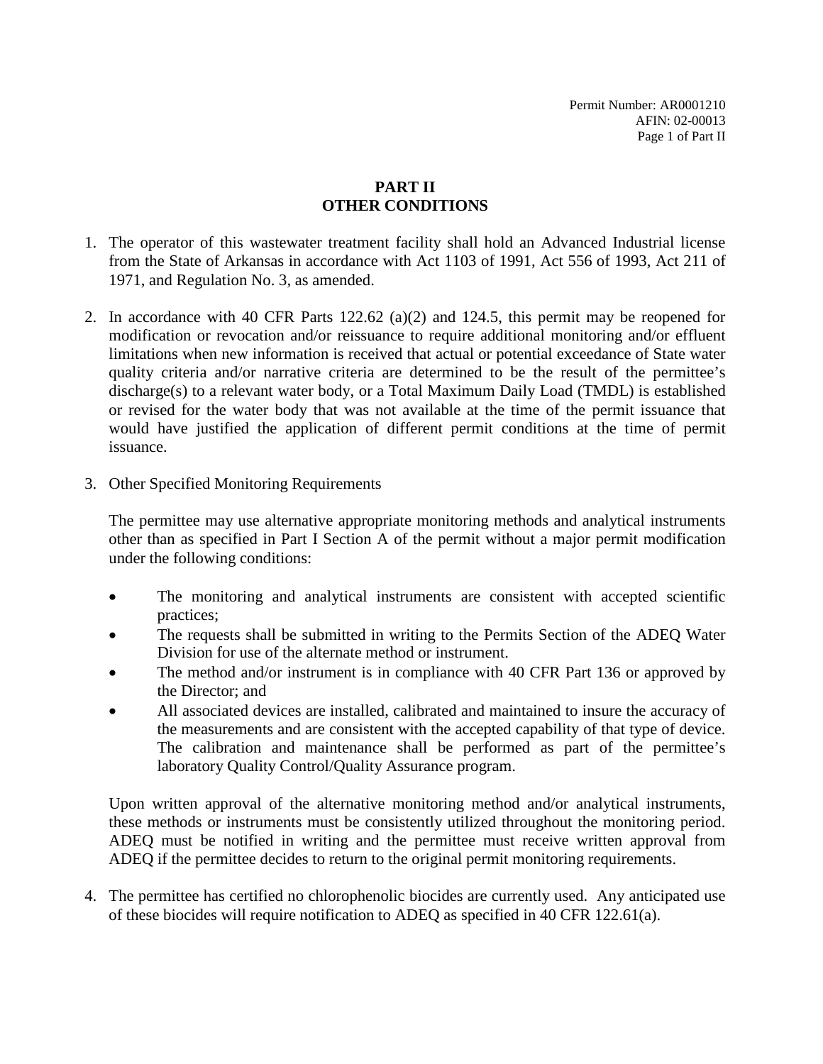# PART II
# OTHER CONDITIONS

1. The operator of this wastewater treatment facility shall hold an Advanced Industrial license from the State of Arkansas in accordance with Act 1103 of 1991, Act 556 of 1993, Act 211 of 1971, and Regulation No. 3, as amended.

2. In accordance with 40 CFR Parts 122.62 (a)(2) and 124.5, this permit may be reopened for modification or revocation and/or reissuance to require additional monitoring and/or effluent limitations when new information is received that actual or potential exceedance of State water quality criteria and/or narrative criteria are determined to be the result of the permittee's discharge(s) to a relevant water body, or a Total Maximum Daily Load (TMDL) is established or revised for the water body that was not available at the time of the permit issuance that would have justified the application of different permit conditions at the time of permit issuance.

3. Other Specified Monitoring Requirements

   The permittee may use alternative appropriate monitoring methods and analytical instruments other than as specified in Part I Section A of the permit without a major permit modification under the following conditions:

   - The monitoring and analytical instruments are consistent with accepted scientific practices;
   - The requests shall be submitted in writing to the Permits Section of the ADEQ Water Division for use of the alternate method or instrument.
   - The method and/or instrument is in compliance with 40 CFR Part 136 or approved by the Director; and
   - All associated devices are installed, calibrated and maintained to insure the accuracy of the measurements and are consistent with the accepted capability of that type of device. The calibration and maintenance shall be performed as part of the permittee's laboratory Quality Control/Quality Assurance program.

   Upon written approval of the alternative monitoring method and/or analytical instruments, these methods or instruments must be consistently utilized throughout the monitoring period. ADEQ must be notified in writing and the permittee must receive written approval from ADEQ if the permittee decides to return to the original permit monitoring requirements.

4. The permittee has certified no chlorophenolic biocides are currently used. Any anticipated use of these biocides will require notification to ADEQ as specified in 40 CFR 122.61(a).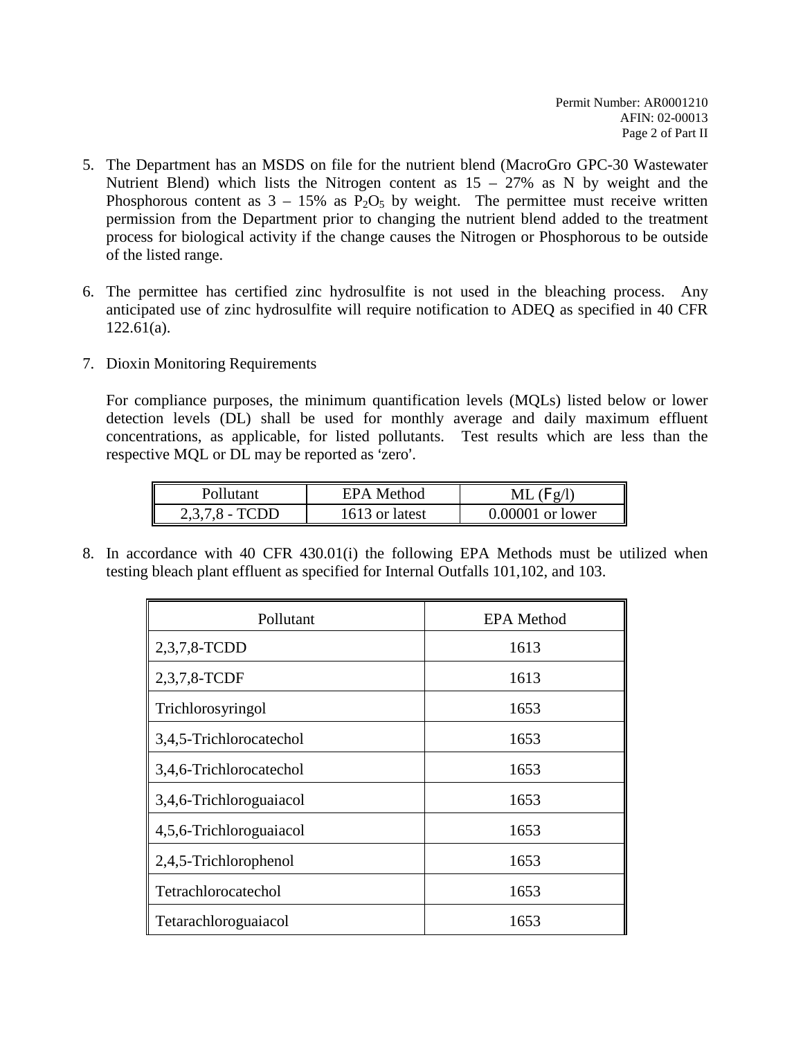5. The Department has an MSDS on file for the nutrient blend (MacroGro GPC-30 Wastewater Nutrient Blend) which lists the Nitrogen content as 15 – 27% as N by weight and the Phosphorous content as 3 – 15% as $P_2O_5$ by weight. The permittee must receive written permission from the Department prior to changing the nutrient blend added to the treatment process for biological activity if the change causes the Nitrogen or Phosphorous to be outside of the listed range.

6. The permittee has certified zinc hydrosulfite is not used in the bleaching process. Any anticipated use of zinc hydrosulfite will require notification to ADEQ as specified in 40 CFR 122.61(a).

7. Dioxin Monitoring Requirements

   For compliance purposes, the minimum quantification levels (MQLs) listed below or lower detection levels (DL) shall be used for monthly average and daily maximum effluent concentrations, as applicable, for listed pollutants. Test results which are less than the respective MQL or DL may be reported as 'zero'.

| Pollutant | EPA Method | ML (Fg/l) |
|---|---|---|
| 2,3,7,8 - TCDD | 1613 or latest | 0.00001 or lower |

8. In accordance with 40 CFR 430.01(i) the following EPA Methods must be utilized when testing bleach plant effluent as specified for Internal Outfalls 101,102, and 103.

| Pollutant | EPA Method |
|---|---|
| 2,3,7,8-TCDD | 1613 |
| 2,3,7,8-TCDF | 1613 |
| Trichlorosyringol | 1653 |
| 3,4,5-Trichlorocatechol | 1653 |
| 3,4,6-Trichlorocatechol | 1653 |
| 3,4,6-Trichloroguaiacol | 1653 |
| 4,5,6-Trichloroguaiacol | 1653 |
| 2,4,5-Trichlorophenol | 1653 |
| Tetrachlorocatechol | 1653 |
| Tetarachloroguaiacol | 1653 |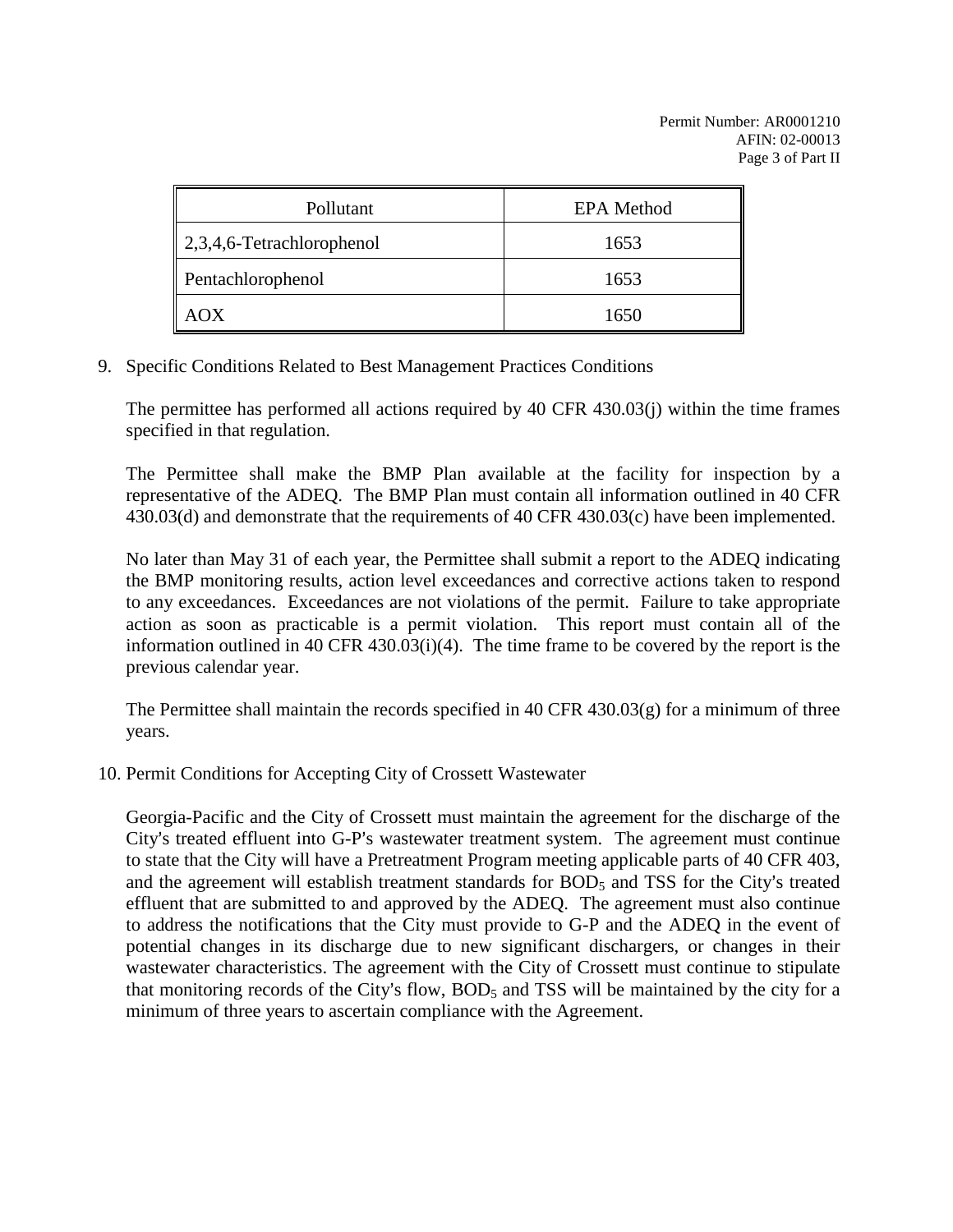| Pollutant | EPA Method |
| --- | --- |
| 2,3,4,6-Tetrachlorophenol | 1653 |
| Pentachlorophenol | 1653 |
| AOX | 1650 |

9. Specific Conditions Related to Best Management Practices Conditions

   The permittee has performed all actions required by 40 CFR 430.03(j) within the time frames specified in that regulation.

   The Permittee shall make the BMP Plan available at the facility for inspection by a representative of the ADEQ. The BMP Plan must contain all information outlined in 40 CFR 430.03(d) and demonstrate that the requirements of 40 CFR 430.03(c) have been implemented.

   No later than May 31 of each year, the Permittee shall submit a report to the ADEQ indicating the BMP monitoring results, action level exceedances and corrective actions taken to respond to any exceedances. Exceedances are not violations of the permit. Failure to take appropriate action as soon as practicable is a permit violation. This report must contain all of the information outlined in 40 CFR 430.03(i)(4). The time frame to be covered by the report is the previous calendar year.

   The Permittee shall maintain the records specified in 40 CFR 430.03(g) for a minimum of three years.

10. Permit Conditions for Accepting City of Crossett Wastewater

    Georgia-Pacific and the City of Crossett must maintain the agreement for the discharge of the City's treated effluent into G-P's wastewater treatment system. The agreement must continue to state that the City will have a Pretreatment Program meeting applicable parts of 40 CFR 403, and the agreement will establish treatment standards for $BOD_5$ and TSS for the City's treated effluent that are submitted to and approved by the ADEQ. The agreement must also continue to address the notifications that the City must provide to G-P and the ADEQ in the event of potential changes in its discharge due to new significant dischargers, or changes in their wastewater characteristics. The agreement with the City of Crossett must continue to stipulate that monitoring records of the City's flow, $BOD_5$ and TSS will be maintained by the city for a minimum of three years to ascertain compliance with the Agreement.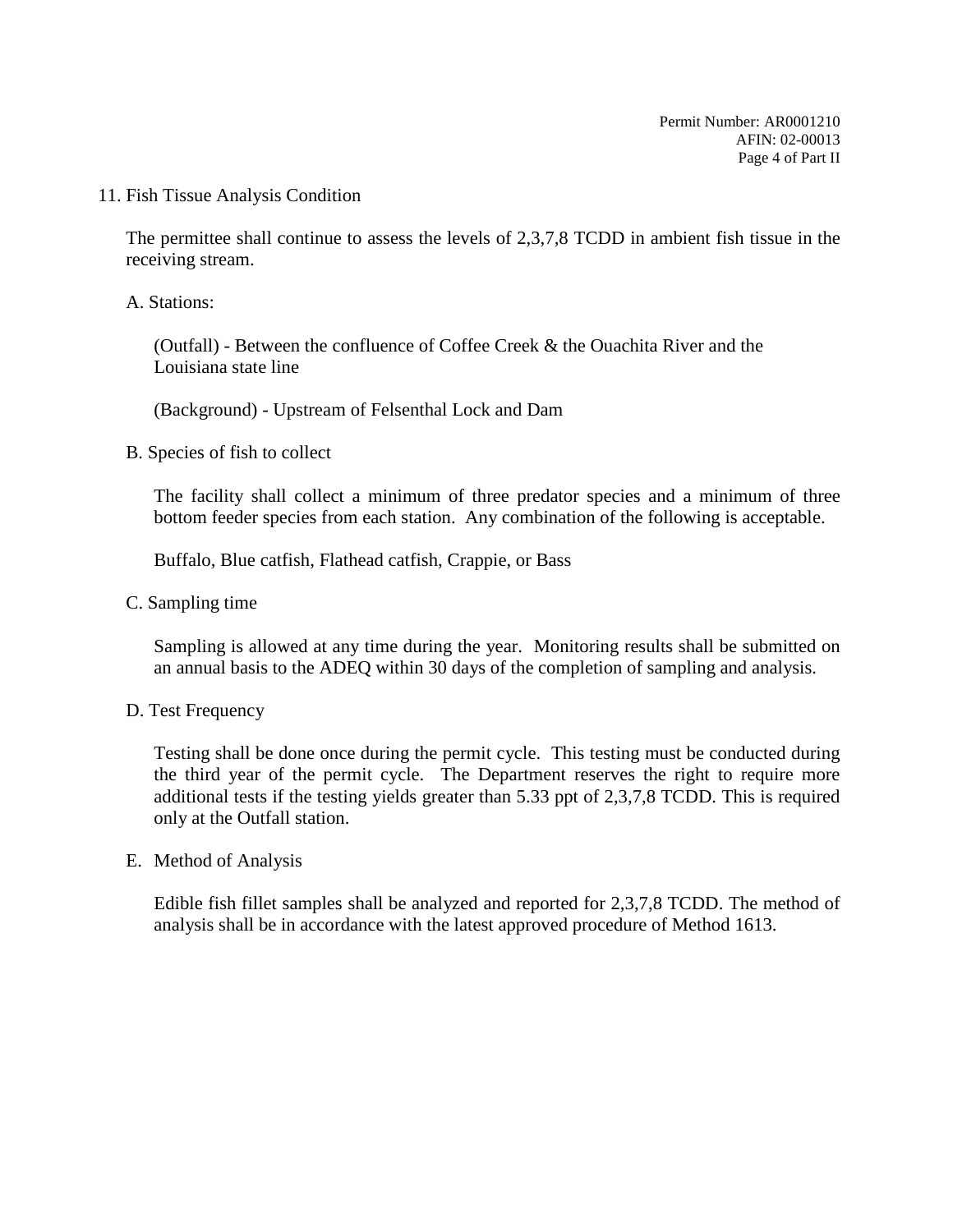11. Fish Tissue Analysis Condition

The permittee shall continue to assess the levels of 2,3,7,8 TCDD in ambient fish tissue in the receiving stream.

A. Stations:

(Outfall) - Between the confluence of Coffee Creek & the Ouachita River and the Louisiana state line

(Background) - Upstream of Felsenthal Lock and Dam

B. Species of fish to collect

The facility shall collect a minimum of three predator species and a minimum of three bottom feeder species from each station. Any combination of the following is acceptable.

Buffalo, Blue catfish, Flathead catfish, Crappie, or Bass

C. Sampling time

Sampling is allowed at any time during the year. Monitoring results shall be submitted on an annual basis to the ADEQ within 30 days of the completion of sampling and analysis.

D. Test Frequency

Testing shall be done once during the permit cycle. This testing must be conducted during the third year of the permit cycle. The Department reserves the right to require more additional tests if the testing yields greater than 5.33 ppt of 2,3,7,8 TCDD. This is required only at the Outfall station.

E. Method of Analysis

Edible fish fillet samples shall be analyzed and reported for 2,3,7,8 TCDD. The method of analysis shall be in accordance with the latest approved procedure of Method 1613.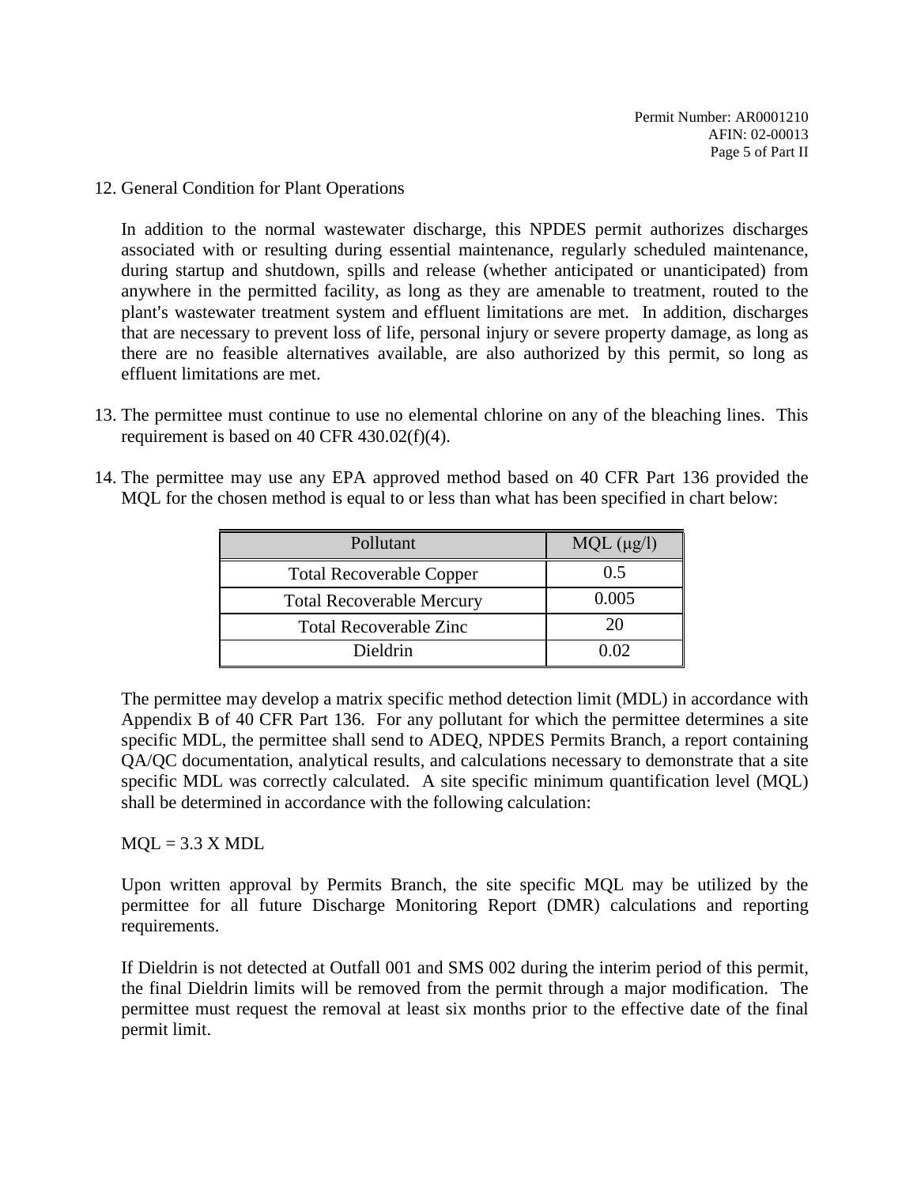12. General Condition for Plant Operations

    In addition to the normal wastewater discharge, this NPDES permit authorizes discharges associated with or resulting during essential maintenance, regularly scheduled maintenance, during startup and shutdown, spills and release (whether anticipated or unanticipated) from anywhere in the permitted facility, as long as they are amenable to treatment, routed to the plant's wastewater treatment system and effluent limitations are met. In addition, discharges that are necessary to prevent loss of life, personal injury or severe property damage, as long as there are no feasible alternatives available, are also authorized by this permit, so long as effluent limitations are met.

13. The permittee must continue to use no elemental chlorine on any of the bleaching lines. This requirement is based on 40 CFR 430.02(f)(4).

14. The permittee may use any EPA approved method based on 40 CFR Part 136 provided the MQL for the chosen method is equal to or less than what has been specified in chart below:

| Pollutant | MQL (μg/l) |
|---|---|
| Total Recoverable Copper | 0.5 |
| Total Recoverable Mercury | 0.005 |
| Total Recoverable Zinc | 20 |
| Dieldrin | 0.02 |

The permittee may develop a matrix specific method detection limit (MDL) in accordance with Appendix B of 40 CFR Part 136. For any pollutant for which the permittee determines a site specific MDL, the permittee shall send to ADEQ, NPDES Permits Branch, a report containing QA/QC documentation, analytical results, and calculations necessary to demonstrate that a site specific MDL was correctly calculated. A site specific minimum quantification level (MQL) shall be determined in accordance with the following calculation:

MQL = 3.3 X MDL

Upon written approval by Permits Branch, the site specific MQL may be utilized by the permittee for all future Discharge Monitoring Report (DMR) calculations and reporting requirements.

If Dieldrin is not detected at Outfall 001 and SMS 002 during the interim period of this permit, the final Dieldrin limits will be removed from the permit through a major modification. The permittee must request the removal at least six months prior to the effective date of the final permit limit.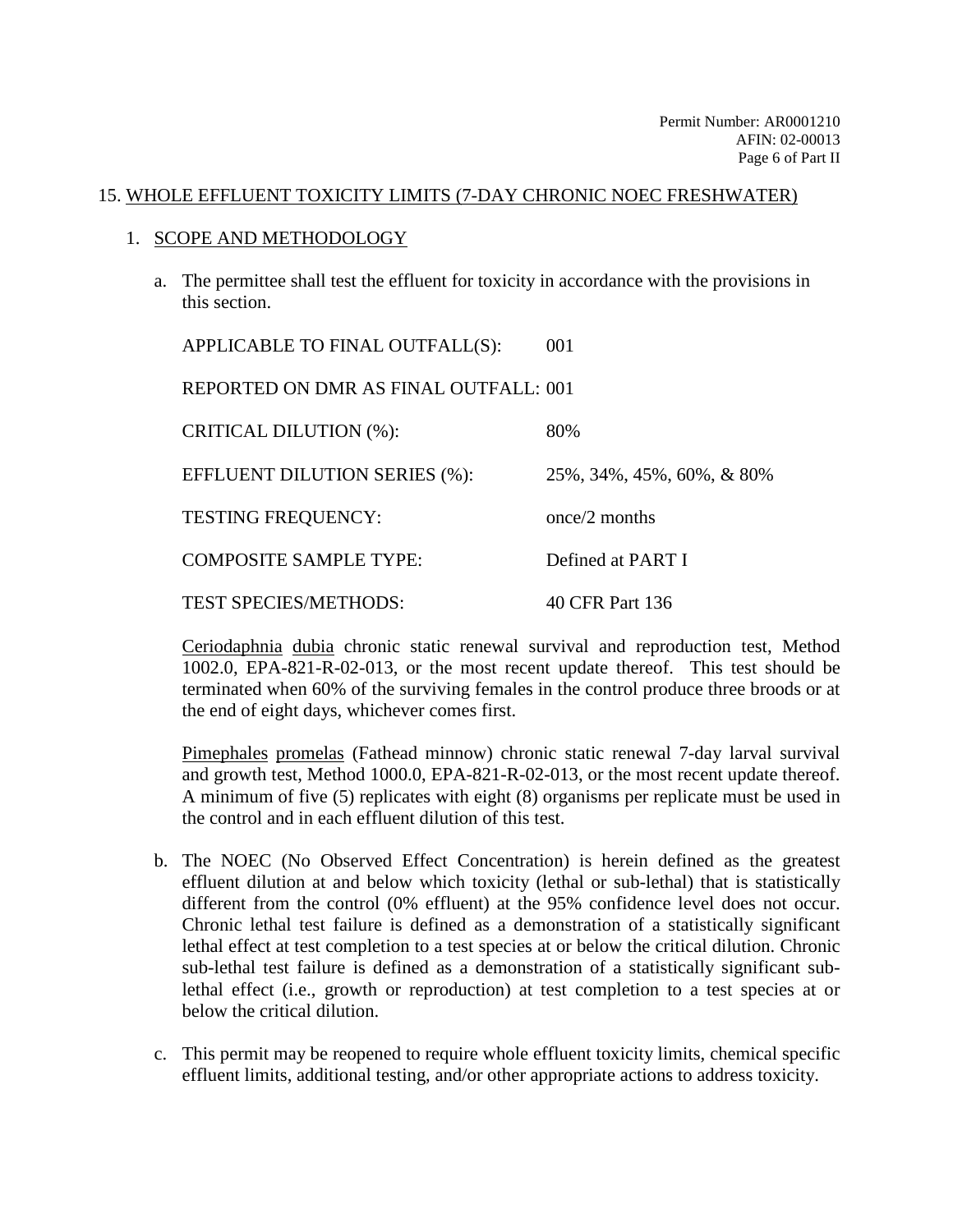## 15. WHOLE EFFLUENT TOXICITY LIMITS (7-DAY CHRONIC NOEC FRESHWATER)

### 1. SCOPE AND METHODOLOGY

a. The permittee shall test the effluent for toxicity in accordance with the provisions in this section.

| | |
|---|---|
| APPLICABLE TO FINAL OUTFALL(S): | 001 |
| REPORTED ON DMR AS FINAL OUTFALL: | 001 |
| CRITICAL DILUTION (%): | 80% |
| EFFLUENT DILUTION SERIES (%): | 25%, 34%, 45%, 60%, & 80% |
| TESTING FREQUENCY: | once/2 months |
| COMPOSITE SAMPLE TYPE: | Defined at PART I |
| TEST SPECIES/METHODS: | 40 CFR Part 136 |

Ceriodaphnia dubia chronic static renewal survival and reproduction test, Method 1002.0, EPA-821-R-02-013, or the most recent update thereof. This test should be terminated when 60% of the surviving females in the control produce three broods or at the end of eight days, whichever comes first.

Pimephales promelas (Fathead minnow) chronic static renewal 7-day larval survival and growth test, Method 1000.0, EPA-821-R-02-013, or the most recent update thereof. A minimum of five (5) replicates with eight (8) organisms per replicate must be used in the control and in each effluent dilution of this test.

b. The NOEC (No Observed Effect Concentration) is herein defined as the greatest effluent dilution at and below which toxicity (lethal or sub-lethal) that is statistically different from the control (0% effluent) at the 95% confidence level does not occur. Chronic lethal test failure is defined as a demonstration of a statistically significant lethal effect at test completion to a test species at or below the critical dilution. Chronic sub-lethal test failure is defined as a demonstration of a statistically significant sub-lethal effect (i.e., growth or reproduction) at test completion to a test species at or below the critical dilution.

c. This permit may be reopened to require whole effluent toxicity limits, chemical specific effluent limits, additional testing, and/or other appropriate actions to address toxicity.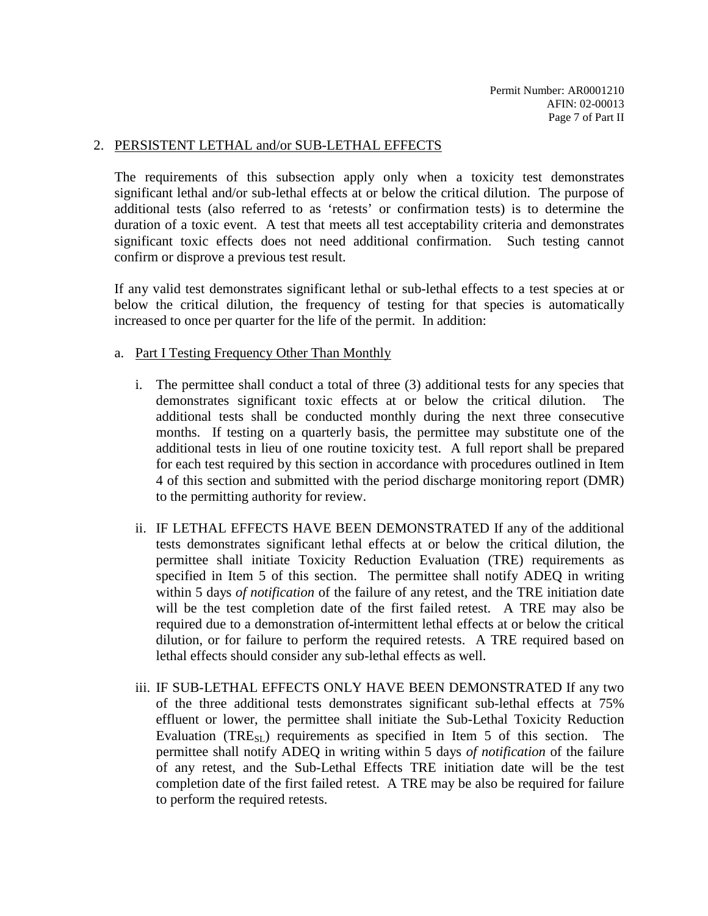2. PERSISTENT LETHAL and/or SUB-LETHAL EFFECTS

The requirements of this subsection apply only when a toxicity test demonstrates significant lethal and/or sub-lethal effects at or below the critical dilution. The purpose of additional tests (also referred to as 'retests' or confirmation tests) is to determine the duration of a toxic event. A test that meets all test acceptability criteria and demonstrates significant toxic effects does not need additional confirmation. Such testing cannot confirm or disprove a previous test result.

If any valid test demonstrates significant lethal or sub-lethal effects to a test species at or below the critical dilution, the frequency of testing for that species is automatically increased to once per quarter for the life of the permit. In addition:

a. Part I Testing Frequency Other Than Monthly

   i. The permittee shall conduct a total of three (3) additional tests for any species that demonstrates significant toxic effects at or below the critical dilution. The additional tests shall be conducted monthly during the next three consecutive months. If testing on a quarterly basis, the permittee may substitute one of the additional tests in lieu of one routine toxicity test. A full report shall be prepared for each test required by this section in accordance with procedures outlined in Item 4 of this section and submitted with the period discharge monitoring report (DMR) to the permitting authority for review.

   ii. IF LETHAL EFFECTS HAVE BEEN DEMONSTRATED If any of the additional tests demonstrates significant lethal effects at or below the critical dilution, the permittee shall initiate Toxicity Reduction Evaluation (TRE) requirements as specified in Item 5 of this section. The permittee shall notify ADEQ in writing within 5 days *of notification* of the failure of any retest, and the TRE initiation date will be the test completion date of the first failed retest. A TRE may also be required due to a demonstration of intermittent lethal effects at or below the critical dilution, or for failure to perform the required retests. A TRE required based on lethal effects should consider any sub-lethal effects as well.

   iii. IF SUB-LETHAL EFFECTS ONLY HAVE BEEN DEMONSTRATED If any two of the three additional tests demonstrates significant sub-lethal effects at 75% effluent or lower, the permittee shall initiate the Sub-Lethal Toxicity Reduction Evaluation ($TRE_{SL}$) requirements as specified in Item 5 of this section. The permittee shall notify ADEQ in writing within 5 days *of notification* of the failure of any retest, and the Sub-Lethal Effects TRE initiation date will be the test completion date of the first failed retest. A TRE may be also be required for failure to perform the required retests.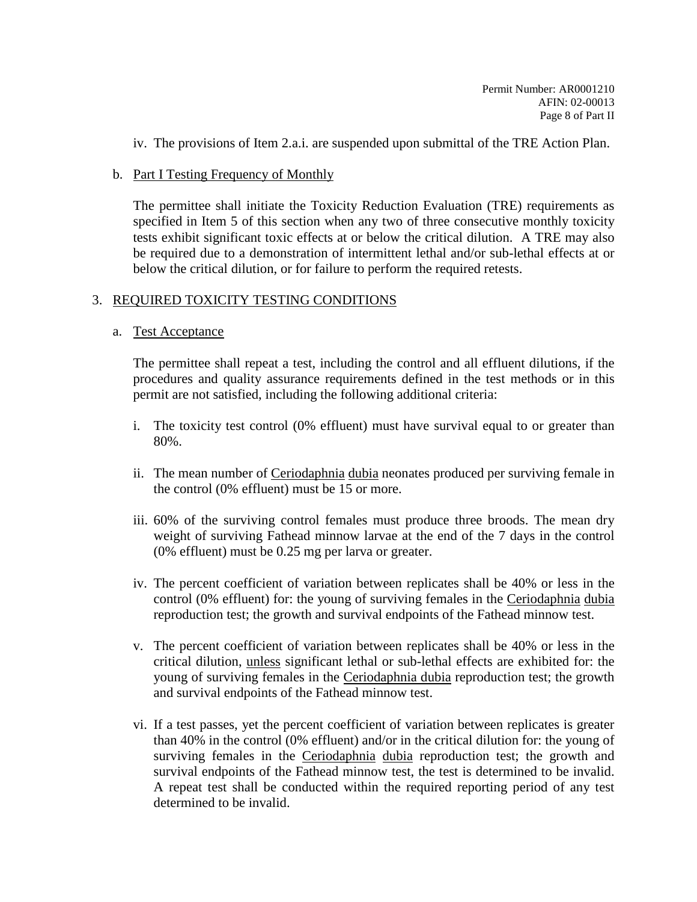iv. The provisions of Item 2.a.i. are suspended upon submittal of the TRE Action Plan.

b. Part I Testing Frequency of Monthly

The permittee shall initiate the Toxicity Reduction Evaluation (TRE) requirements as specified in Item 5 of this section when any two of three consecutive monthly toxicity tests exhibit significant toxic effects at or below the critical dilution. A TRE may also be required due to a demonstration of intermittent lethal and/or sub-lethal effects at or below the critical dilution, or for failure to perform the required retests.

3. REQUIRED TOXICITY TESTING CONDITIONS

a. Test Acceptance

The permittee shall repeat a test, including the control and all effluent dilutions, if the procedures and quality assurance requirements defined in the test methods or in this permit are not satisfied, including the following additional criteria:

i. The toxicity test control (0% effluent) must have survival equal to or greater than 80%.

ii. The mean number of Ceriodaphnia dubia neonates produced per surviving female in the control (0% effluent) must be 15 or more.

iii. 60% of the surviving control females must produce three broods. The mean dry weight of surviving Fathead minnow larvae at the end of the 7 days in the control (0% effluent) must be 0.25 mg per larva or greater.

iv. The percent coefficient of variation between replicates shall be 40% or less in the control (0% effluent) for: the young of surviving females in the Ceriodaphnia dubia reproduction test; the growth and survival endpoints of the Fathead minnow test.

v. The percent coefficient of variation between replicates shall be 40% or less in the critical dilution, unless significant lethal or sub-lethal effects are exhibited for: the young of surviving females in the Ceriodaphnia dubia reproduction test; the growth and survival endpoints of the Fathead minnow test.

vi. If a test passes, yet the percent coefficient of variation between replicates is greater than 40% in the control (0% effluent) and/or in the critical dilution for: the young of surviving females in the Ceriodaphnia dubia reproduction test; the growth and survival endpoints of the Fathead minnow test, the test is determined to be invalid. A repeat test shall be conducted within the required reporting period of any test determined to be invalid.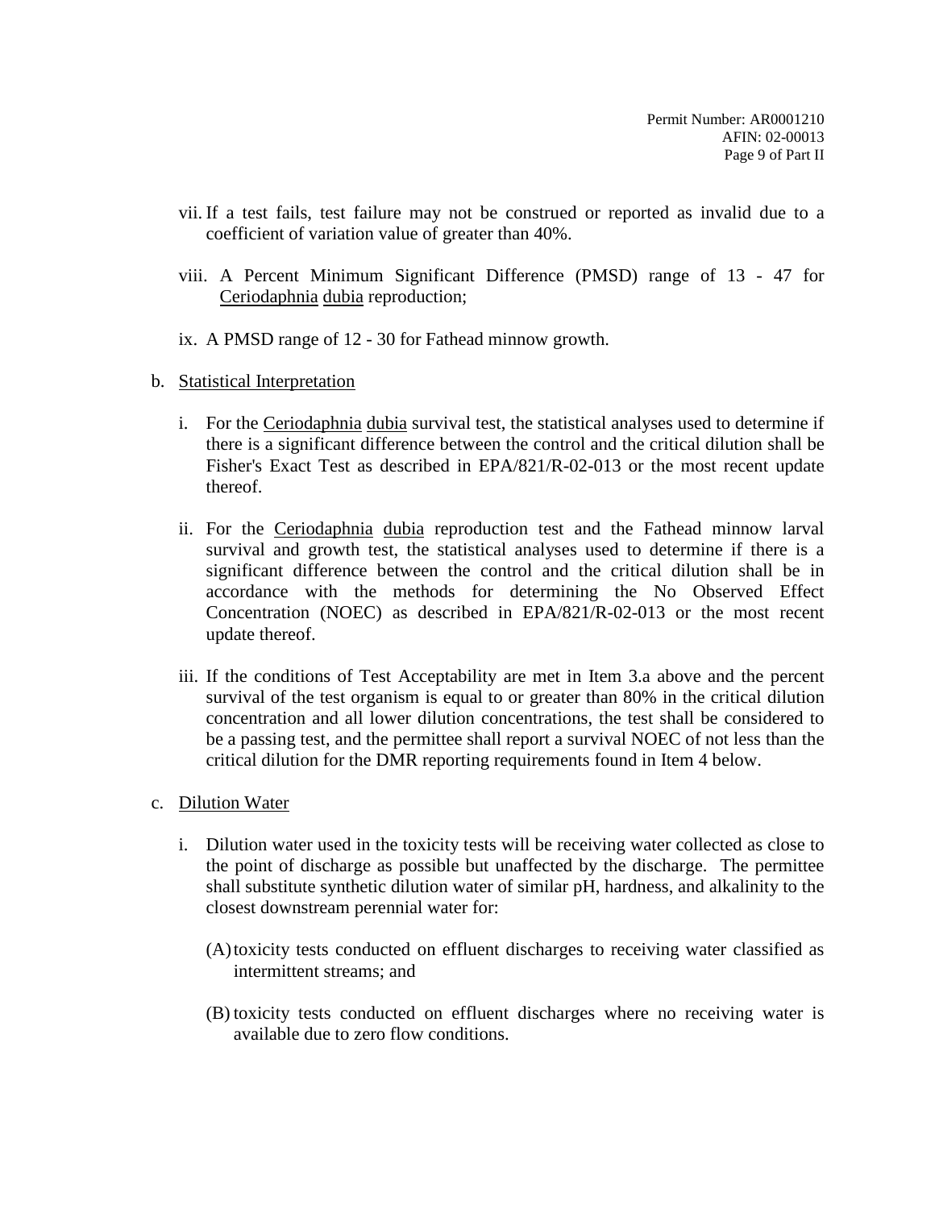vii. If a test fails, test failure may not be construed or reported as invalid due to a coefficient of variation value of greater than 40%.

viii. A Percent Minimum Significant Difference (PMSD) range of 13 - 47 for Ceriodaphnia dubia reproduction;

ix. A PMSD range of 12 - 30 for Fathead minnow growth.

b. Statistical Interpretation

i. For the Ceriodaphnia dubia survival test, the statistical analyses used to determine if there is a significant difference between the control and the critical dilution shall be Fisher's Exact Test as described in EPA/821/R-02-013 or the most recent update thereof.

ii. For the Ceriodaphnia dubia reproduction test and the Fathead minnow larval survival and growth test, the statistical analyses used to determine if there is a significant difference between the control and the critical dilution shall be in accordance with the methods for determining the No Observed Effect Concentration (NOEC) as described in EPA/821/R-02-013 or the most recent update thereof.

iii. If the conditions of Test Acceptability are met in Item 3.a above and the percent survival of the test organism is equal to or greater than 80% in the critical dilution concentration and all lower dilution concentrations, the test shall be considered to be a passing test, and the permittee shall report a survival NOEC of not less than the critical dilution for the DMR reporting requirements found in Item 4 below.

c. Dilution Water

i. Dilution water used in the toxicity tests will be receiving water collected as close to the point of discharge as possible but unaffected by the discharge. The permittee shall substitute synthetic dilution water of similar pH, hardness, and alkalinity to the closest downstream perennial water for:

(A) toxicity tests conducted on effluent discharges to receiving water classified as intermittent streams; and

(B) toxicity tests conducted on effluent discharges where no receiving water is available due to zero flow conditions.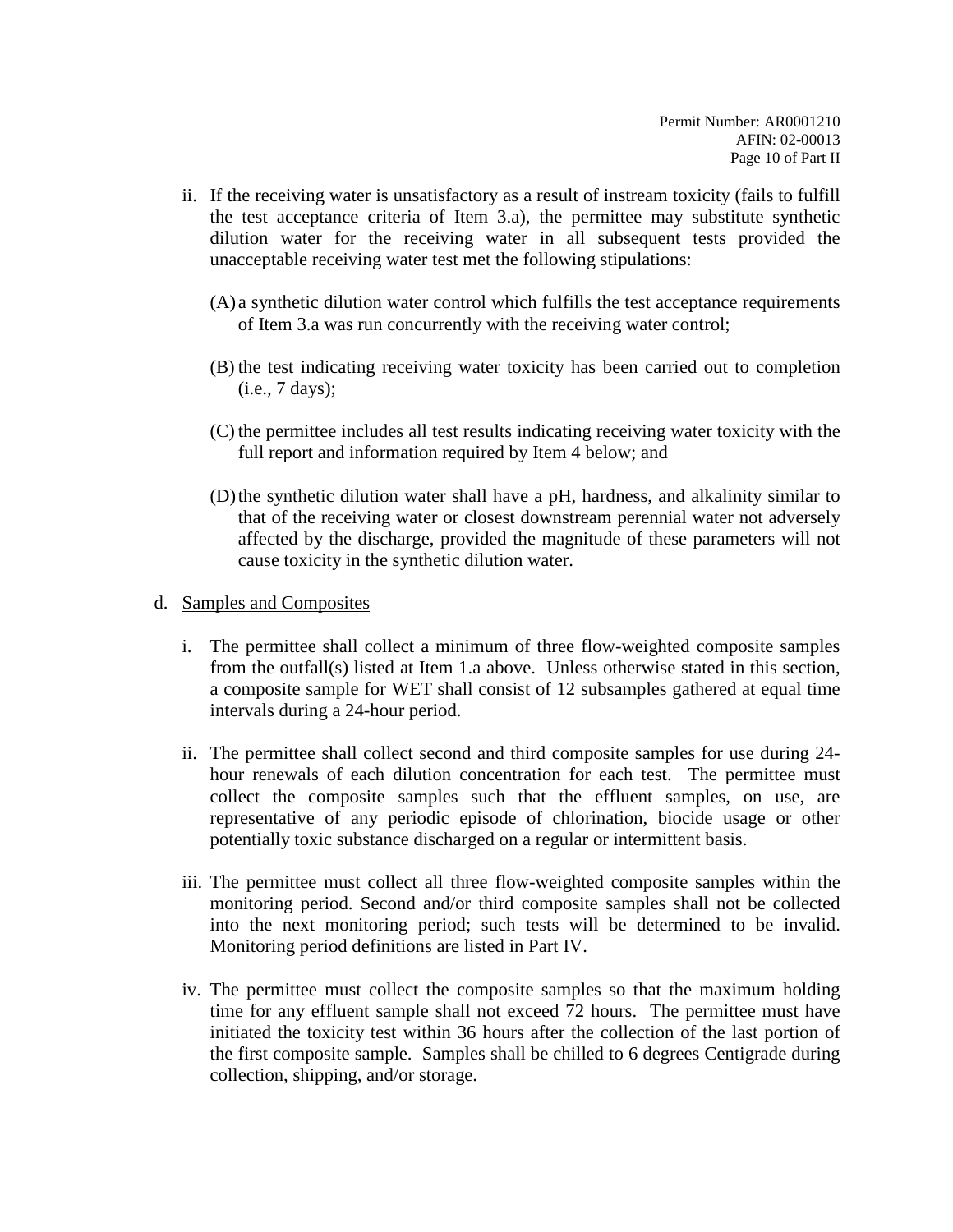ii. If the receiving water is unsatisfactory as a result of instream toxicity (fails to fulfill the test acceptance criteria of Item 3.a), the permittee may substitute synthetic dilution water for the receiving water in all subsequent tests provided the unacceptable receiving water test met the following stipulations:

   (A) a synthetic dilution water control which fulfills the test acceptance requirements of Item 3.a was run concurrently with the receiving water control;

   (B) the test indicating receiving water toxicity has been carried out to completion (i.e., 7 days);

   (C) the permittee includes all test results indicating receiving water toxicity with the full report and information required by Item 4 below; and

   (D) the synthetic dilution water shall have a pH, hardness, and alkalinity similar to that of the receiving water or closest downstream perennial water not adversely affected by the discharge, provided the magnitude of these parameters will not cause toxicity in the synthetic dilution water.

d. <u>Samples and Composites</u>

   i. The permittee shall collect a minimum of three flow-weighted composite samples from the outfall(s) listed at Item 1.a above. Unless otherwise stated in this section, a composite sample for WET shall consist of 12 subsamples gathered at equal time intervals during a 24-hour period.

   ii. The permittee shall collect second and third composite samples for use during 24-hour renewals of each dilution concentration for each test. The permittee must collect the composite samples such that the effluent samples, on use, are representative of any periodic episode of chlorination, biocide usage or other potentially toxic substance discharged on a regular or intermittent basis.

   iii. The permittee must collect all three flow-weighted composite samples within the monitoring period. Second and/or third composite samples shall not be collected into the next monitoring period; such tests will be determined to be invalid. Monitoring period definitions are listed in Part IV.

   iv. The permittee must collect the composite samples so that the maximum holding time for any effluent sample shall not exceed 72 hours. The permittee must have initiated the toxicity test within 36 hours after the collection of the last portion of the first composite sample. Samples shall be chilled to 6 degrees Centigrade during collection, shipping, and/or storage.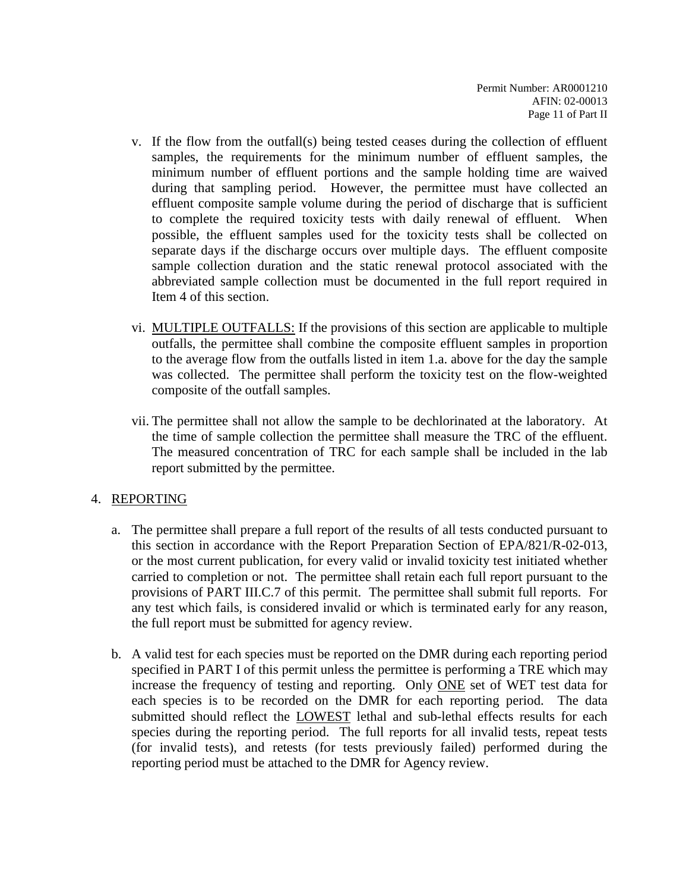v. If the flow from the outfall(s) being tested ceases during the collection of effluent samples, the requirements for the minimum number of effluent samples, the minimum number of effluent portions and the sample holding time are waived during that sampling period. However, the permittee must have collected an effluent composite sample volume during the period of discharge that is sufficient to complete the required toxicity tests with daily renewal of effluent. When possible, the effluent samples used for the toxicity tests shall be collected on separate days if the discharge occurs over multiple days. The effluent composite sample collection duration and the static renewal protocol associated with the abbreviated sample collection must be documented in the full report required in Item 4 of this section.

vi. MULTIPLE OUTFALLS: If the provisions of this section are applicable to multiple outfalls, the permittee shall combine the composite effluent samples in proportion to the average flow from the outfalls listed in item 1.a. above for the day the sample was collected. The permittee shall perform the toxicity test on the flow-weighted composite of the outfall samples.

vii. The permittee shall not allow the sample to be dechlorinated at the laboratory. At the time of sample collection the permittee shall measure the TRC of the effluent. The measured concentration of TRC for each sample shall be included in the lab report submitted by the permittee.

4. REPORTING

a. The permittee shall prepare a full report of the results of all tests conducted pursuant to this section in accordance with the Report Preparation Section of EPA/821/R-02-013, or the most current publication, for every valid or invalid toxicity test initiated whether carried to completion or not. The permittee shall retain each full report pursuant to the provisions of PART III.C.7 of this permit. The permittee shall submit full reports. For any test which fails, is considered invalid or which is terminated early for any reason, the full report must be submitted for agency review.

b. A valid test for each species must be reported on the DMR during each reporting period specified in PART I of this permit unless the permittee is performing a TRE which may increase the frequency of testing and reporting. Only ONE set of WET test data for each species is to be recorded on the DMR for each reporting period. The data submitted should reflect the LOWEST lethal and sub-lethal effects results for each species during the reporting period. The full reports for all invalid tests, repeat tests (for invalid tests), and retests (for tests previously failed) performed during the reporting period must be attached to the DMR for Agency review.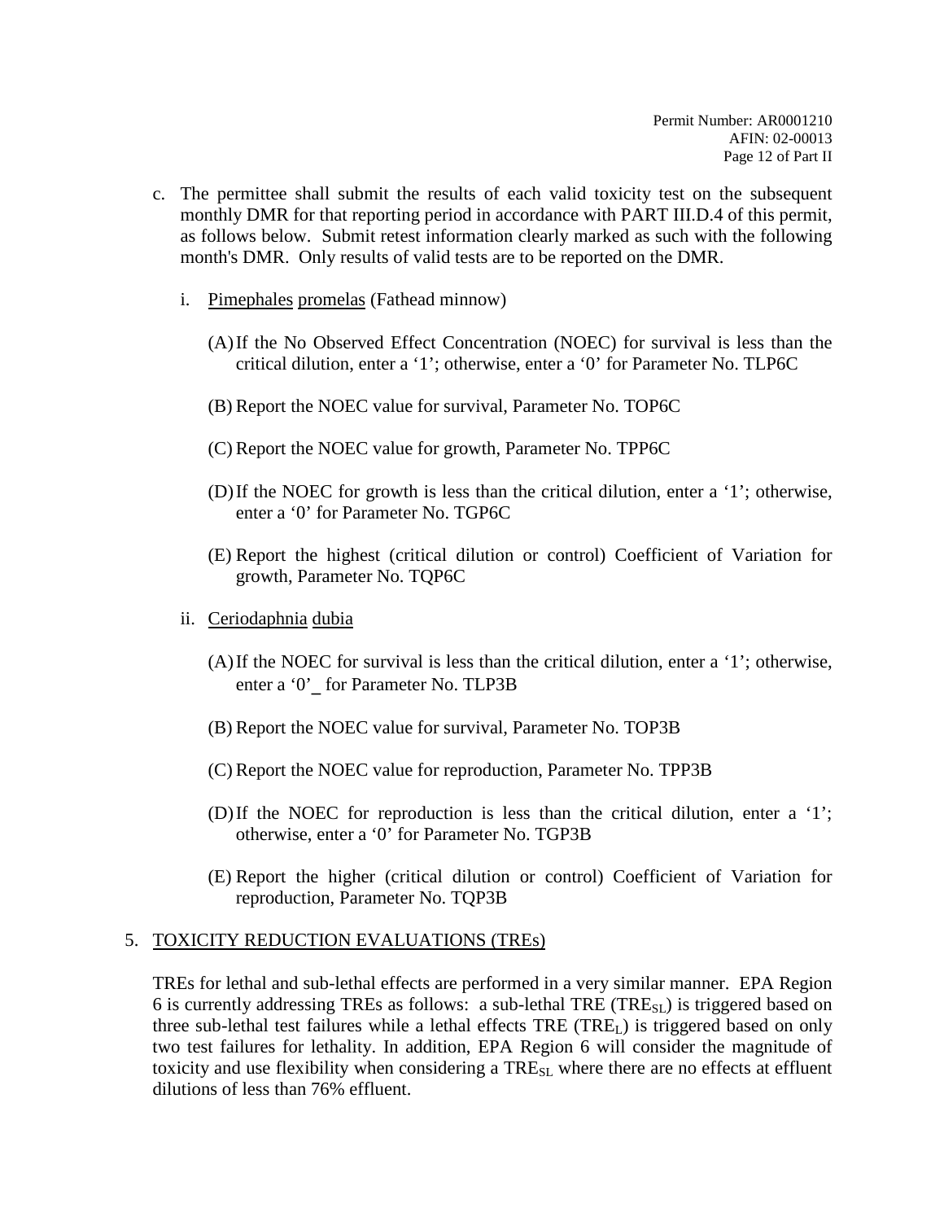c. The permittee shall submit the results of each valid toxicity test on the subsequent monthly DMR for that reporting period in accordance with PART III.D.4 of this permit, as follows below. Submit retest information clearly marked as such with the following month's DMR. Only results of valid tests are to be reported on the DMR.

   i. Pimephales promelas (Fathead minnow)

      (A) If the No Observed Effect Concentration (NOEC) for survival is less than the critical dilution, enter a '1'; otherwise, enter a '0' for Parameter No. TLP6C

      (B) Report the NOEC value for survival, Parameter No. TOP6C

      (C) Report the NOEC value for growth, Parameter No. TPP6C

      (D) If the NOEC for growth is less than the critical dilution, enter a '1'; otherwise, enter a '0' for Parameter No. TGP6C

      (E) Report the highest (critical dilution or control) Coefficient of Variation for growth, Parameter No. TQP6C

   ii. Ceriodaphnia dubia

      (A) If the NOEC for survival is less than the critical dilution, enter a '1'; otherwise, enter a '0'_ for Parameter No. TLP3B

      (B) Report the NOEC value for survival, Parameter No. TOP3B

      (C) Report the NOEC value for reproduction, Parameter No. TPP3B

      (D) If the NOEC for reproduction is less than the critical dilution, enter a '1'; otherwise, enter a '0' for Parameter No. TGP3B

      (E) Report the higher (critical dilution or control) Coefficient of Variation for reproduction, Parameter No. TQP3B

5. TOXICITY REDUCTION EVALUATIONS (TREs)

   TREs for lethal and sub-lethal effects are performed in a very similar manner. EPA Region 6 is currently addressing TREs as follows: a sub-lethal TRE ($TRE_{SL}$) is triggered based on three sub-lethal test failures while a lethal effects TRE ($TRE_{L}$) is triggered based on only two test failures for lethality. In addition, EPA Region 6 will consider the magnitude of toxicity and use flexibility when considering a $TRE_{SL}$ where there are no effects at effluent dilutions of less than 76% effluent.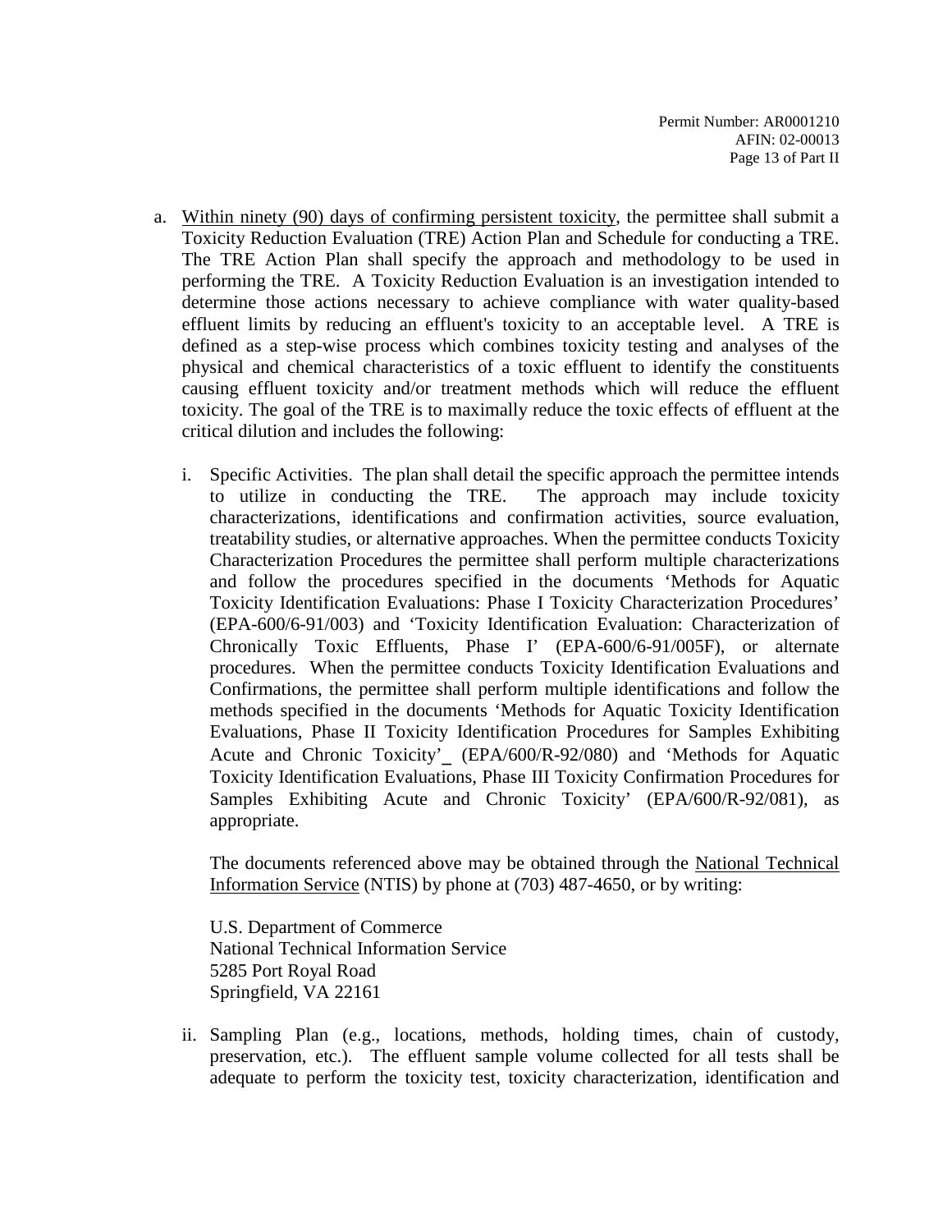a. <u>Within ninety (90) days of confirming persistent toxicity</u>, the permittee shall submit a Toxicity Reduction Evaluation (TRE) Action Plan and Schedule for conducting a TRE. The TRE Action Plan shall specify the approach and methodology to be used in performing the TRE. A Toxicity Reduction Evaluation is an investigation intended to determine those actions necessary to achieve compliance with water quality-based effluent limits by reducing an effluent's toxicity to an acceptable level. A TRE is defined as a step-wise process which combines toxicity testing and analyses of the physical and chemical characteristics of a toxic effluent to identify the constituents causing effluent toxicity and/or treatment methods which will reduce the effluent toxicity. The goal of the TRE is to maximally reduce the toxic effects of effluent at the critical dilution and includes the following:

   i. Specific Activities. The plan shall detail the specific approach the permittee intends to utilize in conducting the TRE. The approach may include toxicity characterizations, identifications and confirmation activities, source evaluation, treatability studies, or alternative approaches. When the permittee conducts Toxicity Characterization Procedures the permittee shall perform multiple characterizations and follow the procedures specified in the documents 'Methods for Aquatic Toxicity Identification Evaluations: Phase I Toxicity Characterization Procedures' (EPA-600/6-91/003) and 'Toxicity Identification Evaluation: Characterization of Chronically Toxic Effluents, Phase I' (EPA-600/6-91/005F), or alternate procedures. When the permittee conducts Toxicity Identification Evaluations and Confirmations, the permittee shall perform multiple identifications and follow the methods specified in the documents 'Methods for Aquatic Toxicity Identification Evaluations, Phase II Toxicity Identification Procedures for Samples Exhibiting Acute and Chronic Toxicity'_ (EPA/600/R-92/080) and 'Methods for Aquatic Toxicity Identification Evaluations, Phase III Toxicity Confirmation Procedures for Samples Exhibiting Acute and Chronic Toxicity' (EPA/600/R-92/081), as appropriate.

   The documents referenced above may be obtained through the <u>National Technical Information Service</u> (NTIS) by phone at (703) 487-4650, or by writing:

   U.S. Department of Commerce
   National Technical Information Service
   5285 Port Royal Road
   Springfield, VA 22161

   ii. Sampling Plan (e.g., locations, methods, holding times, chain of custody, preservation, etc.). The effluent sample volume collected for all tests shall be adequate to perform the toxicity test, toxicity characterization, identification and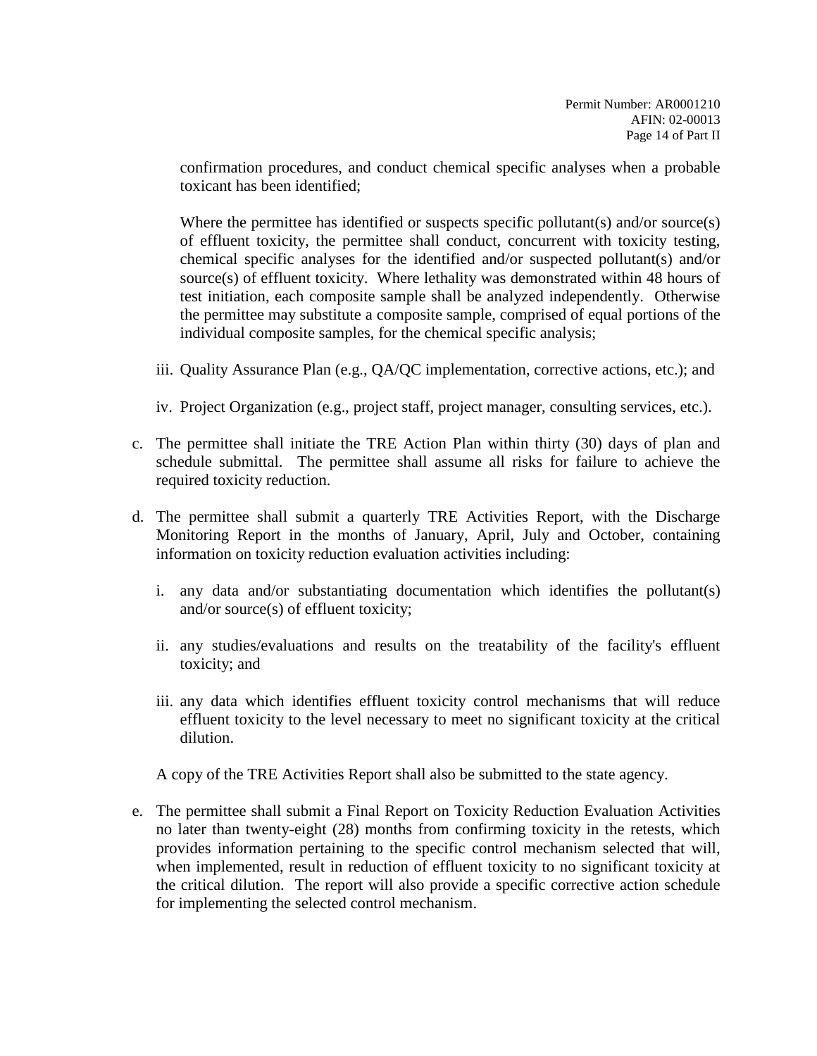confirmation procedures, and conduct chemical specific analyses when a probable toxicant has been identified;

Where the permittee has identified or suspects specific pollutant(s) and/or source(s) of effluent toxicity, the permittee shall conduct, concurrent with toxicity testing, chemical specific analyses for the identified and/or suspected pollutant(s) and/or source(s) of effluent toxicity. Where lethality was demonstrated within 48 hours of test initiation, each composite sample shall be analyzed independently. Otherwise the permittee may substitute a composite sample, comprised of equal portions of the individual composite samples, for the chemical specific analysis;

iii. Quality Assurance Plan (e.g., QA/QC implementation, corrective actions, etc.); and

iv. Project Organization (e.g., project staff, project manager, consulting services, etc.).

c. The permittee shall initiate the TRE Action Plan within thirty (30) days of plan and schedule submittal. The permittee shall assume all risks for failure to achieve the required toxicity reduction.

d. The permittee shall submit a quarterly TRE Activities Report, with the Discharge Monitoring Report in the months of January, April, July and October, containing information on toxicity reduction evaluation activities including:

   i. any data and/or substantiating documentation which identifies the pollutant(s) and/or source(s) of effluent toxicity;

   ii. any studies/evaluations and results on the treatability of the facility's effluent toxicity; and

   iii. any data which identifies effluent toxicity control mechanisms that will reduce effluent toxicity to the level necessary to meet no significant toxicity at the critical dilution.

   A copy of the TRE Activities Report shall also be submitted to the state agency.

e. The permittee shall submit a Final Report on Toxicity Reduction Evaluation Activities no later than twenty-eight (28) months from confirming toxicity in the retests, which provides information pertaining to the specific control mechanism selected that will, when implemented, result in reduction of effluent toxicity to no significant toxicity at the critical dilution. The report will also provide a specific corrective action schedule for implementing the selected control mechanism.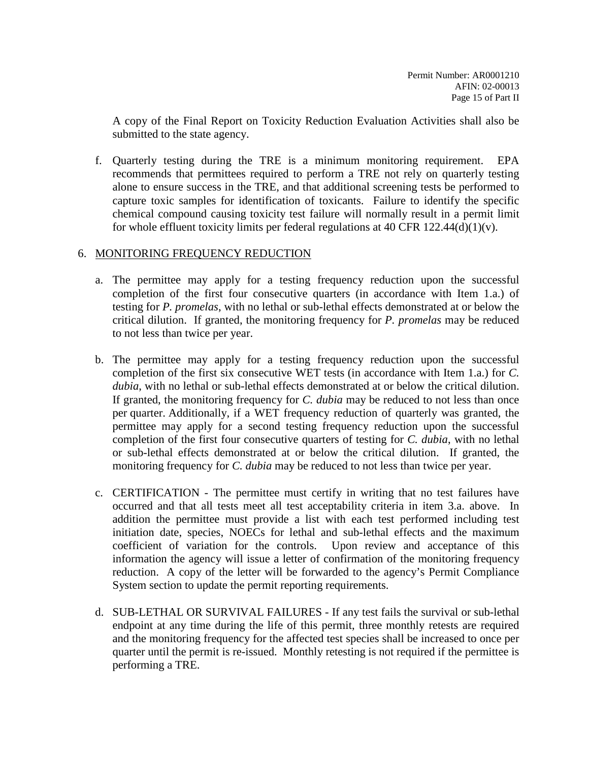A copy of the Final Report on Toxicity Reduction Evaluation Activities shall also be submitted to the state agency.

f. Quarterly testing during the TRE is a minimum monitoring requirement. EPA recommends that permittees required to perform a TRE not rely on quarterly testing alone to ensure success in the TRE, and that additional screening tests be performed to capture toxic samples for identification of toxicants. Failure to identify the specific chemical compound causing toxicity test failure will normally result in a permit limit for whole effluent toxicity limits per federal regulations at 40 CFR 122.44(d)(1)(v).

6. MONITORING FREQUENCY REDUCTION

a. The permittee may apply for a testing frequency reduction upon the successful completion of the first four consecutive quarters (in accordance with Item 1.a.) of testing for *P. promelas*, with no lethal or sub-lethal effects demonstrated at or below the critical dilution. If granted, the monitoring frequency for *P. promelas* may be reduced to not less than twice per year.

b. The permittee may apply for a testing frequency reduction upon the successful completion of the first six consecutive WET tests (in accordance with Item 1.a.) for *C. dubia*, with no lethal or sub-lethal effects demonstrated at or below the critical dilution. If granted, the monitoring frequency for *C. dubia* may be reduced to not less than once per quarter. Additionally, if a WET frequency reduction of quarterly was granted, the permittee may apply for a second testing frequency reduction upon the successful completion of the first four consecutive quarters of testing for *C. dubia*, with no lethal or sub-lethal effects demonstrated at or below the critical dilution. If granted, the monitoring frequency for *C. dubia* may be reduced to not less than twice per year.

c. CERTIFICATION - The permittee must certify in writing that no test failures have occurred and that all tests meet all test acceptability criteria in item 3.a. above. In addition the permittee must provide a list with each test performed including test initiation date, species, NOECs for lethal and sub-lethal effects and the maximum coefficient of variation for the controls. Upon review and acceptance of this information the agency will issue a letter of confirmation of the monitoring frequency reduction. A copy of the letter will be forwarded to the agency's Permit Compliance System section to update the permit reporting requirements.

d. SUB-LETHAL OR SURVIVAL FAILURES - If any test fails the survival or sub-lethal endpoint at any time during the life of this permit, three monthly retests are required and the monitoring frequency for the affected test species shall be increased to once per quarter until the permit is re-issued. Monthly retesting is not required if the permittee is performing a TRE.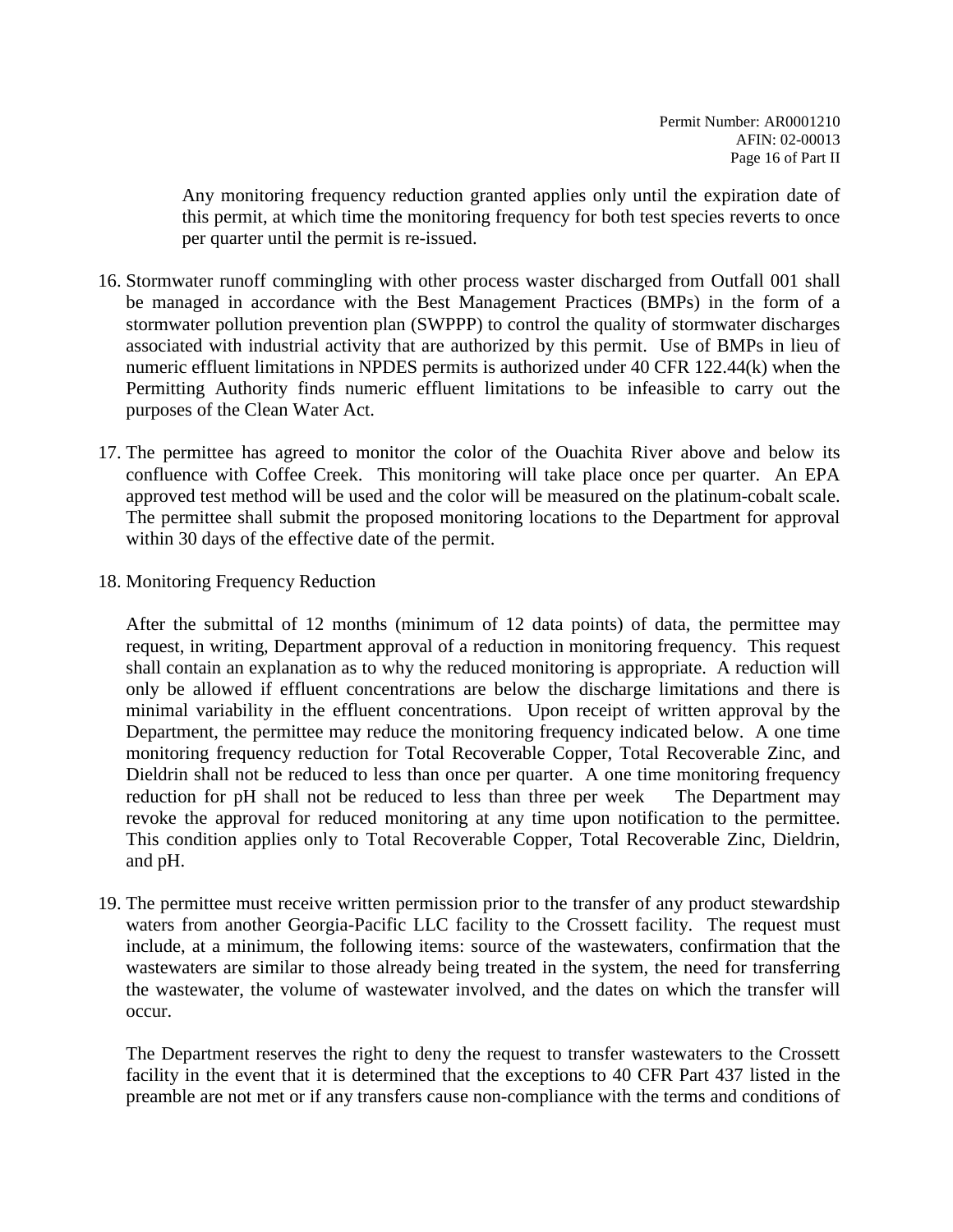Any monitoring frequency reduction granted applies only until the expiration date of this permit, at which time the monitoring frequency for both test species reverts to once per quarter until the permit is re-issued.

16. Stormwater runoff commingling with other process waster discharged from Outfall 001 shall be managed in accordance with the Best Management Practices (BMPs) in the form of a stormwater pollution prevention plan (SWPPP) to control the quality of stormwater discharges associated with industrial activity that are authorized by this permit. Use of BMPs in lieu of numeric effluent limitations in NPDES permits is authorized under 40 CFR 122.44(k) when the Permitting Authority finds numeric effluent limitations to be infeasible to carry out the purposes of the Clean Water Act.

17. The permittee has agreed to monitor the color of the Ouachita River above and below its confluence with Coffee Creek. This monitoring will take place once per quarter. An EPA approved test method will be used and the color will be measured on the platinum-cobalt scale. The permittee shall submit the proposed monitoring locations to the Department for approval within 30 days of the effective date of the permit.

18. Monitoring Frequency Reduction

    After the submittal of 12 months (minimum of 12 data points) of data, the permittee may request, in writing, Department approval of a reduction in monitoring frequency. This request shall contain an explanation as to why the reduced monitoring is appropriate. A reduction will only be allowed if effluent concentrations are below the discharge limitations and there is minimal variability in the effluent concentrations. Upon receipt of written approval by the Department, the permittee may reduce the monitoring frequency indicated below. A one time monitoring frequency reduction for Total Recoverable Copper, Total Recoverable Zinc, and Dieldrin shall not be reduced to less than once per quarter. A one time monitoring frequency reduction for pH shall not be reduced to less than three per week The Department may revoke the approval for reduced monitoring at any time upon notification to the permittee. This condition applies only to Total Recoverable Copper, Total Recoverable Zinc, Dieldrin, and pH.

19. The permittee must receive written permission prior to the transfer of any product stewardship waters from another Georgia-Pacific LLC facility to the Crossett facility. The request must include, at a minimum, the following items: source of the wastewaters, confirmation that the wastewaters are similar to those already being treated in the system, the need for transferring the wastewater, the volume of wastewater involved, and the dates on which the transfer will occur.

    The Department reserves the right to deny the request to transfer wastewaters to the Crossett facility in the event that it is determined that the exceptions to 40 CFR Part 437 listed in the preamble are not met or if any transfers cause non-compliance with the terms and conditions of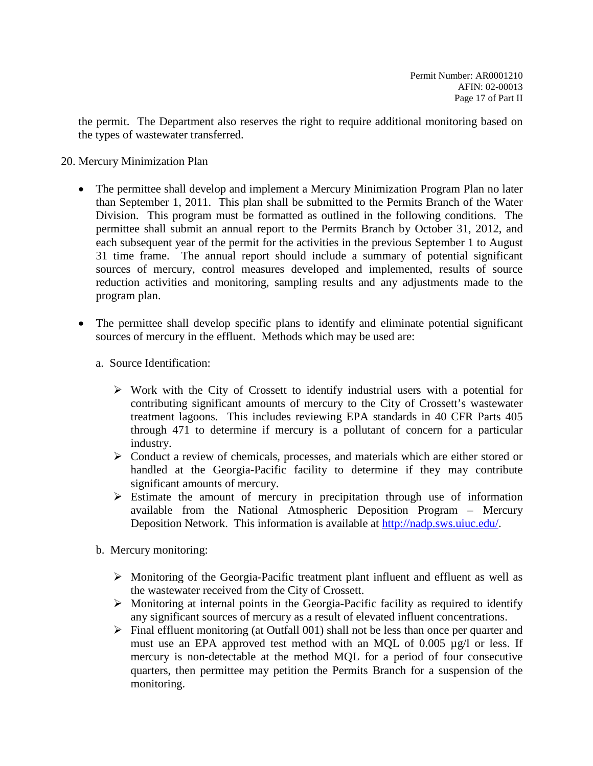the permit. The Department also reserves the right to require additional monitoring based on the types of wastewater transferred.

20. Mercury Minimization Plan

- The permittee shall develop and implement a Mercury Minimization Program Plan no later than September 1, 2011. This plan shall be submitted to the Permits Branch of the Water Division. This program must be formatted as outlined in the following conditions. The permittee shall submit an annual report to the Permits Branch by October 31, 2012, and each subsequent year of the permit for the activities in the previous September 1 to August 31 time frame. The annual report should include a summary of potential significant sources of mercury, control measures developed and implemented, results of source reduction activities and monitoring, sampling results and any adjustments made to the program plan.

- The permittee shall develop specific plans to identify and eliminate potential significant sources of mercury in the effluent. Methods which may be used are:

  a. Source Identification:

     - Work with the City of Crossett to identify industrial users with a potential for contributing significant amounts of mercury to the City of Crossett's wastewater treatment lagoons. This includes reviewing EPA standards in 40 CFR Parts 405 through 471 to determine if mercury is a pollutant of concern for a particular industry.
     - Conduct a review of chemicals, processes, and materials which are either stored or handled at the Georgia-Pacific facility to determine if they may contribute significant amounts of mercury.
     - Estimate the amount of mercury in precipitation through use of information available from the National Atmospheric Deposition Program – Mercury Deposition Network. This information is available at http://nadp.sws.uiuc.edu/.

  b. Mercury monitoring:

     - Monitoring of the Georgia-Pacific treatment plant influent and effluent as well as the wastewater received from the City of Crossett.
     - Monitoring at internal points in the Georgia-Pacific facility as required to identify any significant sources of mercury as a result of elevated influent concentrations.
     - Final effluent monitoring (at Outfall 001) shall not be less than once per quarter and must use an EPA approved test method with an MQL of 0.005 µg/l or less. If mercury is non-detectable at the method MQL for a period of four consecutive quarters, then permittee may petition the Permits Branch for a suspension of the monitoring.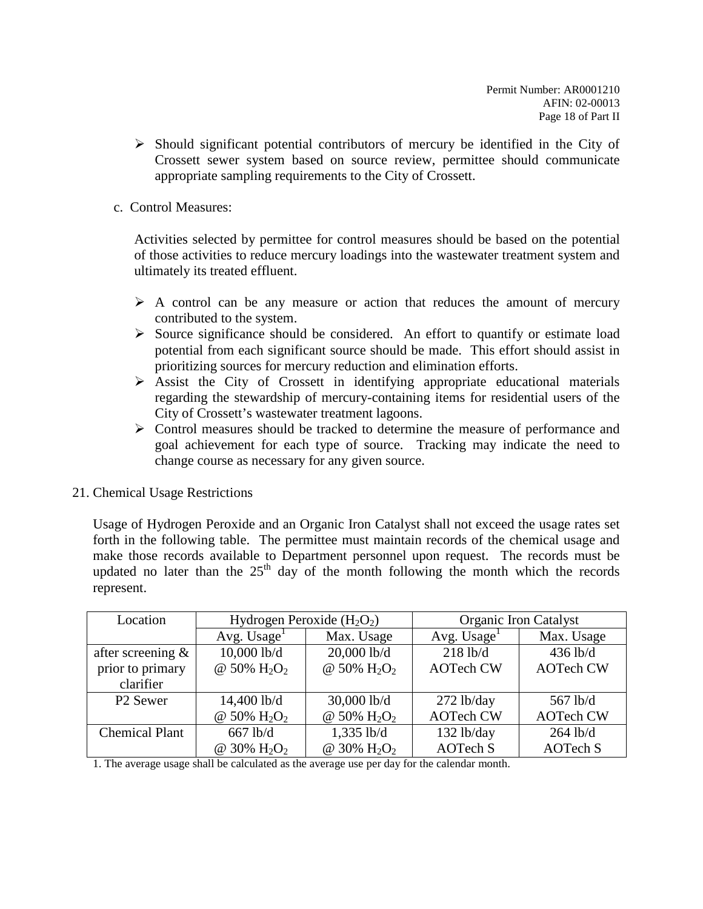- Should significant potential contributors of mercury be identified in the City of Crossett sewer system based on source review, permittee should communicate appropriate sampling requirements to the City of Crossett.

c. Control Measures:

Activities selected by permittee for control measures should be based on the potential of those activities to reduce mercury loadings into the wastewater treatment system and ultimately its treated effluent.

- A control can be any measure or action that reduces the amount of mercury contributed to the system.
- Source significance should be considered. An effort to quantify or estimate load potential from each significant source should be made. This effort should assist in prioritizing sources for mercury reduction and elimination efforts.
- Assist the City of Crossett in identifying appropriate educational materials regarding the stewardship of mercury-containing items for residential users of the City of Crossett's wastewater treatment lagoons.
- Control measures should be tracked to determine the measure of performance and goal achievement for each type of source. Tracking may indicate the need to change course as necessary for any given source.

21. Chemical Usage Restrictions

Usage of Hydrogen Peroxide and an Organic Iron Catalyst shall not exceed the usage rates set forth in the following table. The permittee must maintain records of the chemical usage and make those records available to Department personnel upon request. The records must be updated no later than the 25th day of the month following the month which the records represent.

| Location | Hydrogen Peroxide ($H_2O_2$) | | Organic Iron Catalyst | |
|---|---|---|---|---|
| | Avg. Usage[1] | Max. Usage | Avg. Usage[1] | Max. Usage |
| after screening & prior to primary clarifier | 10,000 lb/d @ 50% $H_2O_2$ | 20,000 lb/d @ 50% $H_2O_2$ | 218 lb/d AOTech CW | 436 lb/d AOTech CW |
| P2 Sewer | 14,400 lb/d @ 50% $H_2O_2$ | 30,000 lb/d @ 50% $H_2O_2$ | 272 lb/day AOTech CW | 567 lb/d AOTech CW |
| Chemical Plant | 667 lb/d @ 30% $H_2O_2$ | 1,335 lb/d @ 30% $H_2O_2$ | 132 lb/day AOTech S | 264 lb/d AOTech S |

1. The average usage shall be calculated as the average use per day for the calendar month.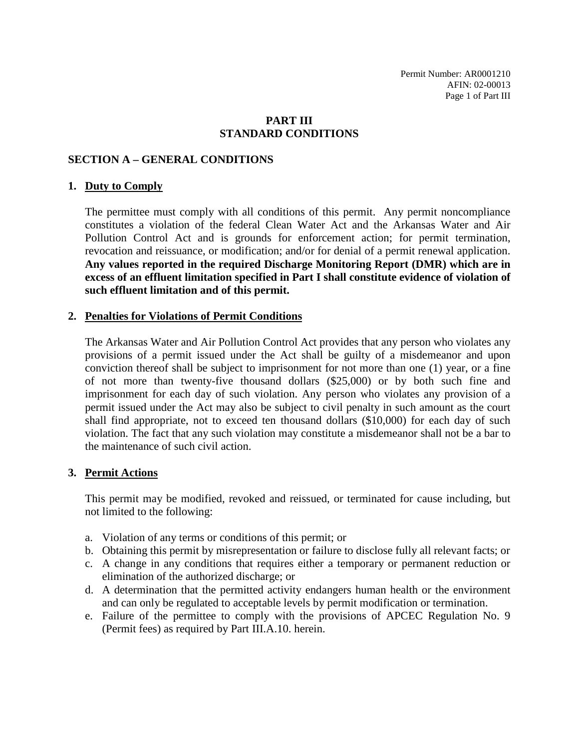# PART III
# STANDARD CONDITIONS

## SECTION A – GENERAL CONDITIONS

### 1. Duty to Comply

The permittee must comply with all conditions of this permit. Any permit noncompliance constitutes a violation of the federal Clean Water Act and the Arkansas Water and Air Pollution Control Act and is grounds for enforcement action; for permit termination, revocation and reissuance, or modification; and/or for denial of a permit renewal application. **Any values reported in the required Discharge Monitoring Report (DMR) which are in excess of an effluent limitation specified in Part I shall constitute evidence of violation of such effluent limitation and of this permit.**

### 2. Penalties for Violations of Permit Conditions

The Arkansas Water and Air Pollution Control Act provides that any person who violates any provisions of a permit issued under the Act shall be guilty of a misdemeanor and upon conviction thereof shall be subject to imprisonment for not more than one (1) year, or a fine of not more than twenty-five thousand dollars ($25,000) or by both such fine and imprisonment for each day of such violation. Any person who violates any provision of a permit issued under the Act may also be subject to civil penalty in such amount as the court shall find appropriate, not to exceed ten thousand dollars ($10,000) for each day of such violation. The fact that any such violation may constitute a misdemeanor shall not be a bar to the maintenance of such civil action.

### 3. Permit Actions

This permit may be modified, revoked and reissued, or terminated for cause including, but not limited to the following:

a. Violation of any terms or conditions of this permit; or
b. Obtaining this permit by misrepresentation or failure to disclose fully all relevant facts; or
c. A change in any conditions that requires either a temporary or permanent reduction or elimination of the authorized discharge; or
d. A determination that the permitted activity endangers human health or the environment and can only be regulated to acceptable levels by permit modification or termination.
e. Failure of the permittee to comply with the provisions of APCEC Regulation No. 9 (Permit fees) as required by Part III.A.10. herein.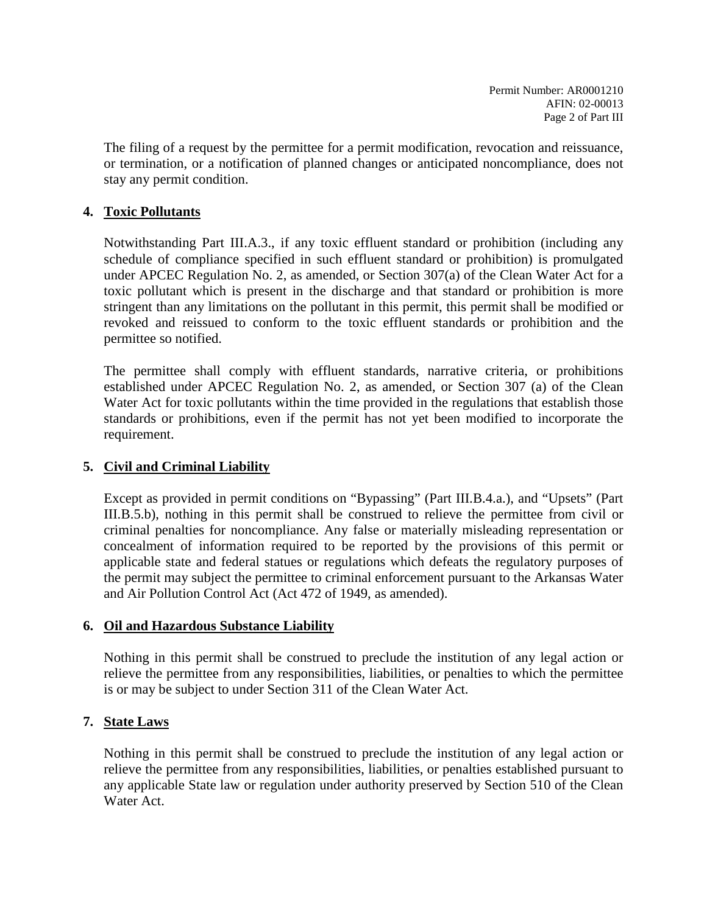The filing of a request by the permittee for a permit modification, revocation and reissuance, or termination, or a notification of planned changes or anticipated noncompliance, does not stay any permit condition.

**4. Toxic Pollutants**

Notwithstanding Part III.A.3., if any toxic effluent standard or prohibition (including any schedule of compliance specified in such effluent standard or prohibition) is promulgated under APCEC Regulation No. 2, as amended, or Section 307(a) of the Clean Water Act for a toxic pollutant which is present in the discharge and that standard or prohibition is more stringent than any limitations on the pollutant in this permit, this permit shall be modified or revoked and reissued to conform to the toxic effluent standards or prohibition and the permittee so notified.

The permittee shall comply with effluent standards, narrative criteria, or prohibitions established under APCEC Regulation No. 2, as amended, or Section 307 (a) of the Clean Water Act for toxic pollutants within the time provided in the regulations that establish those standards or prohibitions, even if the permit has not yet been modified to incorporate the requirement.

**5. Civil and Criminal Liability**

Except as provided in permit conditions on "Bypassing" (Part III.B.4.a.), and "Upsets" (Part III.B.5.b), nothing in this permit shall be construed to relieve the permittee from civil or criminal penalties for noncompliance. Any false or materially misleading representation or concealment of information required to be reported by the provisions of this permit or applicable state and federal statues or regulations which defeats the regulatory purposes of the permit may subject the permittee to criminal enforcement pursuant to the Arkansas Water and Air Pollution Control Act (Act 472 of 1949, as amended).

**6. Oil and Hazardous Substance Liability**

Nothing in this permit shall be construed to preclude the institution of any legal action or relieve the permittee from any responsibilities, liabilities, or penalties to which the permittee is or may be subject to under Section 311 of the Clean Water Act.

**7. State Laws**

Nothing in this permit shall be construed to preclude the institution of any legal action or relieve the permittee from any responsibilities, liabilities, or penalties established pursuant to any applicable State law or regulation under authority preserved by Section 510 of the Clean Water Act.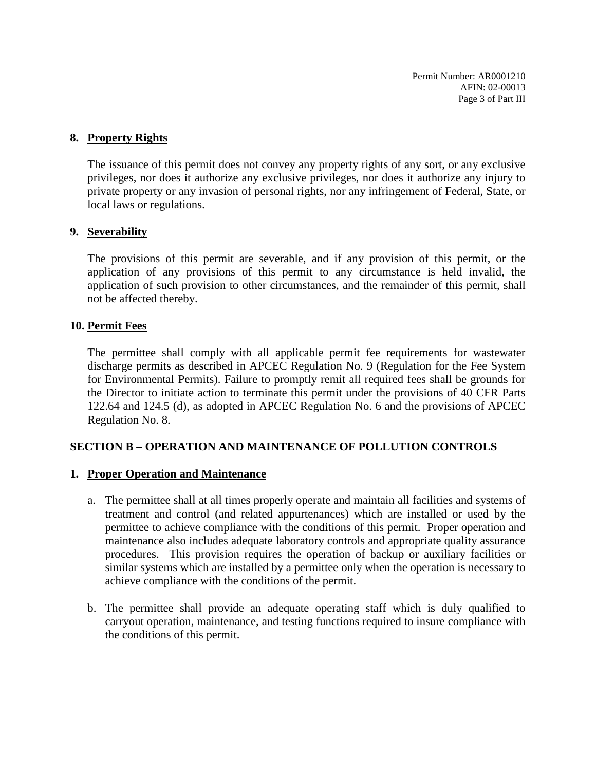**8. Property Rights**

The issuance of this permit does not convey any property rights of any sort, or any exclusive privileges, nor does it authorize any exclusive privileges, nor does it authorize any injury to private property or any invasion of personal rights, nor any infringement of Federal, State, or local laws or regulations.

**9. Severability**

The provisions of this permit are severable, and if any provision of this permit, or the application of any provisions of this permit to any circumstance is held invalid, the application of such provision to other circumstances, and the remainder of this permit, shall not be affected thereby.

**10. Permit Fees**

The permittee shall comply with all applicable permit fee requirements for wastewater discharge permits as described in APCEC Regulation No. 9 (Regulation for the Fee System for Environmental Permits). Failure to promptly remit all required fees shall be grounds for the Director to initiate action to terminate this permit under the provisions of 40 CFR Parts 122.64 and 124.5 (d), as adopted in APCEC Regulation No. 6 and the provisions of APCEC Regulation No. 8.

## SECTION B – OPERATION AND MAINTENANCE OF POLLUTION CONTROLS

**1. Proper Operation and Maintenance**

a. The permittee shall at all times properly operate and maintain all facilities and systems of treatment and control (and related appurtenances) which are installed or used by the permittee to achieve compliance with the conditions of this permit. Proper operation and maintenance also includes adequate laboratory controls and appropriate quality assurance procedures. This provision requires the operation of backup or auxiliary facilities or similar systems which are installed by a permittee only when the operation is necessary to achieve compliance with the conditions of the permit.

b. The permittee shall provide an adequate operating staff which is duly qualified to carryout operation, maintenance, and testing functions required to insure compliance with the conditions of this permit.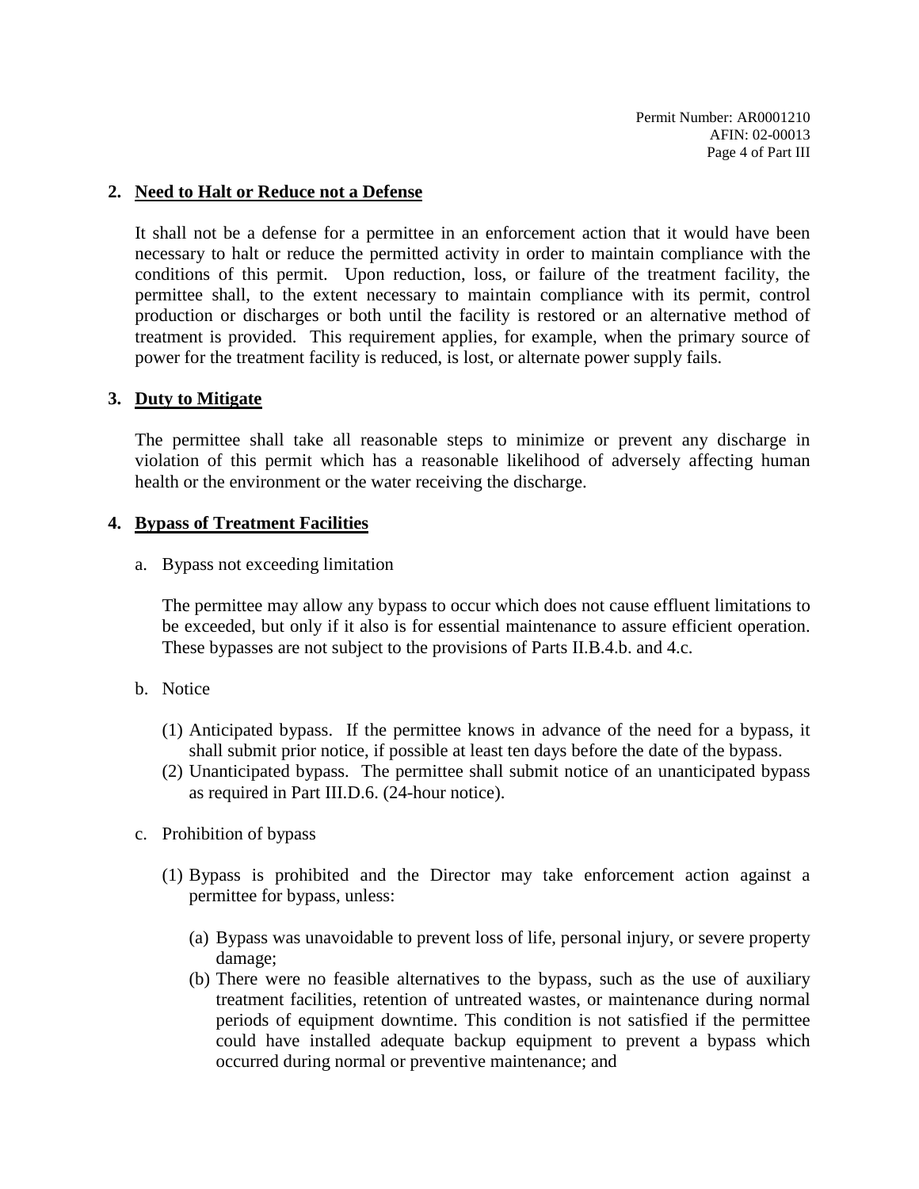**2. Need to Halt or Reduce not a Defense**

It shall not be a defense for a permittee in an enforcement action that it would have been necessary to halt or reduce the permitted activity in order to maintain compliance with the conditions of this permit. Upon reduction, loss, or failure of the treatment facility, the permittee shall, to the extent necessary to maintain compliance with its permit, control production or discharges or both until the facility is restored or an alternative method of treatment is provided. This requirement applies, for example, when the primary source of power for the treatment facility is reduced, is lost, or alternate power supply fails.

**3. Duty to Mitigate**

The permittee shall take all reasonable steps to minimize or prevent any discharge in violation of this permit which has a reasonable likelihood of adversely affecting human health or the environment or the water receiving the discharge.

**4. Bypass of Treatment Facilities**

a. Bypass not exceeding limitation

The permittee may allow any bypass to occur which does not cause effluent limitations to be exceeded, but only if it also is for essential maintenance to assure efficient operation. These bypasses are not subject to the provisions of Parts II.B.4.b. and 4.c.

b. Notice

(1) Anticipated bypass. If the permittee knows in advance of the need for a bypass, it shall submit prior notice, if possible at least ten days before the date of the bypass.
(2) Unanticipated bypass. The permittee shall submit notice of an unanticipated bypass as required in Part III.D.6. (24-hour notice).

c. Prohibition of bypass

(1) Bypass is prohibited and the Director may take enforcement action against a permittee for bypass, unless:

(a) Bypass was unavoidable to prevent loss of life, personal injury, or severe property damage;
(b) There were no feasible alternatives to the bypass, such as the use of auxiliary treatment facilities, retention of untreated wastes, or maintenance during normal periods of equipment downtime. This condition is not satisfied if the permittee could have installed adequate backup equipment to prevent a bypass which occurred during normal or preventive maintenance; and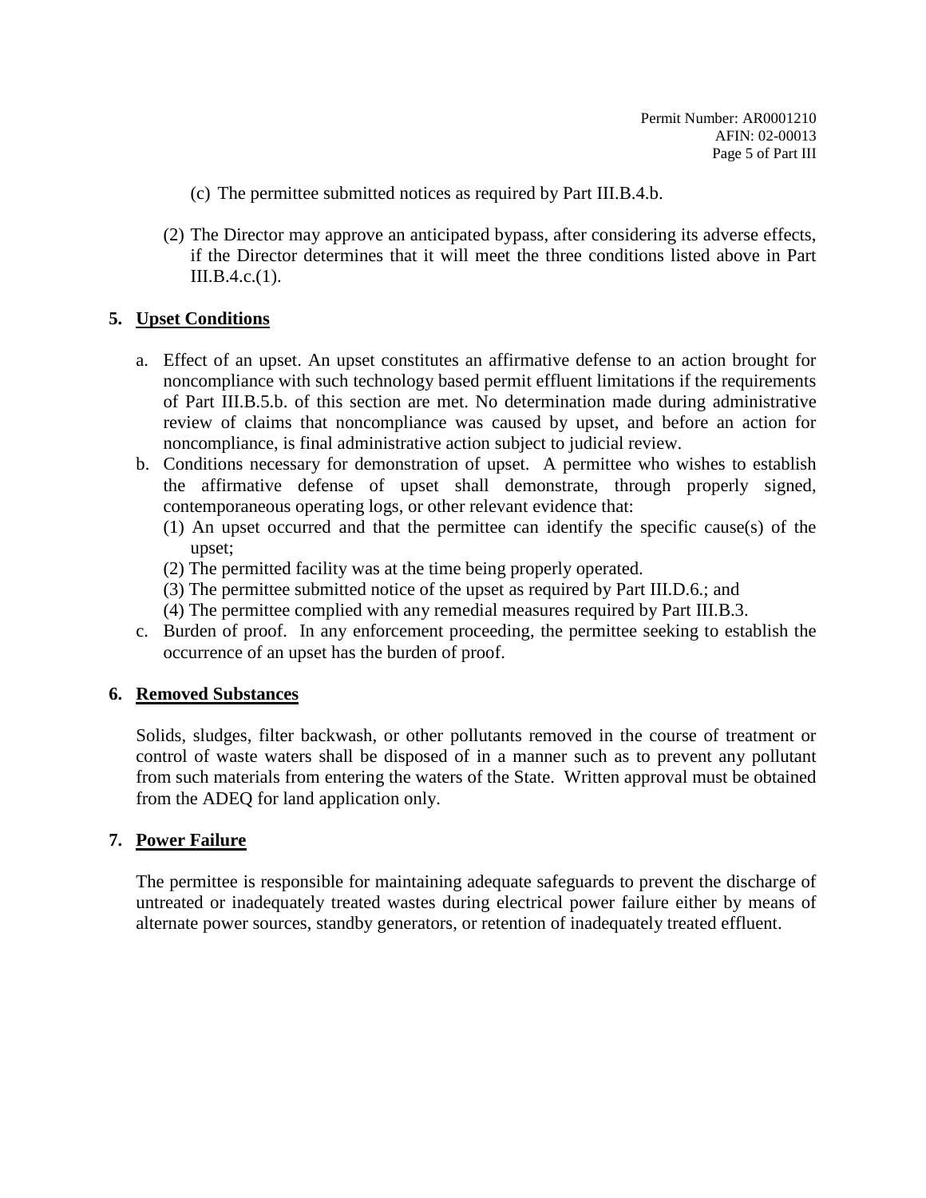(c) The permittee submitted notices as required by Part III.B.4.b.

(2) The Director may approve an anticipated bypass, after considering its adverse effects, if the Director determines that it will meet the three conditions listed above in Part III.B.4.c.(1).

**5. Upset Conditions**

a. Effect of an upset. An upset constitutes an affirmative defense to an action brought for noncompliance with such technology based permit effluent limitations if the requirements of Part III.B.5.b. of this section are met. No determination made during administrative review of claims that noncompliance was caused by upset, and before an action for noncompliance, is final administrative action subject to judicial review.

b. Conditions necessary for demonstration of upset. A permittee who wishes to establish the affirmative defense of upset shall demonstrate, through properly signed, contemporaneous operating logs, or other relevant evidence that:

   (1) An upset occurred and that the permittee can identify the specific cause(s) of the upset;

   (2) The permitted facility was at the time being properly operated.

   (3) The permittee submitted notice of the upset as required by Part III.D.6.; and

   (4) The permittee complied with any remedial measures required by Part III.B.3.

c. Burden of proof. In any enforcement proceeding, the permittee seeking to establish the occurrence of an upset has the burden of proof.

**6. Removed Substances**

Solids, sludges, filter backwash, or other pollutants removed in the course of treatment or control of waste waters shall be disposed of in a manner such as to prevent any pollutant from such materials from entering the waters of the State. Written approval must be obtained from the ADEQ for land application only.

**7. Power Failure**

The permittee is responsible for maintaining adequate safeguards to prevent the discharge of untreated or inadequately treated wastes during electrical power failure either by means of alternate power sources, standby generators, or retention of inadequately treated effluent.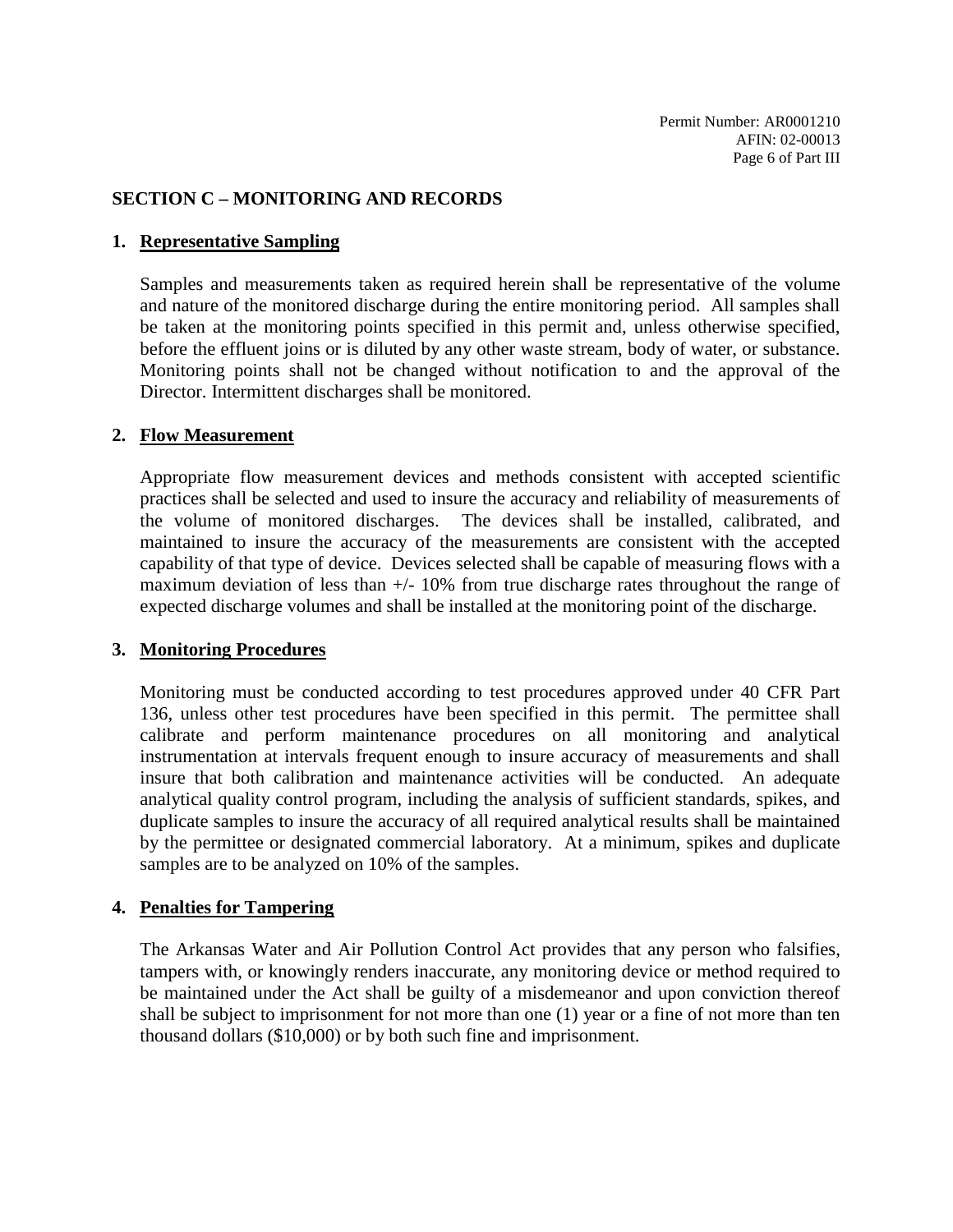## SECTION C – MONITORING AND RECORDS

### 1. Representative Sampling

Samples and measurements taken as required herein shall be representative of the volume and nature of the monitored discharge during the entire monitoring period. All samples shall be taken at the monitoring points specified in this permit and, unless otherwise specified, before the effluent joins or is diluted by any other waste stream, body of water, or substance. Monitoring points shall not be changed without notification to and the approval of the Director. Intermittent discharges shall be monitored.

### 2. Flow Measurement

Appropriate flow measurement devices and methods consistent with accepted scientific practices shall be selected and used to insure the accuracy and reliability of measurements of the volume of monitored discharges. The devices shall be installed, calibrated, and maintained to insure the accuracy of the measurements are consistent with the accepted capability of that type of device. Devices selected shall be capable of measuring flows with a maximum deviation of less than +/- 10% from true discharge rates throughout the range of expected discharge volumes and shall be installed at the monitoring point of the discharge.

### 3. Monitoring Procedures

Monitoring must be conducted according to test procedures approved under 40 CFR Part 136, unless other test procedures have been specified in this permit. The permittee shall calibrate and perform maintenance procedures on all monitoring and analytical instrumentation at intervals frequent enough to insure accuracy of measurements and shall insure that both calibration and maintenance activities will be conducted. An adequate analytical quality control program, including the analysis of sufficient standards, spikes, and duplicate samples to insure the accuracy of all required analytical results shall be maintained by the permittee or designated commercial laboratory. At a minimum, spikes and duplicate samples are to be analyzed on 10% of the samples.

### 4. Penalties for Tampering

The Arkansas Water and Air Pollution Control Act provides that any person who falsifies, tampers with, or knowingly renders inaccurate, any monitoring device or method required to be maintained under the Act shall be guilty of a misdemeanor and upon conviction thereof shall be subject to imprisonment for not more than one (1) year or a fine of not more than ten thousand dollars ($10,000) or by both such fine and imprisonment.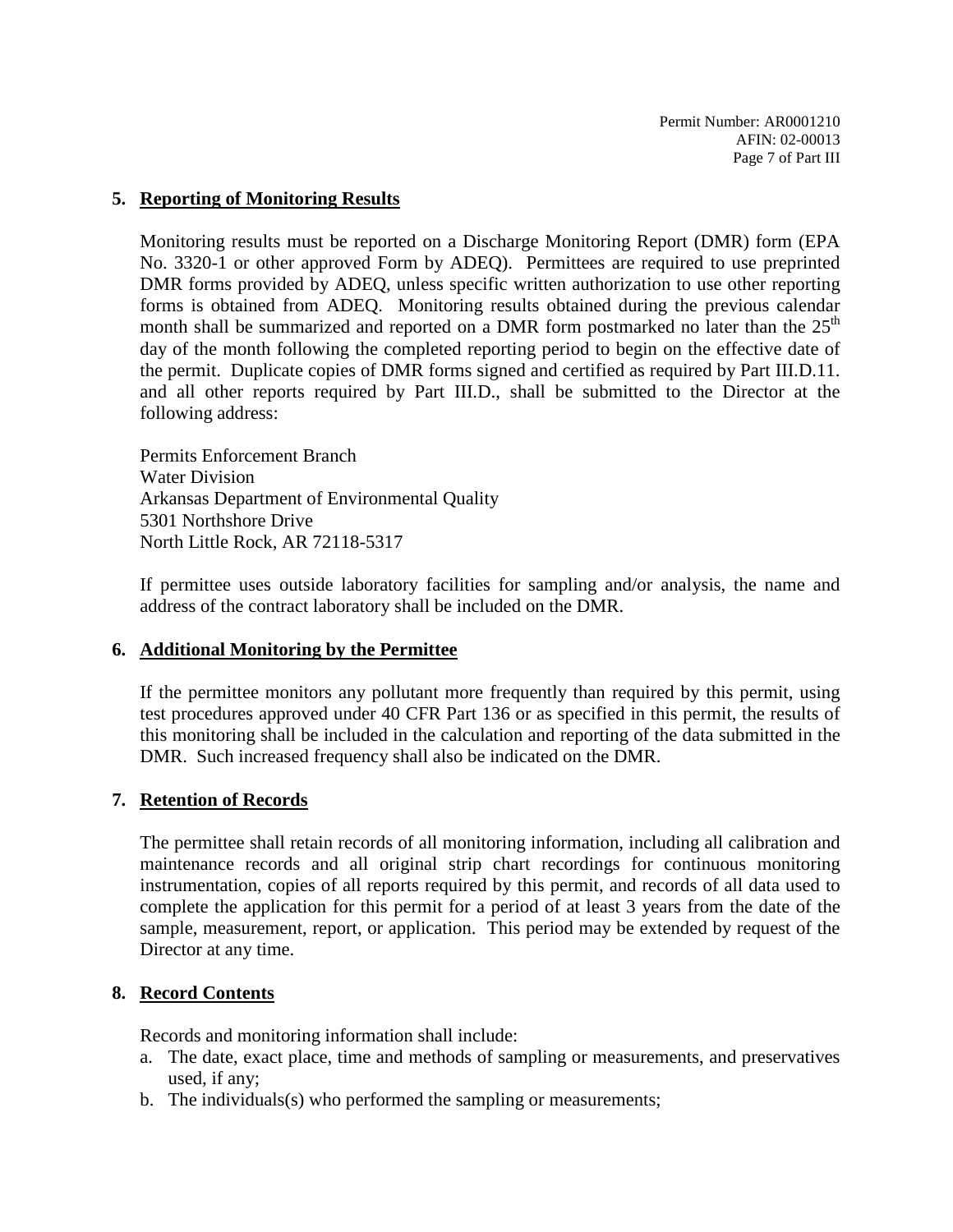### 5. Reporting of Monitoring Results

Monitoring results must be reported on a Discharge Monitoring Report (DMR) form (EPA No. 3320-1 or other approved Form by ADEQ). Permittees are required to use preprinted DMR forms provided by ADEQ, unless specific written authorization to use other reporting forms is obtained from ADEQ. Monitoring results obtained during the previous calendar month shall be summarized and reported on a DMR form postmarked no later than the 25th day of the month following the completed reporting period to begin on the effective date of the permit. Duplicate copies of DMR forms signed and certified as required by Part III.D.11. and all other reports required by Part III.D., shall be submitted to the Director at the following address:

Permits Enforcement Branch
Water Division
Arkansas Department of Environmental Quality
5301 Northshore Drive
North Little Rock, AR 72118-5317

If permittee uses outside laboratory facilities for sampling and/or analysis, the name and address of the contract laboratory shall be included on the DMR.

### 6. Additional Monitoring by the Permittee

If the permittee monitors any pollutant more frequently than required by this permit, using test procedures approved under 40 CFR Part 136 or as specified in this permit, the results of this monitoring shall be included in the calculation and reporting of the data submitted in the DMR. Such increased frequency shall also be indicated on the DMR.

### 7. Retention of Records

The permittee shall retain records of all monitoring information, including all calibration and maintenance records and all original strip chart recordings for continuous monitoring instrumentation, copies of all reports required by this permit, and records of all data used to complete the application for this permit for a period of at least 3 years from the date of the sample, measurement, report, or application. This period may be extended by request of the Director at any time.

### 8. Record Contents

Records and monitoring information shall include:

a. The date, exact place, time and methods of sampling or measurements, and preservatives used, if any;
b. The individuals(s) who performed the sampling or measurements;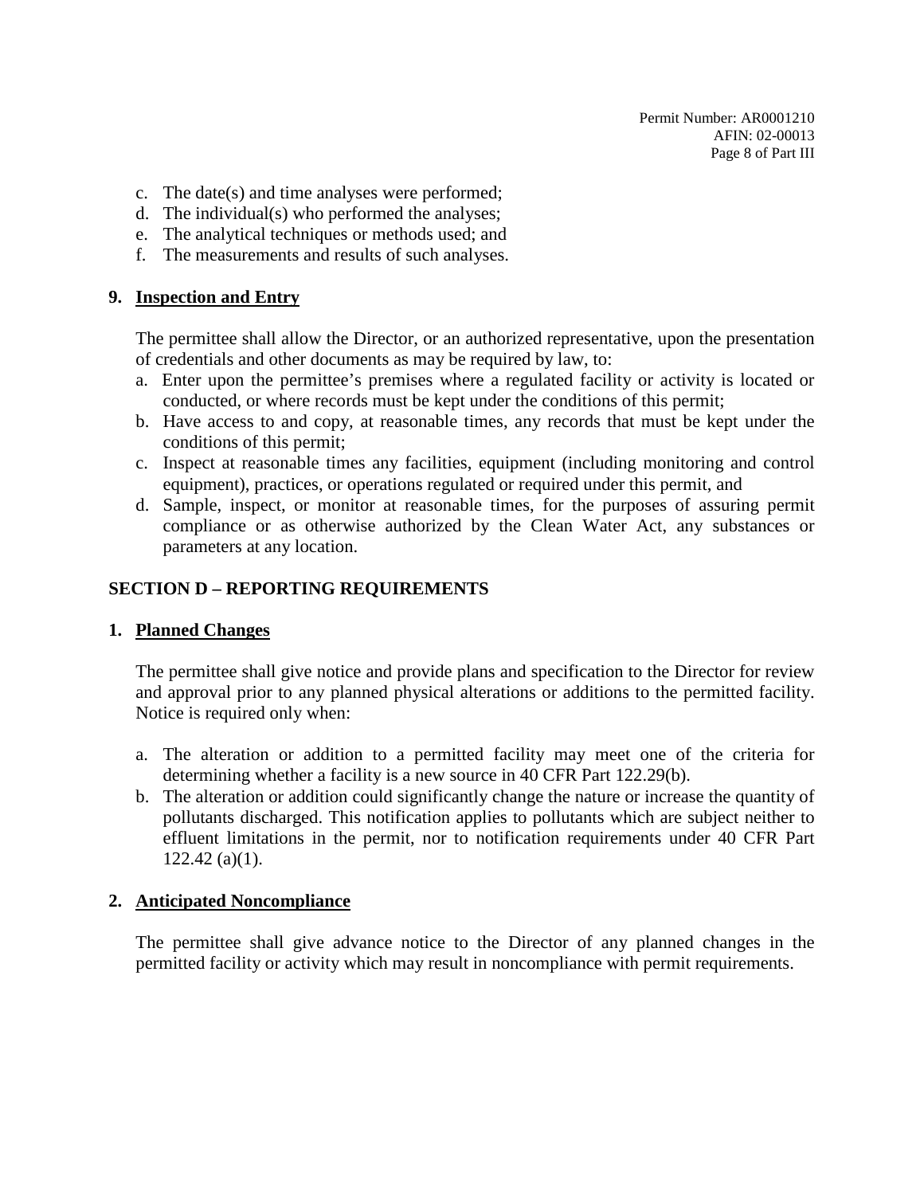c. The date(s) and time analyses were performed;
d. The individual(s) who performed the analyses;
e. The analytical techniques or methods used; and
f. The measurements and results of such analyses.

**9. Inspection and Entry**

The permittee shall allow the Director, or an authorized representative, upon the presentation of credentials and other documents as may be required by law, to:

a. Enter upon the permittee's premises where a regulated facility or activity is located or conducted, or where records must be kept under the conditions of this permit;
b. Have access to and copy, at reasonable times, any records that must be kept under the conditions of this permit;
c. Inspect at reasonable times any facilities, equipment (including monitoring and control equipment), practices, or operations regulated or required under this permit, and
d. Sample, inspect, or monitor at reasonable times, for the purposes of assuring permit compliance or as otherwise authorized by the Clean Water Act, any substances or parameters at any location.

## SECTION D – REPORTING REQUIREMENTS

**1. Planned Changes**

The permittee shall give notice and provide plans and specification to the Director for review and approval prior to any planned physical alterations or additions to the permitted facility. Notice is required only when:

a. The alteration or addition to a permitted facility may meet one of the criteria for determining whether a facility is a new source in 40 CFR Part 122.29(b).
b. The alteration or addition could significantly change the nature or increase the quantity of pollutants discharged. This notification applies to pollutants which are subject neither to effluent limitations in the permit, nor to notification requirements under 40 CFR Part 122.42 (a)(1).

**2. Anticipated Noncompliance**

The permittee shall give advance notice to the Director of any planned changes in the permitted facility or activity which may result in noncompliance with permit requirements.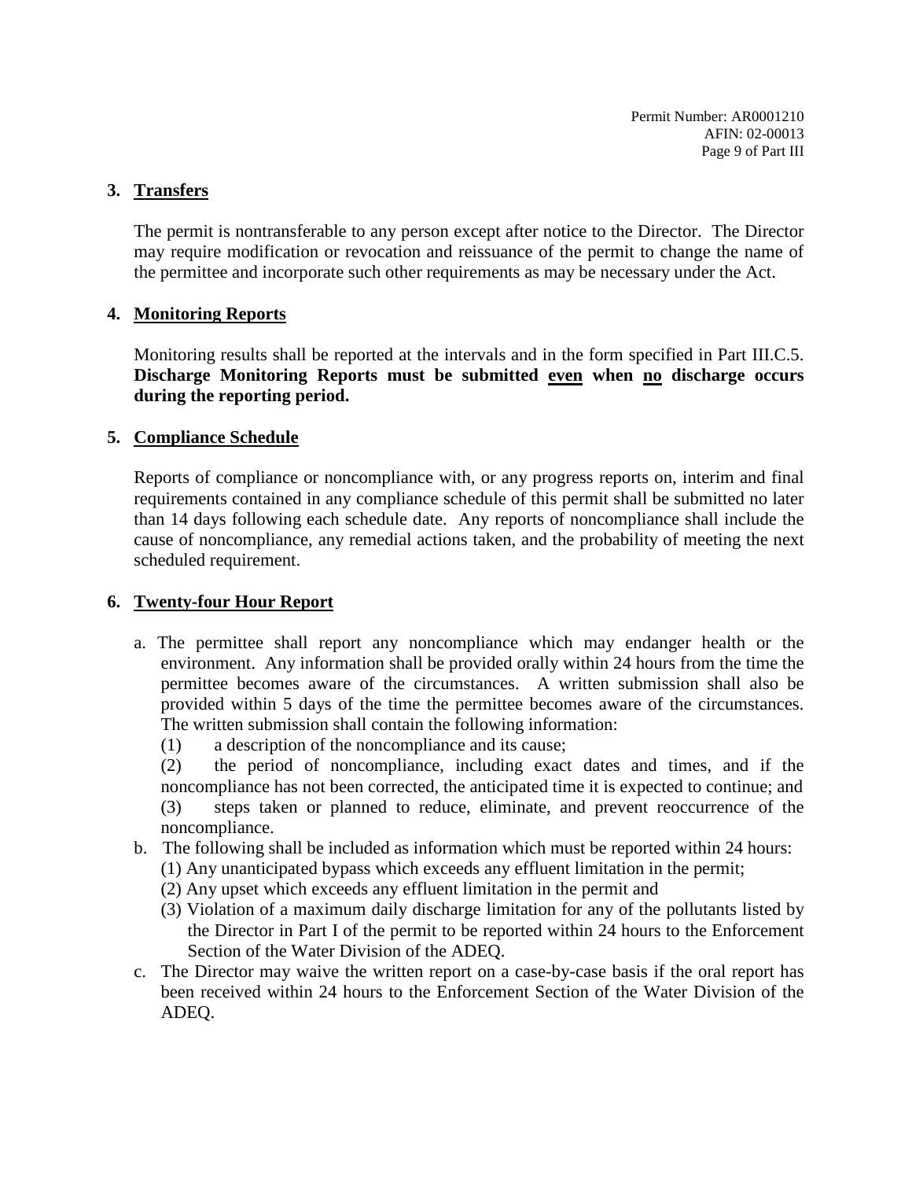### 3. Transfers

The permit is nontransferable to any person except after notice to the Director. The Director may require modification or revocation and reissuance of the permit to change the name of the permittee and incorporate such other requirements as may be necessary under the Act.

### 4. Monitoring Reports

Monitoring results shall be reported at the intervals and in the form specified in Part III.C.5. **Discharge Monitoring Reports must be submitted <u>even</u> when <u>no</u> discharge occurs during the reporting period.**

### 5. Compliance Schedule

Reports of compliance or noncompliance with, or any progress reports on, interim and final requirements contained in any compliance schedule of this permit shall be submitted no later than 14 days following each schedule date. Any reports of noncompliance shall include the cause of noncompliance, any remedial actions taken, and the probability of meeting the next scheduled requirement.

### 6. Twenty-four Hour Report

a. The permittee shall report any noncompliance which may endanger health or the environment. Any information shall be provided orally within 24 hours from the time the permittee becomes aware of the circumstances. A written submission shall also be provided within 5 days of the time the permittee becomes aware of the circumstances. The written submission shall contain the following information:
   (1) a description of the noncompliance and its cause;
   (2) the period of noncompliance, including exact dates and times, and if the noncompliance has not been corrected, the anticipated time it is expected to continue; and
   (3) steps taken or planned to reduce, eliminate, and prevent reoccurrence of the noncompliance.

b. The following shall be included as information which must be reported within 24 hours:
   (1) Any unanticipated bypass which exceeds any effluent limitation in the permit;
   (2) Any upset which exceeds any effluent limitation in the permit and
   (3) Violation of a maximum daily discharge limitation for any of the pollutants listed by the Director in Part I of the permit to be reported within 24 hours to the Enforcement Section of the Water Division of the ADEQ.

c. The Director may waive the written report on a case-by-case basis if the oral report has been received within 24 hours to the Enforcement Section of the Water Division of the ADEQ.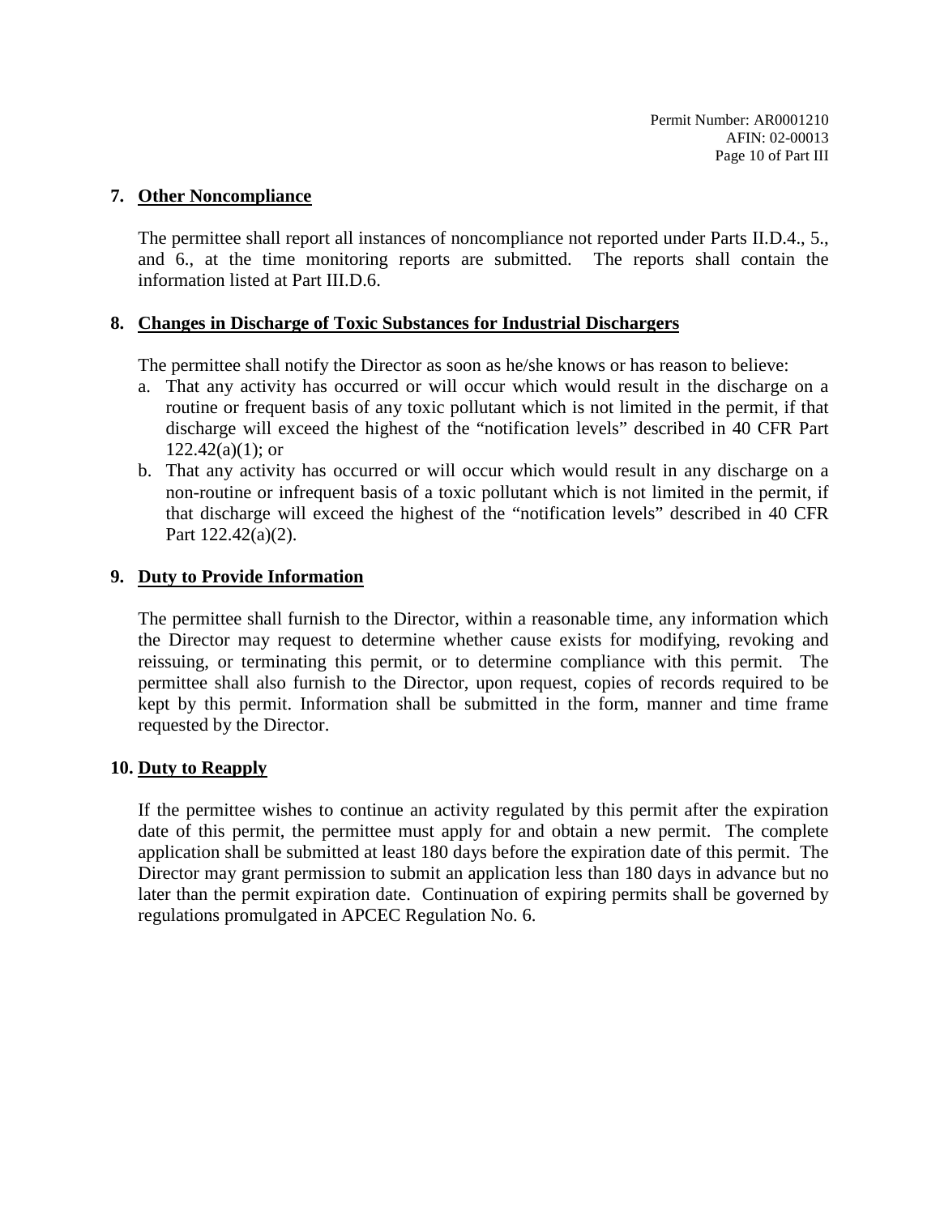**7. Other Noncompliance**

The permittee shall report all instances of noncompliance not reported under Parts II.D.4., 5., and 6., at the time monitoring reports are submitted. The reports shall contain the information listed at Part III.D.6.

**8. Changes in Discharge of Toxic Substances for Industrial Dischargers**

The permittee shall notify the Director as soon as he/she knows or has reason to believe:

a. That any activity has occurred or will occur which would result in the discharge on a routine or frequent basis of any toxic pollutant which is not limited in the permit, if that discharge will exceed the highest of the "notification levels" described in 40 CFR Part 122.42(a)(1); or
b. That any activity has occurred or will occur which would result in any discharge on a non-routine or infrequent basis of a toxic pollutant which is not limited in the permit, if that discharge will exceed the highest of the "notification levels" described in 40 CFR Part 122.42(a)(2).

**9. Duty to Provide Information**

The permittee shall furnish to the Director, within a reasonable time, any information which the Director may request to determine whether cause exists for modifying, revoking and reissuing, or terminating this permit, or to determine compliance with this permit. The permittee shall also furnish to the Director, upon request, copies of records required to be kept by this permit. Information shall be submitted in the form, manner and time frame requested by the Director.

**10. Duty to Reapply**

If the permittee wishes to continue an activity regulated by this permit after the expiration date of this permit, the permittee must apply for and obtain a new permit. The complete application shall be submitted at least 180 days before the expiration date of this permit. The Director may grant permission to submit an application less than 180 days in advance but no later than the permit expiration date. Continuation of expiring permits shall be governed by regulations promulgated in APCEC Regulation No. 6.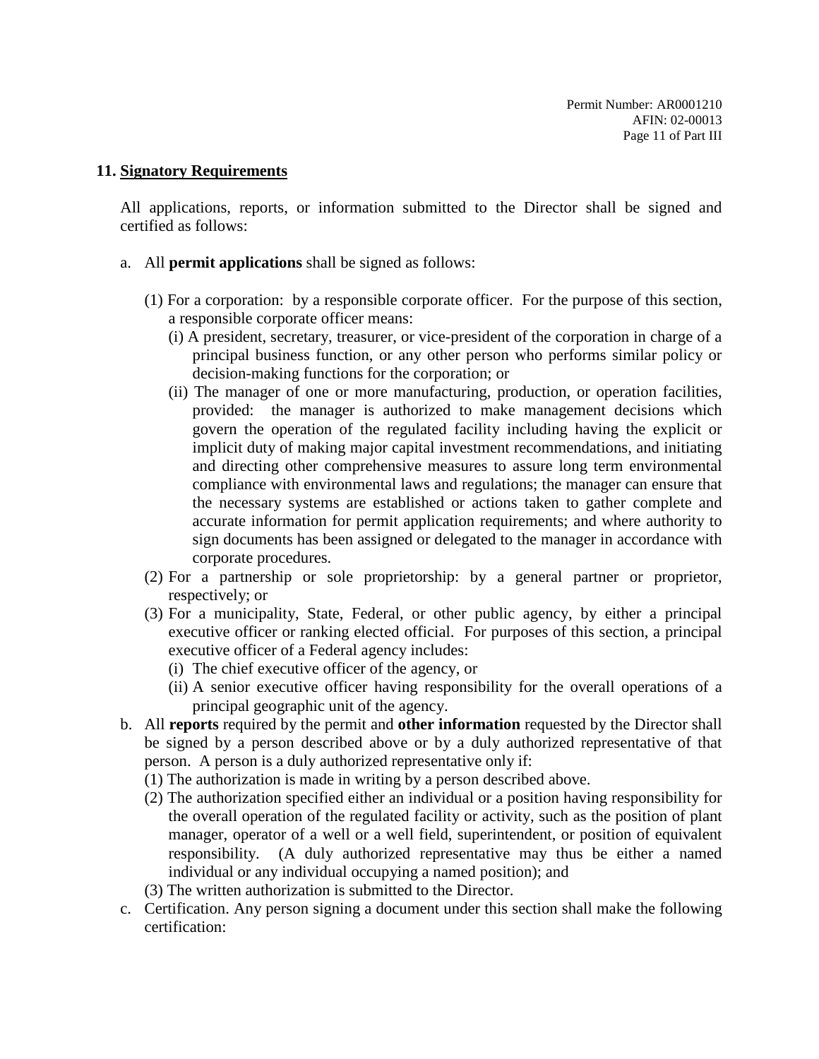### 11. Signatory Requirements

All applications, reports, or information submitted to the Director shall be signed and certified as follows:

a. All **permit applications** shall be signed as follows:

   (1) For a corporation: by a responsible corporate officer. For the purpose of this section, a responsible corporate officer means:

      (i) A president, secretary, treasurer, or vice-president of the corporation in charge of a principal business function, or any other person who performs similar policy or decision-making functions for the corporation; or

      (ii) The manager of one or more manufacturing, production, or operation facilities, provided: the manager is authorized to make management decisions which govern the operation of the regulated facility including having the explicit or implicit duty of making major capital investment recommendations, and initiating and directing other comprehensive measures to assure long term environmental compliance with environmental laws and regulations; the manager can ensure that the necessary systems are established or actions taken to gather complete and accurate information for permit application requirements; and where authority to sign documents has been assigned or delegated to the manager in accordance with corporate procedures.

   (2) For a partnership or sole proprietorship: by a general partner or proprietor, respectively; or

   (3) For a municipality, State, Federal, or other public agency, by either a principal executive officer or ranking elected official. For purposes of this section, a principal executive officer of a Federal agency includes:

      (i) The chief executive officer of the agency, or

      (ii) A senior executive officer having responsibility for the overall operations of a principal geographic unit of the agency.

b. All **reports** required by the permit and **other information** requested by the Director shall be signed by a person described above or by a duly authorized representative of that person. A person is a duly authorized representative only if:

   (1) The authorization is made in writing by a person described above.

   (2) The authorization specified either an individual or a position having responsibility for the overall operation of the regulated facility or activity, such as the position of plant manager, operator of a well or a well field, superintendent, or position of equivalent responsibility. (A duly authorized representative may thus be either a named individual or any individual occupying a named position); and

   (3) The written authorization is submitted to the Director.

c. Certification. Any person signing a document under this section shall make the following certification: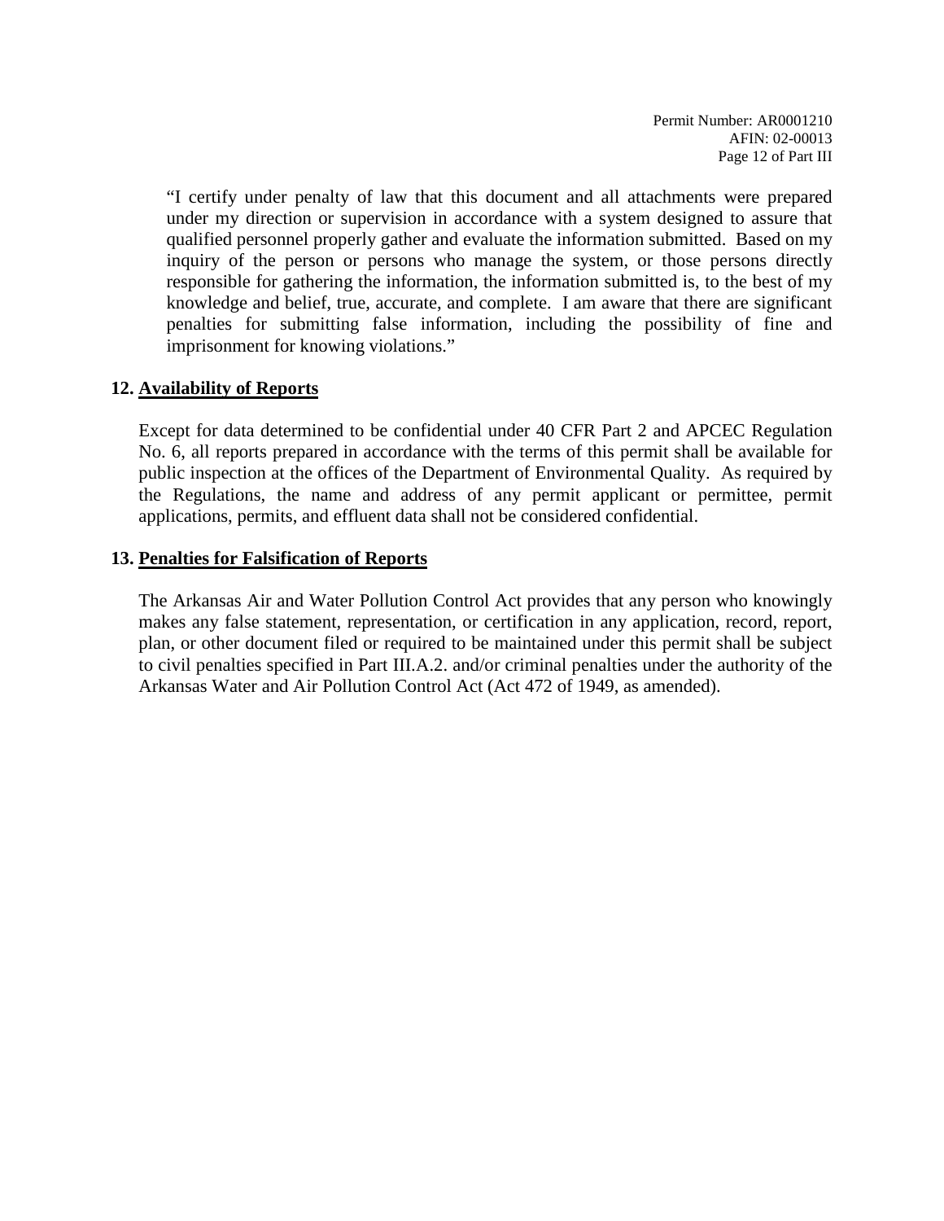"I certify under penalty of law that this document and all attachments were prepared under my direction or supervision in accordance with a system designed to assure that qualified personnel properly gather and evaluate the information submitted. Based on my inquiry of the person or persons who manage the system, or those persons directly responsible for gathering the information, the information submitted is, to the best of my knowledge and belief, true, accurate, and complete. I am aware that there are significant penalties for submitting false information, including the possibility of fine and imprisonment for knowing violations."

**12. Availability of Reports**

Except for data determined to be confidential under 40 CFR Part 2 and APCEC Regulation No. 6, all reports prepared in accordance with the terms of this permit shall be available for public inspection at the offices of the Department of Environmental Quality. As required by the Regulations, the name and address of any permit applicant or permittee, permit applications, permits, and effluent data shall not be considered confidential.

**13. Penalties for Falsification of Reports**

The Arkansas Air and Water Pollution Control Act provides that any person who knowingly makes any false statement, representation, or certification in any application, record, report, plan, or other document filed or required to be maintained under this permit shall be subject to civil penalties specified in Part III.A.2. and/or criminal penalties under the authority of the Arkansas Water and Air Pollution Control Act (Act 472 of 1949, as amended).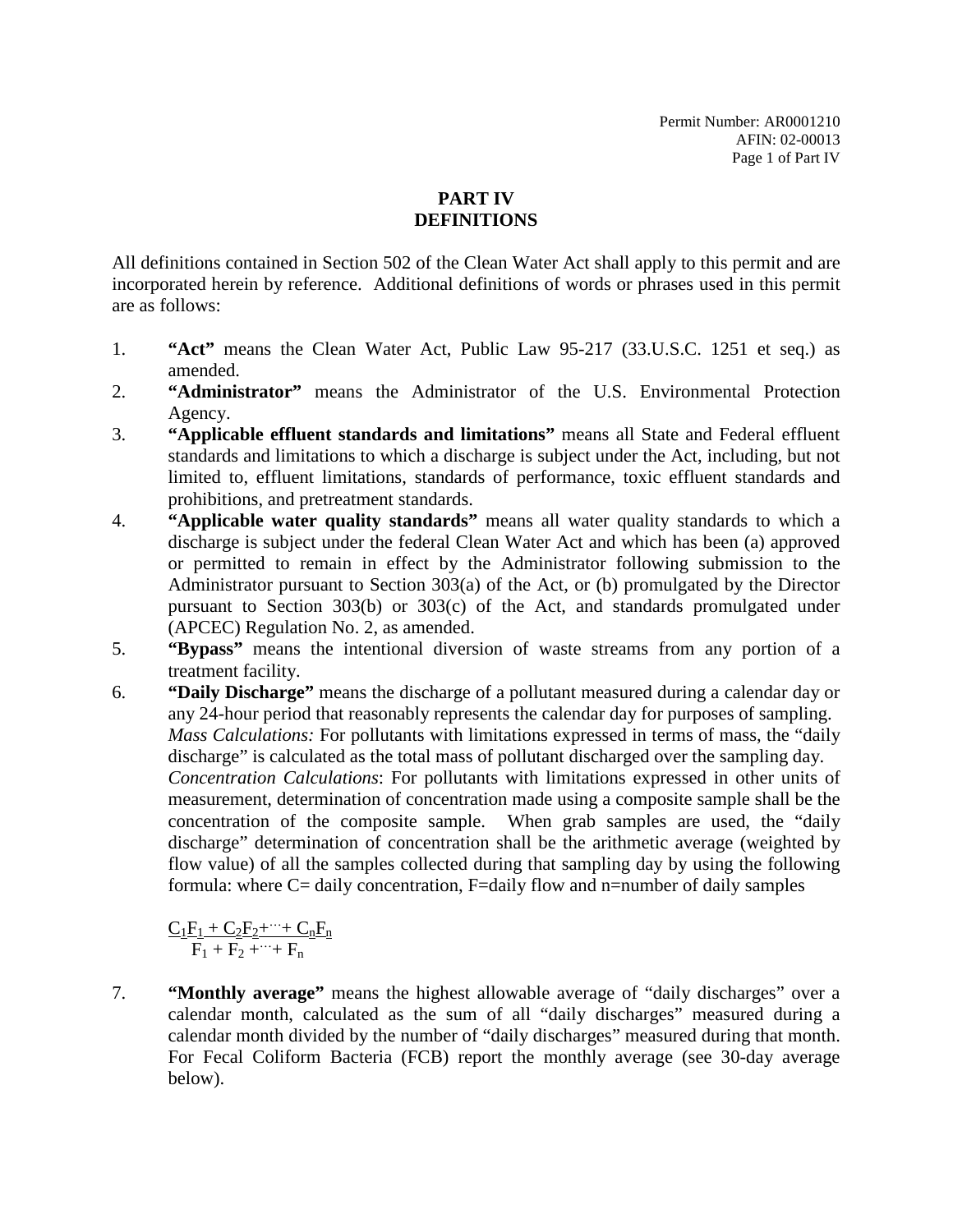# PART IV
# DEFINITIONS

All definitions contained in Section 502 of the Clean Water Act shall apply to this permit and are incorporated herein by reference. Additional definitions of words or phrases used in this permit are as follows:

1. **"Act"** means the Clean Water Act, Public Law 95-217 (33.U.S.C. 1251 et seq.) as amended.
2. **"Administrator"** means the Administrator of the U.S. Environmental Protection Agency.
3. **"Applicable effluent standards and limitations"** means all State and Federal effluent standards and limitations to which a discharge is subject under the Act, including, but not limited to, effluent limitations, standards of performance, toxic effluent standards and prohibitions, and pretreatment standards.
4. **"Applicable water quality standards"** means all water quality standards to which a discharge is subject under the federal Clean Water Act and which has been (a) approved or permitted to remain in effect by the Administrator following submission to the Administrator pursuant to Section 303(a) of the Act, or (b) promulgated by the Director pursuant to Section 303(b) or 303(c) of the Act, and standards promulgated under (APCEC) Regulation No. 2, as amended.
5. **"Bypass"** means the intentional diversion of waste streams from any portion of a treatment facility.
6. **"Daily Discharge"** means the discharge of a pollutant measured during a calendar day or any 24-hour period that reasonably represents the calendar day for purposes of sampling.
   *Mass Calculations:* For pollutants with limitations expressed in terms of mass, the "daily discharge" is calculated as the total mass of pollutant discharged over the sampling day.
   *Concentration Calculations*: For pollutants with limitations expressed in other units of measurement, determination of concentration made using a composite sample shall be the concentration of the composite sample. When grab samples are used, the "daily discharge" determination of concentration shall be the arithmetic average (weighted by flow value) of all the samples collected during that sampling day by using the following formula: where C= daily concentration, F=daily flow and n=number of daily samples

   $$\frac{C_1F_1 + C_2F_2 + \cdots + C_nF_n}{F_1 + F_2 + \cdots + F_n}$$

7. **"Monthly average"** means the highest allowable average of "daily discharges" over a calendar month, calculated as the sum of all "daily discharges" measured during a calendar month divided by the number of "daily discharges" measured during that month. For Fecal Coliform Bacteria (FCB) report the monthly average (see 30-day average below).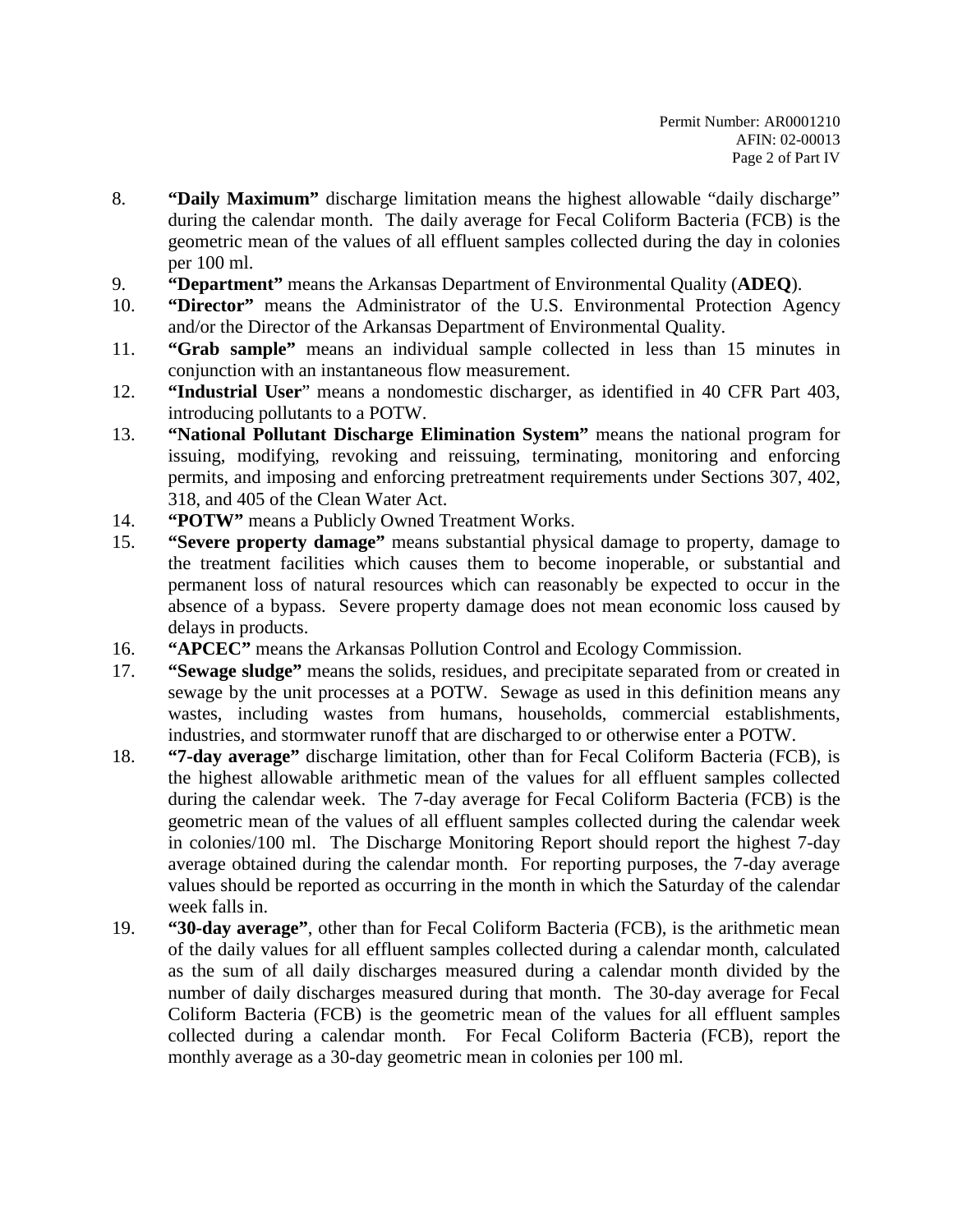8. **"Daily Maximum"** discharge limitation means the highest allowable "daily discharge" during the calendar month. The daily average for Fecal Coliform Bacteria (FCB) is the geometric mean of the values of all effluent samples collected during the day in colonies per 100 ml.
9. **"Department"** means the Arkansas Department of Environmental Quality (**ADEQ**).
10. **"Director"** means the Administrator of the U.S. Environmental Protection Agency and/or the Director of the Arkansas Department of Environmental Quality.
11. **"Grab sample"** means an individual sample collected in less than 15 minutes in conjunction with an instantaneous flow measurement.
12. **"Industrial User"** means a nondomestic discharger, as identified in 40 CFR Part 403, introducing pollutants to a POTW.
13. **"National Pollutant Discharge Elimination System"** means the national program for issuing, modifying, revoking and reissuing, terminating, monitoring and enforcing permits, and imposing and enforcing pretreatment requirements under Sections 307, 402, 318, and 405 of the Clean Water Act.
14. **"POTW"** means a Publicly Owned Treatment Works.
15. **"Severe property damage"** means substantial physical damage to property, damage to the treatment facilities which causes them to become inoperable, or substantial and permanent loss of natural resources which can reasonably be expected to occur in the absence of a bypass. Severe property damage does not mean economic loss caused by delays in products.
16. **"APCEC"** means the Arkansas Pollution Control and Ecology Commission.
17. **"Sewage sludge"** means the solids, residues, and precipitate separated from or created in sewage by the unit processes at a POTW. Sewage as used in this definition means any wastes, including wastes from humans, households, commercial establishments, industries, and stormwater runoff that are discharged to or otherwise enter a POTW.
18. **"7-day average"** discharge limitation, other than for Fecal Coliform Bacteria (FCB), is the highest allowable arithmetic mean of the values for all effluent samples collected during the calendar week. The 7-day average for Fecal Coliform Bacteria (FCB) is the geometric mean of the values of all effluent samples collected during the calendar week in colonies/100 ml. The Discharge Monitoring Report should report the highest 7-day average obtained during the calendar month. For reporting purposes, the 7-day average values should be reported as occurring in the month in which the Saturday of the calendar week falls in.
19. **"30-day average"**, other than for Fecal Coliform Bacteria (FCB), is the arithmetic mean of the daily values for all effluent samples collected during a calendar month, calculated as the sum of all daily discharges measured during a calendar month divided by the number of daily discharges measured during that month. The 30-day average for Fecal Coliform Bacteria (FCB) is the geometric mean of the values for all effluent samples collected during a calendar month. For Fecal Coliform Bacteria (FCB), report the monthly average as a 30-day geometric mean in colonies per 100 ml.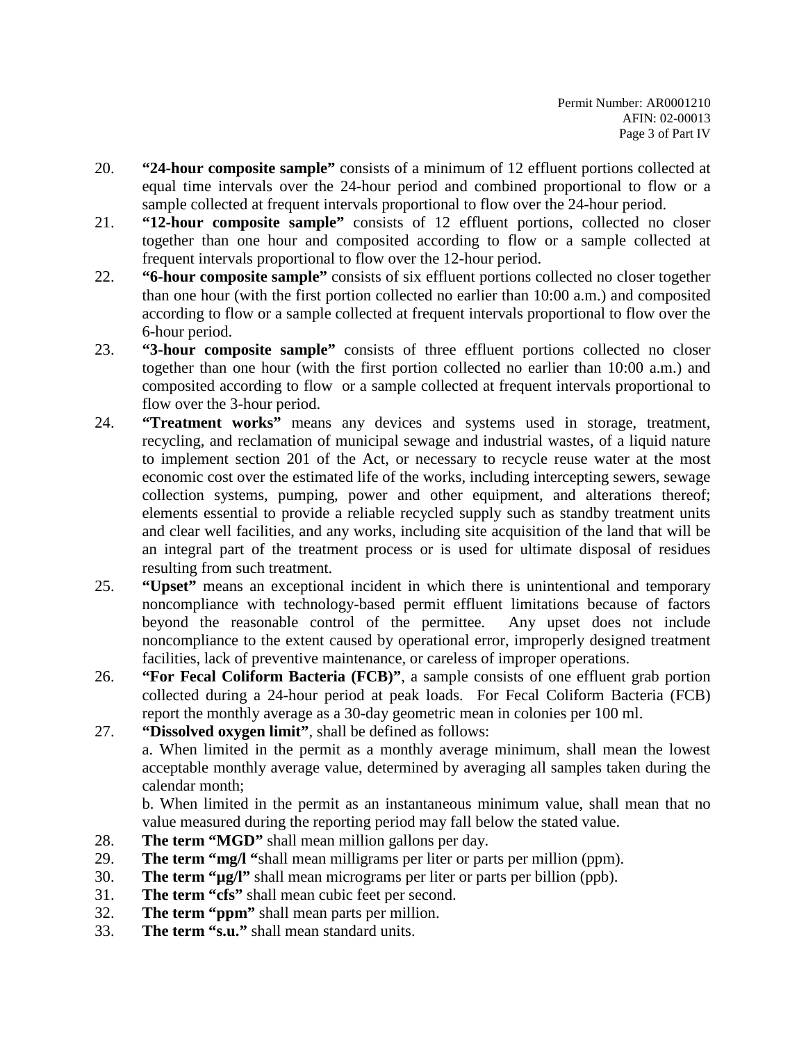20. **"24-hour composite sample"** consists of a minimum of 12 effluent portions collected at equal time intervals over the 24-hour period and combined proportional to flow or a sample collected at frequent intervals proportional to flow over the 24-hour period.
21. **"12-hour composite sample"** consists of 12 effluent portions, collected no closer together than one hour and composited according to flow or a sample collected at frequent intervals proportional to flow over the 12-hour period.
22. **"6-hour composite sample"** consists of six effluent portions collected no closer together than one hour (with the first portion collected no earlier than 10:00 a.m.) and composited according to flow or a sample collected at frequent intervals proportional to flow over the 6-hour period.
23. **"3-hour composite sample"** consists of three effluent portions collected no closer together than one hour (with the first portion collected no earlier than 10:00 a.m.) and composited according to flow or a sample collected at frequent intervals proportional to flow over the 3-hour period.
24. **"Treatment works"** means any devices and systems used in storage, treatment, recycling, and reclamation of municipal sewage and industrial wastes, of a liquid nature to implement section 201 of the Act, or necessary to recycle reuse water at the most economic cost over the estimated life of the works, including intercepting sewers, sewage collection systems, pumping, power and other equipment, and alterations thereof; elements essential to provide a reliable recycled supply such as standby treatment units and clear well facilities, and any works, including site acquisition of the land that will be an integral part of the treatment process or is used for ultimate disposal of residues resulting from such treatment.
25. **"Upset"** means an exceptional incident in which there is unintentional and temporary noncompliance with technology-based permit effluent limitations because of factors beyond the reasonable control of the permittee. Any upset does not include noncompliance to the extent caused by operational error, improperly designed treatment facilities, lack of preventive maintenance, or careless of improper operations.
26. **"For Fecal Coliform Bacteria (FCB)"**, a sample consists of one effluent grab portion collected during a 24-hour period at peak loads. For Fecal Coliform Bacteria (FCB) report the monthly average as a 30-day geometric mean in colonies per 100 ml.
27. **"Dissolved oxygen limit"**, shall be defined as follows:

    a. When limited in the permit as a monthly average minimum, shall mean the lowest acceptable monthly average value, determined by averaging all samples taken during the calendar month;

    b. When limited in the permit as an instantaneous minimum value, shall mean that no value measured during the reporting period may fall below the stated value.
28. **The term "MGD"** shall mean million gallons per day.
29. **The term "mg/l "**shall mean milligrams per liter or parts per million (ppm).
30. **The term "µg/l"** shall mean micrograms per liter or parts per billion (ppb).
31. **The term "cfs"** shall mean cubic feet per second.
32. **The term "ppm"** shall mean parts per million.
33. **The term "s.u."** shall mean standard units.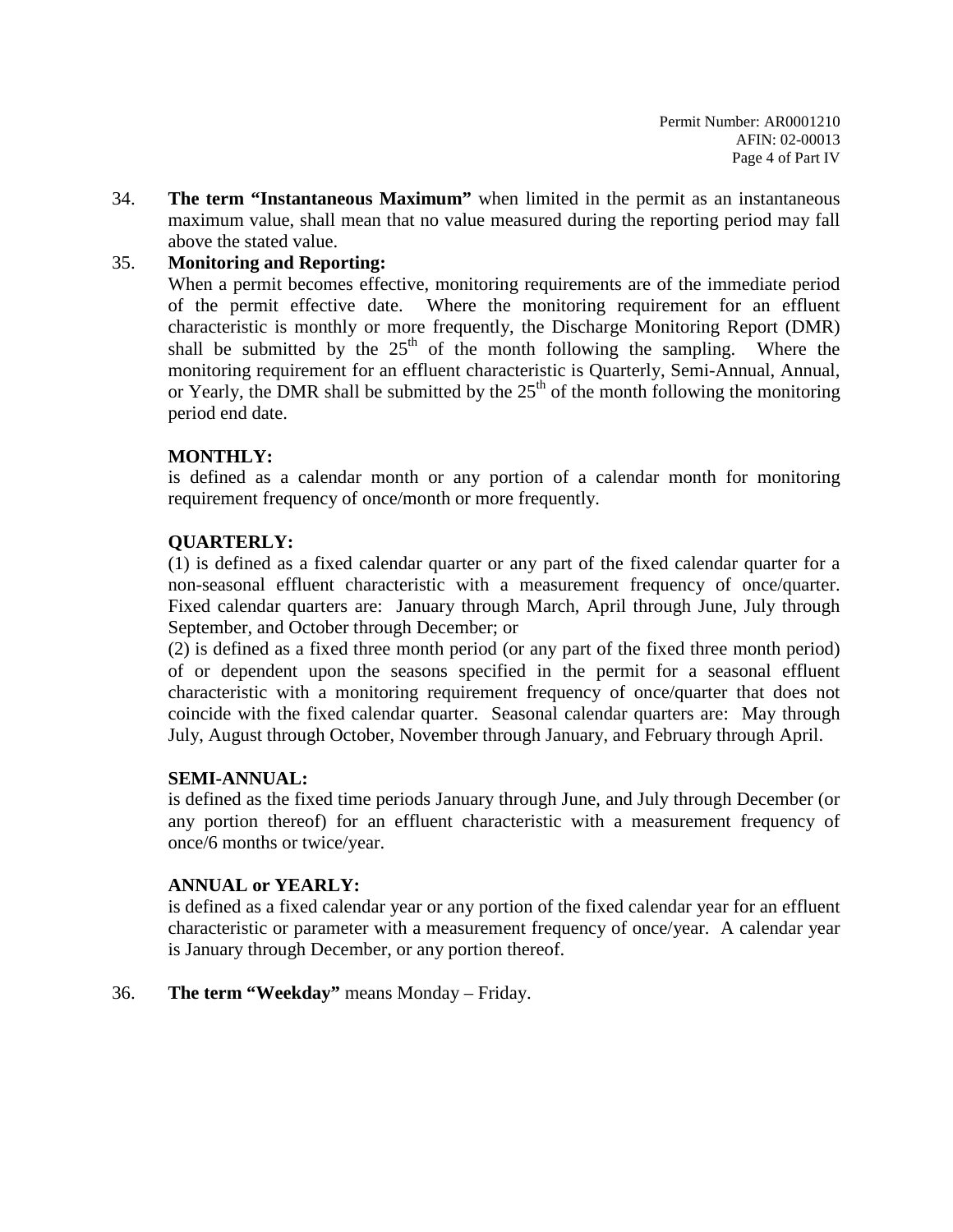34. **The term "Instantaneous Maximum"** when limited in the permit as an instantaneous maximum value, shall mean that no value measured during the reporting period may fall above the stated value.

35. **Monitoring and Reporting:**

    When a permit becomes effective, monitoring requirements are of the immediate period of the permit effective date. Where the monitoring requirement for an effluent characteristic is monthly or more frequently, the Discharge Monitoring Report (DMR) shall be submitted by the 25th of the month following the sampling. Where the monitoring requirement for an effluent characteristic is Quarterly, Semi-Annual, Annual, or Yearly, the DMR shall be submitted by the 25th of the month following the monitoring period end date.

    **MONTHLY:**

    is defined as a calendar month or any portion of a calendar month for monitoring requirement frequency of once/month or more frequently.

    **QUARTERLY:**

    (1) is defined as a fixed calendar quarter or any part of the fixed calendar quarter for a non-seasonal effluent characteristic with a measurement frequency of once/quarter. Fixed calendar quarters are: January through March, April through June, July through September, and October through December; or

    (2) is defined as a fixed three month period (or any part of the fixed three month period) of or dependent upon the seasons specified in the permit for a seasonal effluent characteristic with a monitoring requirement frequency of once/quarter that does not coincide with the fixed calendar quarter. Seasonal calendar quarters are: May through July, August through October, November through January, and February through April.

    **SEMI-ANNUAL:**

    is defined as the fixed time periods January through June, and July through December (or any portion thereof) for an effluent characteristic with a measurement frequency of once/6 months or twice/year.

    **ANNUAL or YEARLY:**

    is defined as a fixed calendar year or any portion of the fixed calendar year for an effluent characteristic or parameter with a measurement frequency of once/year. A calendar year is January through December, or any portion thereof.

36. **The term "Weekday"** means Monday – Friday.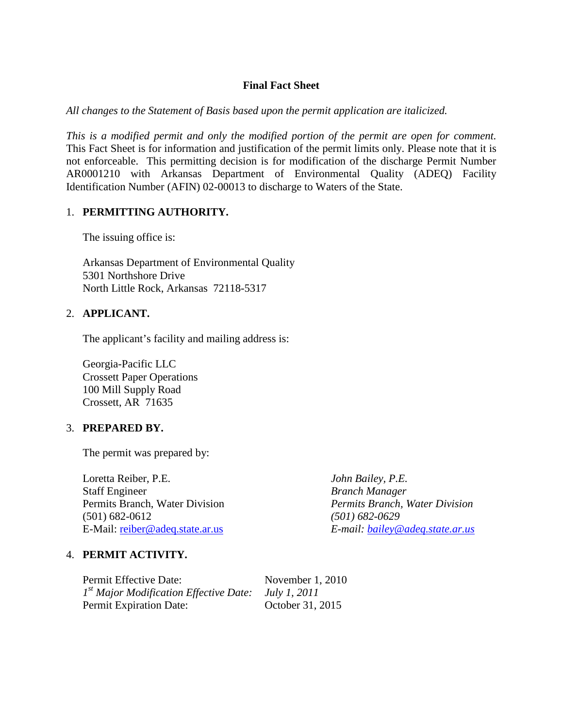**Final Fact Sheet**

*All changes to the Statement of Basis based upon the permit application are italicized.*

*This is a modified permit and only the modified portion of the permit are open for comment.* This Fact Sheet is for information and justification of the permit limits only. Please note that it is not enforceable. This permitting decision is for modification of the discharge Permit Number AR0001210 with Arkansas Department of Environmental Quality (ADEQ) Facility Identification Number (AFIN) 02-00013 to discharge to Waters of the State.

1. **PERMITTING AUTHORITY.**

   The issuing office is:

   Arkansas Department of Environmental Quality
   5301 Northshore Drive
   North Little Rock, Arkansas 72118-5317

2. **APPLICANT.**

   The applicant's facility and mailing address is:

   Georgia-Pacific LLC
   Crossett Paper Operations
   100 Mill Supply Road
   Crossett, AR 71635

3. **PREPARED BY.**

   The permit was prepared by:

   Loretta Reiber, P.E.
   Staff Engineer
   Permits Branch, Water Division
   (501) 682-0612
   E-Mail: reiber@adeq.state.ar.us

   *John Bailey, P.E.*
   *Branch Manager*
   *Permits Branch, Water Division*
   *(501) 682-0629*
   *E-mail: bailey@adeq.state.ar.us*

4. **PERMIT ACTIVITY.**

   Permit Effective Date: November 1, 2010
   *1st Major Modification Effective Date: July 1, 2011*
   Permit Expiration Date: October 31, 2015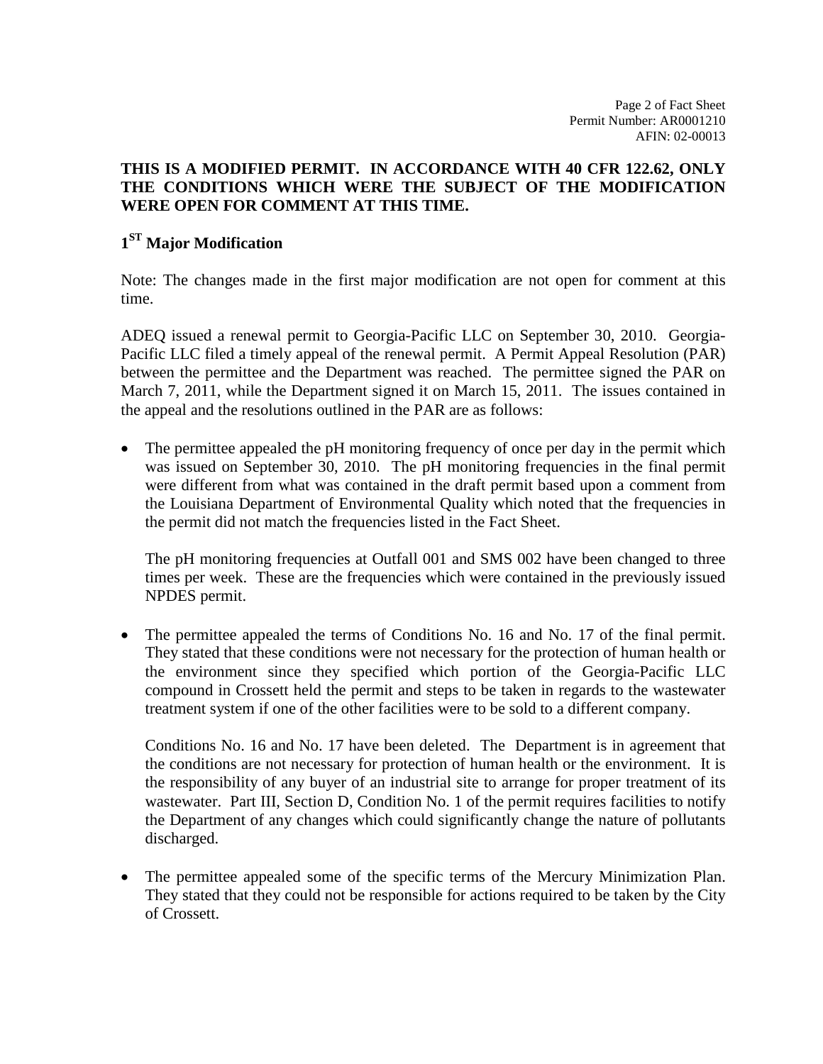**THIS IS A MODIFIED PERMIT. IN ACCORDANCE WITH 40 CFR 122.62, ONLY THE CONDITIONS WHICH WERE THE SUBJECT OF THE MODIFICATION WERE OPEN FOR COMMENT AT THIS TIME.**

## 1$^{ST}$ Major Modification

Note: The changes made in the first major modification are not open for comment at this time.

ADEQ issued a renewal permit to Georgia-Pacific LLC on September 30, 2010. Georgia-Pacific LLC filed a timely appeal of the renewal permit. A Permit Appeal Resolution (PAR) between the permittee and the Department was reached. The permittee signed the PAR on March 7, 2011, while the Department signed it on March 15, 2011. The issues contained in the appeal and the resolutions outlined in the PAR are as follows:

- The permittee appealed the pH monitoring frequency of once per day in the permit which was issued on September 30, 2010. The pH monitoring frequencies in the final permit were different from what was contained in the draft permit based upon a comment from the Louisiana Department of Environmental Quality which noted that the frequencies in the permit did not match the frequencies listed in the Fact Sheet.

  The pH monitoring frequencies at Outfall 001 and SMS 002 have been changed to three times per week. These are the frequencies which were contained in the previously issued NPDES permit.

- The permittee appealed the terms of Conditions No. 16 and No. 17 of the final permit. They stated that these conditions were not necessary for the protection of human health or the environment since they specified which portion of the Georgia-Pacific LLC compound in Crossett held the permit and steps to be taken in regards to the wastewater treatment system if one of the other facilities were to be sold to a different company.

  Conditions No. 16 and No. 17 have been deleted. The Department is in agreement that the conditions are not necessary for protection of human health or the environment. It is the responsibility of any buyer of an industrial site to arrange for proper treatment of its wastewater. Part III, Section D, Condition No. 1 of the permit requires facilities to notify the Department of any changes which could significantly change the nature of pollutants discharged.

- The permittee appealed some of the specific terms of the Mercury Minimization Plan. They stated that they could not be responsible for actions required to be taken by the City of Crossett.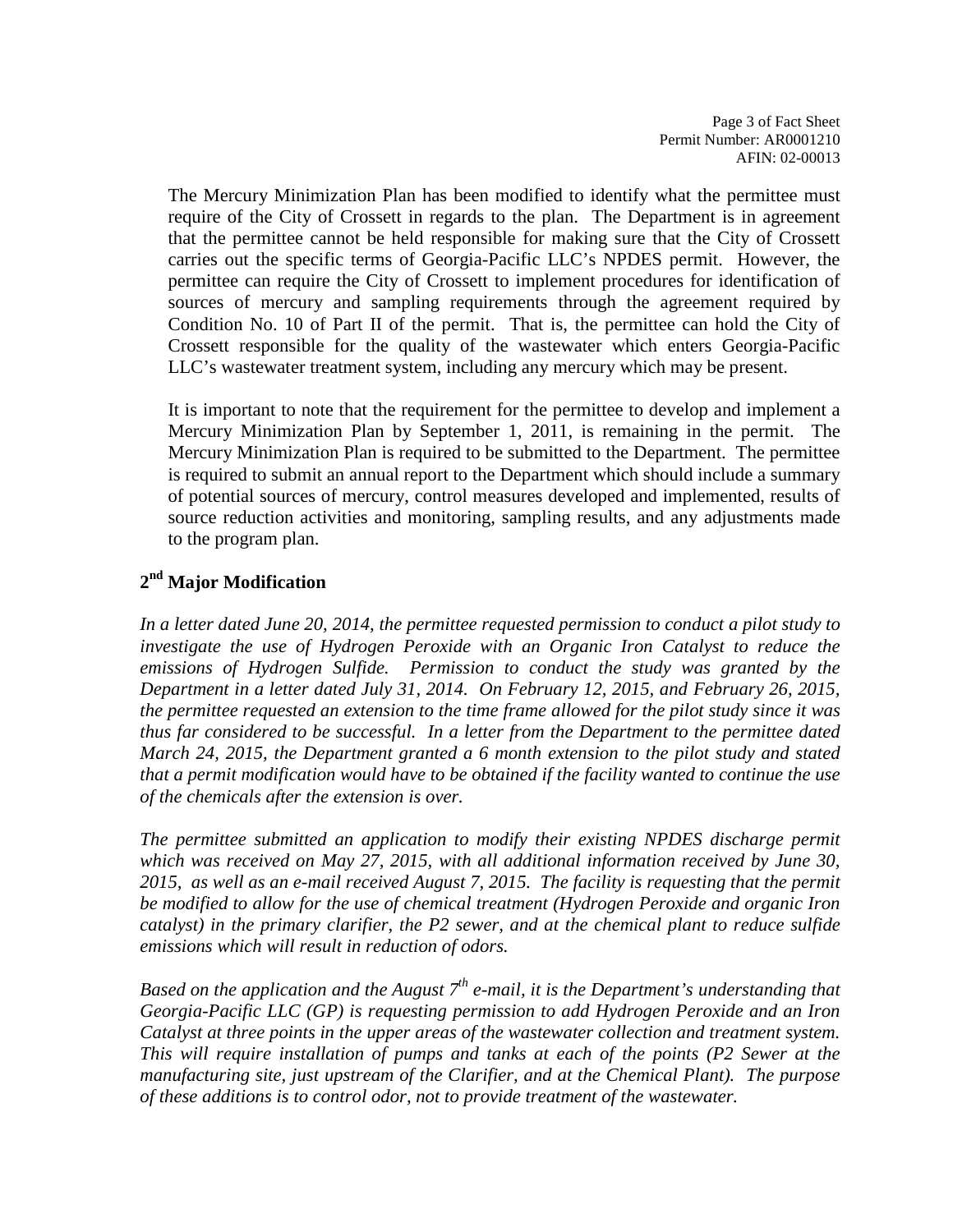The Mercury Minimization Plan has been modified to identify what the permittee must require of the City of Crossett in regards to the plan. The Department is in agreement that the permittee cannot be held responsible for making sure that the City of Crossett carries out the specific terms of Georgia-Pacific LLC's NPDES permit. However, the permittee can require the City of Crossett to implement procedures for identification of sources of mercury and sampling requirements through the agreement required by Condition No. 10 of Part II of the permit. That is, the permittee can hold the City of Crossett responsible for the quality of the wastewater which enters Georgia-Pacific LLC's wastewater treatment system, including any mercury which may be present.

It is important to note that the requirement for the permittee to develop and implement a Mercury Minimization Plan by September 1, 2011, is remaining in the permit. The Mercury Minimization Plan is required to be submitted to the Department. The permittee is required to submit an annual report to the Department which should include a summary of potential sources of mercury, control measures developed and implemented, results of source reduction activities and monitoring, sampling results, and any adjustments made to the program plan.

## 2nd Major Modification

*In a letter dated June 20, 2014, the permittee requested permission to conduct a pilot study to investigate the use of Hydrogen Peroxide with an Organic Iron Catalyst to reduce the emissions of Hydrogen Sulfide. Permission to conduct the study was granted by the Department in a letter dated July 31, 2014. On February 12, 2015, and February 26, 2015, the permittee requested an extension to the time frame allowed for the pilot study since it was thus far considered to be successful. In a letter from the Department to the permittee dated March 24, 2015, the Department granted a 6 month extension to the pilot study and stated that a permit modification would have to be obtained if the facility wanted to continue the use of the chemicals after the extension is over.*

*The permittee submitted an application to modify their existing NPDES discharge permit which was received on May 27, 2015, with all additional information received by June 30, 2015, as well as an e-mail received August 7, 2015. The facility is requesting that the permit be modified to allow for the use of chemical treatment (Hydrogen Peroxide and organic Iron catalyst) in the primary clarifier, the P2 sewer, and at the chemical plant to reduce sulfide emissions which will result in reduction of odors.*

*Based on the application and the August 7th e-mail, it is the Department's understanding that Georgia-Pacific LLC (GP) is requesting permission to add Hydrogen Peroxide and an Iron Catalyst at three points in the upper areas of the wastewater collection and treatment system. This will require installation of pumps and tanks at each of the points (P2 Sewer at the manufacturing site, just upstream of the Clarifier, and at the Chemical Plant). The purpose of these additions is to control odor, not to provide treatment of the wastewater.*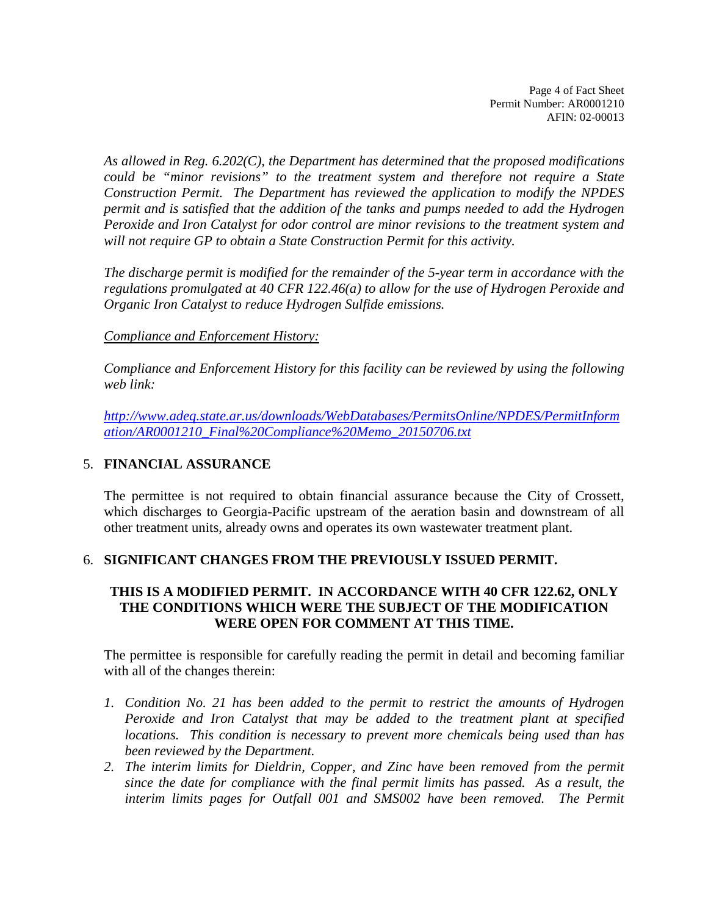*As allowed in Reg. 6.202(C), the Department has determined that the proposed modifications could be "minor revisions" to the treatment system and therefore not require a State Construction Permit. The Department has reviewed the application to modify the NPDES permit and is satisfied that the addition of the tanks and pumps needed to add the Hydrogen Peroxide and Iron Catalyst for odor control are minor revisions to the treatment system and will not require GP to obtain a State Construction Permit for this activity.*

*The discharge permit is modified for the remainder of the 5-year term in accordance with the regulations promulgated at 40 CFR 122.46(a) to allow for the use of Hydrogen Peroxide and Organic Iron Catalyst to reduce Hydrogen Sulfide emissions.*

*Compliance and Enforcement History:*

*Compliance and Enforcement History for this facility can be reviewed by using the following web link:*

*http://www.adeq.state.ar.us/downloads/WebDatabases/PermitsOnline/NPDES/PermitInformation/AR0001210_Final%20Compliance%20Memo_20150706.txt*

5. **FINANCIAL ASSURANCE**

The permittee is not required to obtain financial assurance because the City of Crossett, which discharges to Georgia-Pacific upstream of the aeration basin and downstream of all other treatment units, already owns and operates its own wastewater treatment plant.

6. **SIGNIFICANT CHANGES FROM THE PREVIOUSLY ISSUED PERMIT.**

**THIS IS A MODIFIED PERMIT. IN ACCORDANCE WITH 40 CFR 122.62, ONLY THE CONDITIONS WHICH WERE THE SUBJECT OF THE MODIFICATION WERE OPEN FOR COMMENT AT THIS TIME.**

The permittee is responsible for carefully reading the permit in detail and becoming familiar with all of the changes therein:

1. *Condition No. 21 has been added to the permit to restrict the amounts of Hydrogen Peroxide and Iron Catalyst that may be added to the treatment plant at specified locations. This condition is necessary to prevent more chemicals being used than has been reviewed by the Department.*
2. *The interim limits for Dieldrin, Copper, and Zinc have been removed from the permit since the date for compliance with the final permit limits has passed. As a result, the interim limits pages for Outfall 001 and SMS002 have been removed. The Permit*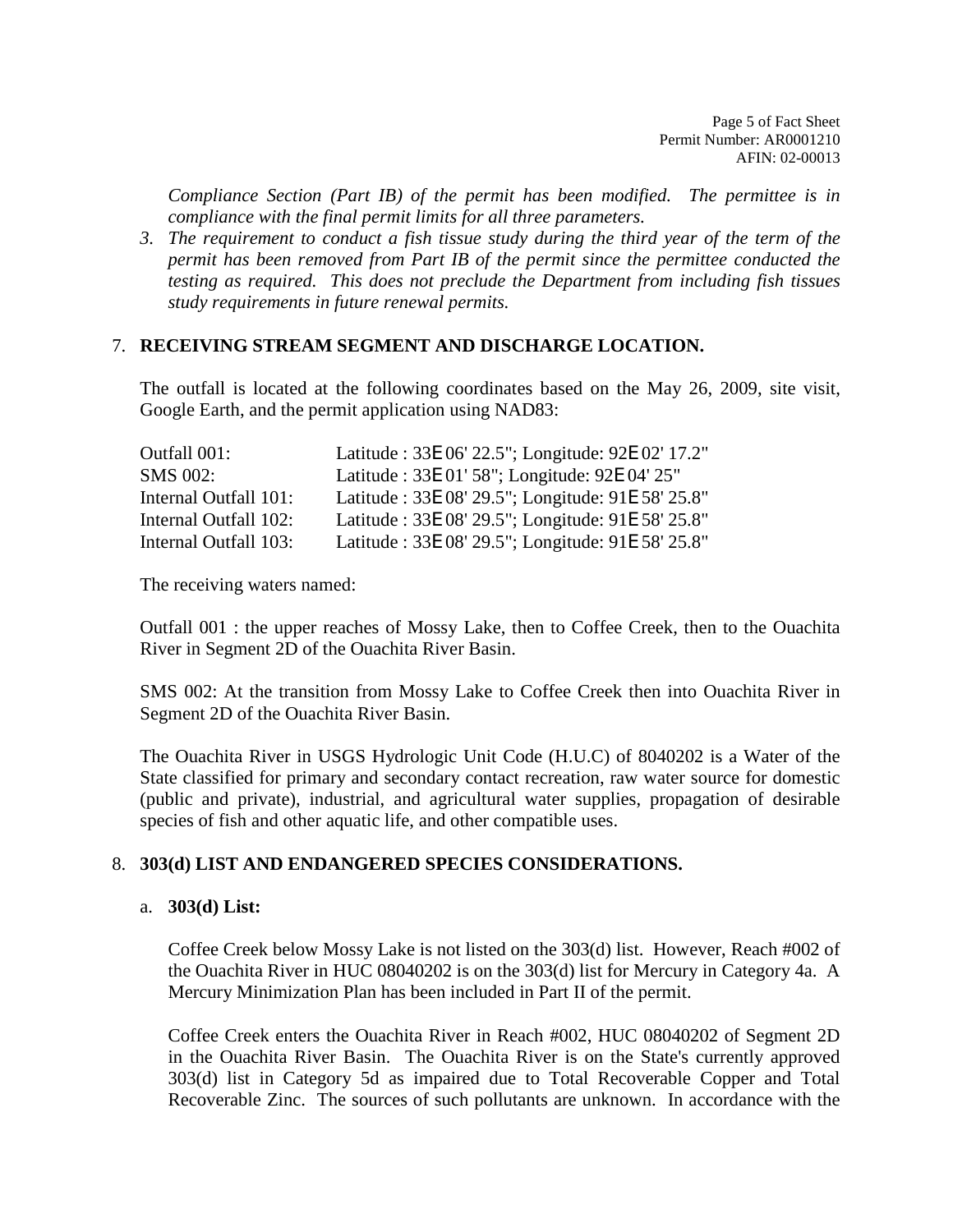*Compliance Section (Part IB) of the permit has been modified. The permittee is in compliance with the final permit limits for all three parameters.*

3. *The requirement to conduct a fish tissue study during the third year of the term of the permit has been removed from Part IB of the permit since the permittee conducted the testing as required. This does not preclude the Department from including fish tissues study requirements in future renewal permits.*

## 7. RECEIVING STREAM SEGMENT AND DISCHARGE LOCATION.

The outfall is located at the following coordinates based on the May 26, 2009, site visit, Google Earth, and the permit application using NAD83:

Outfall 001: Latitude : 33E 06' 22.5"; Longitude: 92E 02' 17.2"
SMS 002: Latitude : 33E 01' 58"; Longitude: 92E 04' 25"
Internal Outfall 101: Latitude : 33E 08' 29.5"; Longitude: 91E 58' 25.8"
Internal Outfall 102: Latitude : 33E 08' 29.5"; Longitude: 91E 58' 25.8"
Internal Outfall 103: Latitude : 33E 08' 29.5"; Longitude: 91E 58' 25.8"

The receiving waters named:

Outfall 001 : the upper reaches of Mossy Lake, then to Coffee Creek, then to the Ouachita River in Segment 2D of the Ouachita River Basin.

SMS 002: At the transition from Mossy Lake to Coffee Creek then into Ouachita River in Segment 2D of the Ouachita River Basin.

The Ouachita River in USGS Hydrologic Unit Code (H.U.C) of 8040202 is a Water of the State classified for primary and secondary contact recreation, raw water source for domestic (public and private), industrial, and agricultural water supplies, propagation of desirable species of fish and other aquatic life, and other compatible uses.

## 8. 303(d) LIST AND ENDANGERED SPECIES CONSIDERATIONS.

### a. 303(d) List:

Coffee Creek below Mossy Lake is not listed on the 303(d) list. However, Reach #002 of the Ouachita River in HUC 08040202 is on the 303(d) list for Mercury in Category 4a. A Mercury Minimization Plan has been included in Part II of the permit.

Coffee Creek enters the Ouachita River in Reach #002, HUC 08040202 of Segment 2D in the Ouachita River Basin. The Ouachita River is on the State's currently approved 303(d) list in Category 5d as impaired due to Total Recoverable Copper and Total Recoverable Zinc. The sources of such pollutants are unknown. In accordance with the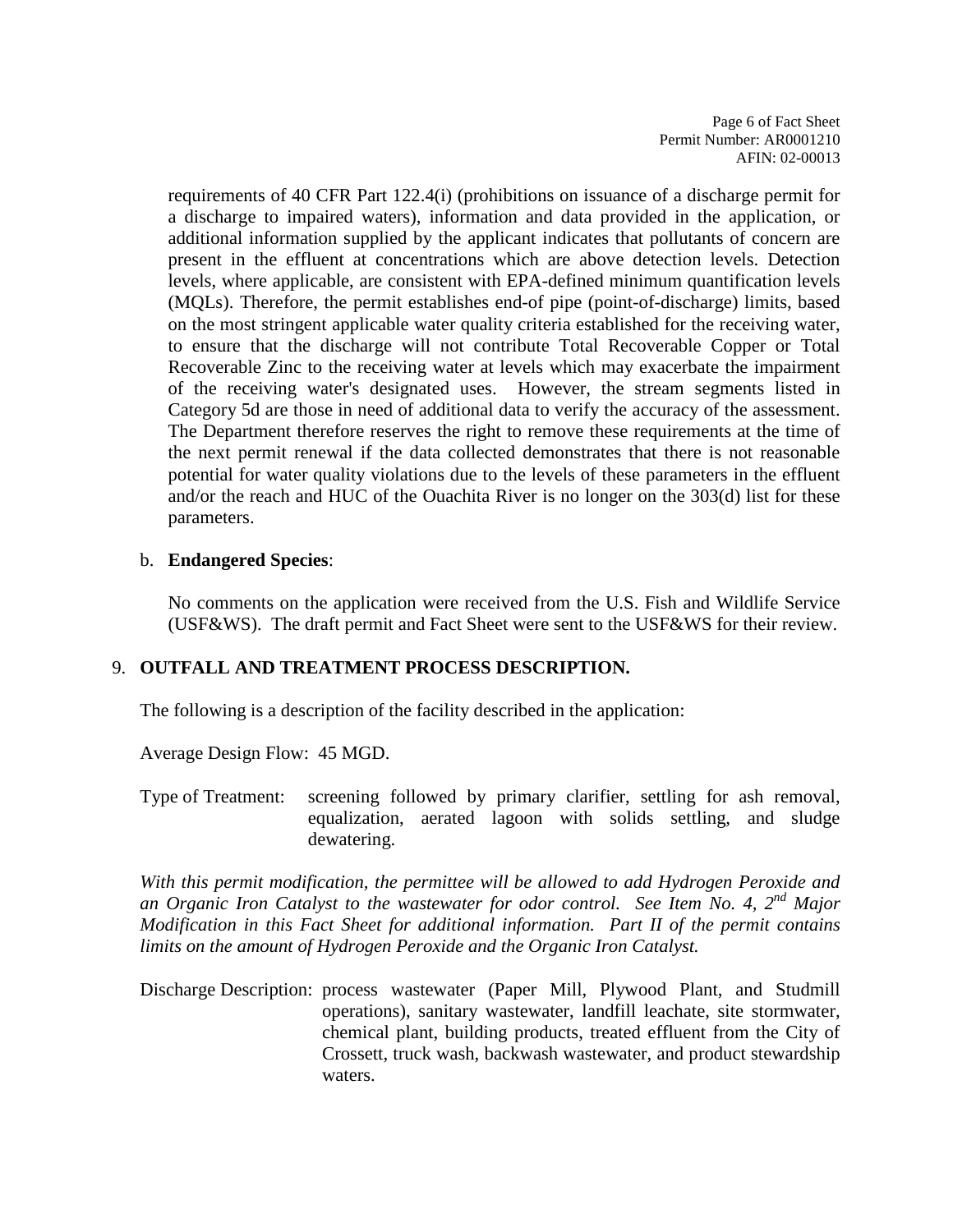requirements of 40 CFR Part 122.4(i) (prohibitions on issuance of a discharge permit for a discharge to impaired waters), information and data provided in the application, or additional information supplied by the applicant indicates that pollutants of concern are present in the effluent at concentrations which are above detection levels. Detection levels, where applicable, are consistent with EPA-defined minimum quantification levels (MQLs). Therefore, the permit establishes end-of pipe (point-of-discharge) limits, based on the most stringent applicable water quality criteria established for the receiving water, to ensure that the discharge will not contribute Total Recoverable Copper or Total Recoverable Zinc to the receiving water at levels which may exacerbate the impairment of the receiving water's designated uses. However, the stream segments listed in Category 5d are those in need of additional data to verify the accuracy of the assessment. The Department therefore reserves the right to remove these requirements at the time of the next permit renewal if the data collected demonstrates that there is not reasonable potential for water quality violations due to the levels of these parameters in the effluent and/or the reach and HUC of the Ouachita River is no longer on the 303(d) list for these parameters.

b. **Endangered Species**:

No comments on the application were received from the U.S. Fish and Wildlife Service (USF&WS). The draft permit and Fact Sheet were sent to the USF&WS for their review.

9. **OUTFALL AND TREATMENT PROCESS DESCRIPTION.**

The following is a description of the facility described in the application:

Average Design Flow: 45 MGD.

Type of Treatment: screening followed by primary clarifier, settling for ash removal, equalization, aerated lagoon with solids settling, and sludge dewatering.

*With this permit modification, the permittee will be allowed to add Hydrogen Peroxide and an Organic Iron Catalyst to the wastewater for odor control. See Item No. 4, 2nd Major Modification in this Fact Sheet for additional information. Part II of the permit contains limits on the amount of Hydrogen Peroxide and the Organic Iron Catalyst.*

Discharge Description: process wastewater (Paper Mill, Plywood Plant, and Studmill operations), sanitary wastewater, landfill leachate, site stormwater, chemical plant, building products, treated effluent from the City of Crossett, truck wash, backwash wastewater, and product stewardship waters.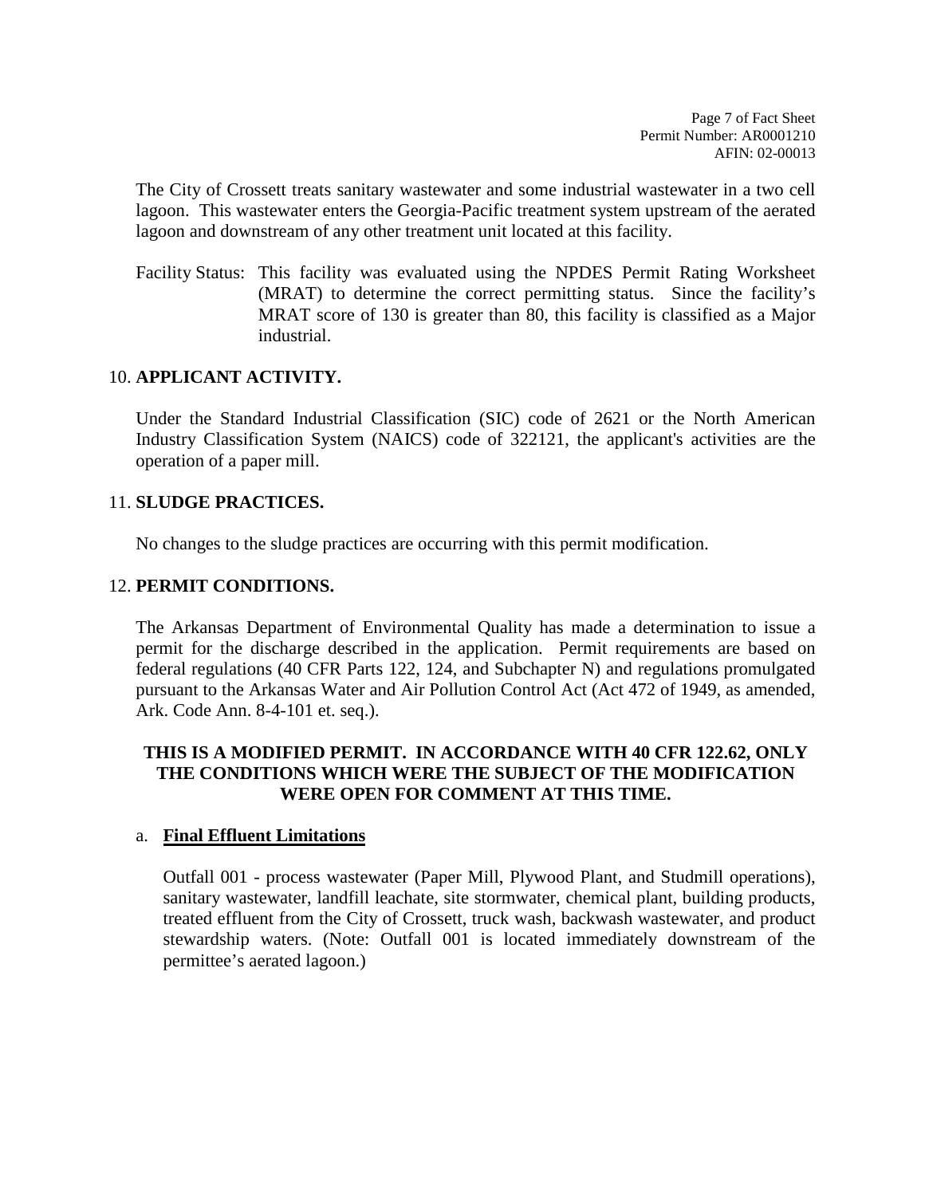The City of Crossett treats sanitary wastewater and some industrial wastewater in a two cell lagoon. This wastewater enters the Georgia-Pacific treatment system upstream of the aerated lagoon and downstream of any other treatment unit located at this facility.

Facility Status: This facility was evaluated using the NPDES Permit Rating Worksheet (MRAT) to determine the correct permitting status. Since the facility's MRAT score of 130 is greater than 80, this facility is classified as a Major industrial.

## 10. APPLICANT ACTIVITY.

Under the Standard Industrial Classification (SIC) code of 2621 or the North American Industry Classification System (NAICS) code of 322121, the applicant's activities are the operation of a paper mill.

## 11. SLUDGE PRACTICES.

No changes to the sludge practices are occurring with this permit modification.

## 12. PERMIT CONDITIONS.

The Arkansas Department of Environmental Quality has made a determination to issue a permit for the discharge described in the application. Permit requirements are based on federal regulations (40 CFR Parts 122, 124, and Subchapter N) and regulations promulgated pursuant to the Arkansas Water and Air Pollution Control Act (Act 472 of 1949, as amended, Ark. Code Ann. 8-4-101 et. seq.).

**THIS IS A MODIFIED PERMIT. IN ACCORDANCE WITH 40 CFR 122.62, ONLY THE CONDITIONS WHICH WERE THE SUBJECT OF THE MODIFICATION WERE OPEN FOR COMMENT AT THIS TIME.**

### a. Final Effluent Limitations

Outfall 001 - process wastewater (Paper Mill, Plywood Plant, and Studmill operations), sanitary wastewater, landfill leachate, site stormwater, chemical plant, building products, treated effluent from the City of Crossett, truck wash, backwash wastewater, and product stewardship waters. (Note: Outfall 001 is located immediately downstream of the permittee's aerated lagoon.)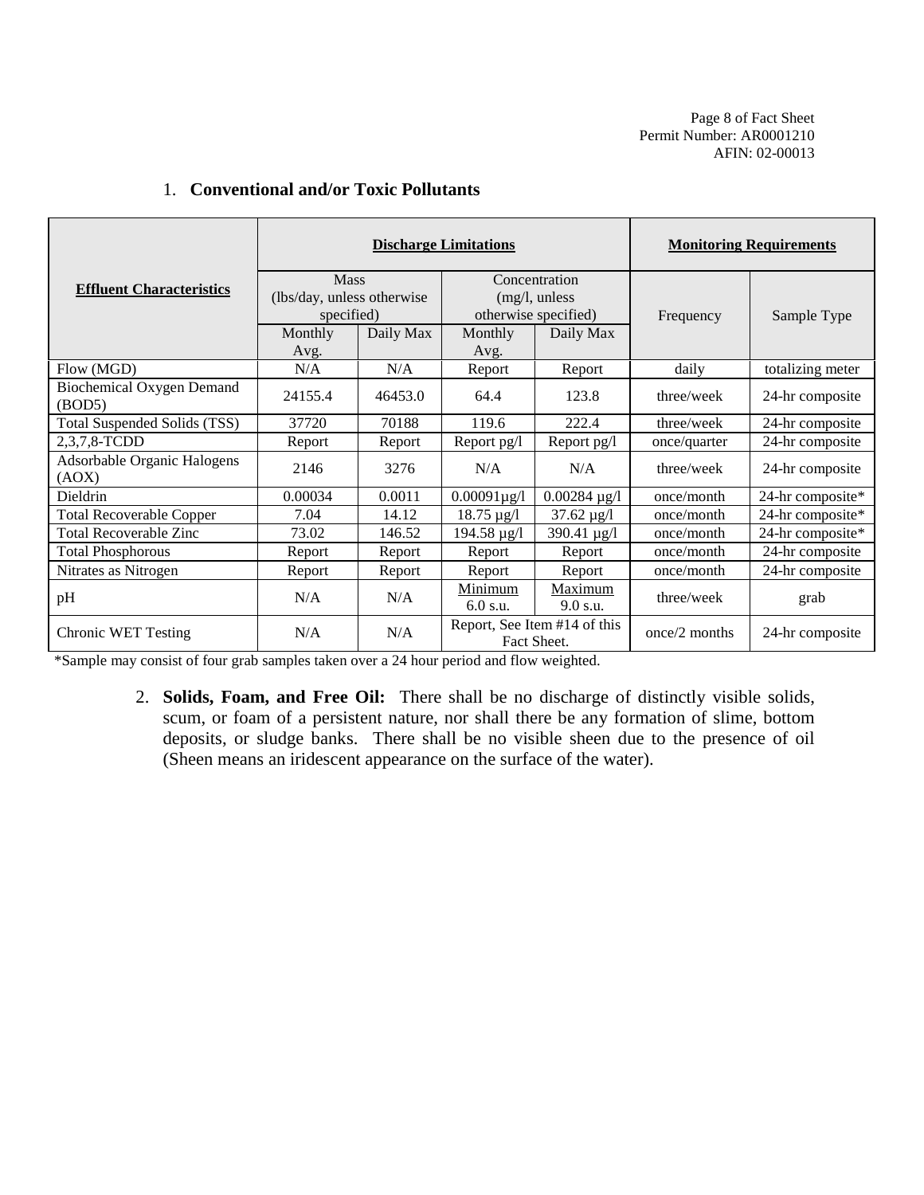1. **Conventional and/or Toxic Pollutants**

| **Effluent Characteristics** | **Discharge Limitations** | | | | **Monitoring Requirements** | |
|---|---|---|---|---|---|---|
| | Mass (lbs/day, unless otherwise specified) | | Concentration (mg/l, unless otherwise specified) | | Frequency | Sample Type |
| | Monthly Avg. | Daily Max | Monthly Avg. | Daily Max | | |
| Flow (MGD) | N/A | N/A | Report | Report | daily | totalizing meter |
| Biochemical Oxygen Demand (BOD5) | 24155.4 | 46453.0 | 64.4 | 123.8 | three/week | 24-hr composite |
| Total Suspended Solids (TSS) | 37720 | 70188 | 119.6 | 222.4 | three/week | 24-hr composite |
| 2,3,7,8-TCDD | Report | Report | Report pg/l | Report pg/l | once/quarter | 24-hr composite |
| Adsorbable Organic Halogens (AOX) | 2146 | 3276 | N/A | N/A | three/week | 24-hr composite |
| Dieldrin | 0.00034 | 0.0011 | 0.00091µg/l | 0.00284 µg/l | once/month | 24-hr composite* |
| Total Recoverable Copper | 7.04 | 14.12 | 18.75 µg/l | 37.62 µg/l | once/month | 24-hr composite* |
| Total Recoverable Zinc | 73.02 | 146.52 | 194.58 µg/l | 390.41 µg/l | once/month | 24-hr composite* |
| Total Phosphorous | Report | Report | Report | Report | once/month | 24-hr composite |
| Nitrates as Nitrogen | Report | Report | Report | Report | once/month | 24-hr composite |
| pH | N/A | N/A | Minimum 6.0 s.u. | Maximum 9.0 s.u. | three/week | grab |
| Chronic WET Testing | N/A | N/A | Report, See Item #14 of this Fact Sheet. | | once/2 months | 24-hr composite |

*Sample may consist of four grab samples taken over a 24 hour period and flow weighted.

2. **Solids, Foam, and Free Oil:** There shall be no discharge of distinctly visible solids, scum, or foam of a persistent nature, nor shall there be any formation of slime, bottom deposits, or sludge banks. There shall be no visible sheen due to the presence of oil (Sheen means an iridescent appearance on the surface of the water).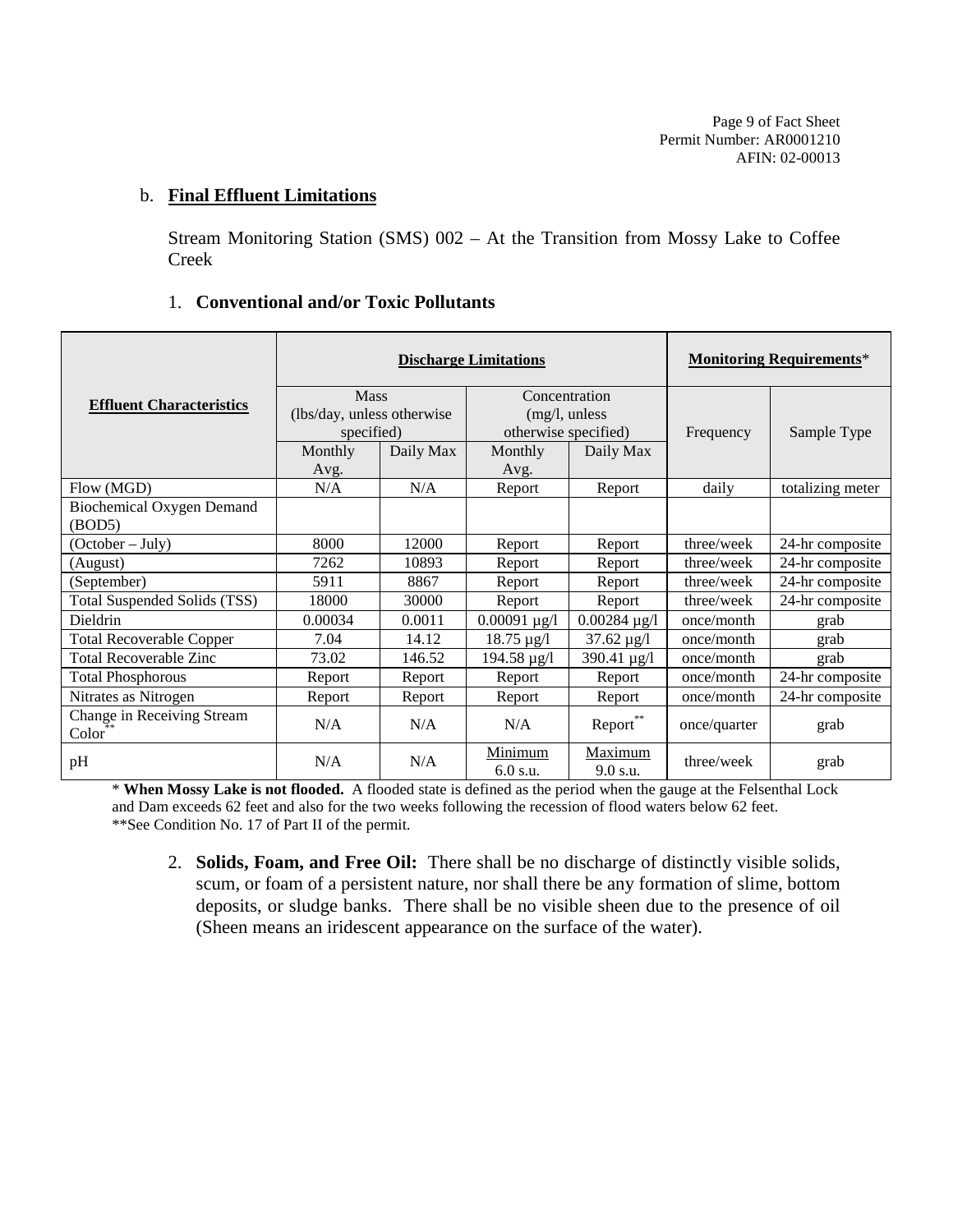b. **Final Effluent Limitations**

Stream Monitoring Station (SMS) 002 – At the Transition from Mossy Lake to Coffee Creek

1. **Conventional and/or Toxic Pollutants**

| Effluent Characteristics | Discharge Limitations | | | | Monitoring Requirements* | |
|---|---|---|---|---|---|---|
| | Mass (lbs/day, unless otherwise specified) | | Concentration (mg/l, unless otherwise specified) | | Frequency | Sample Type |
| | Monthly Avg. | Daily Max | Monthly Avg. | Daily Max | | |
| Flow (MGD) | N/A | N/A | Report | Report | daily | totalizing meter |
| Biochemical Oxygen Demand (BOD5) | | | | | | |
| (October – July) | 8000 | 12000 | Report | Report | three/week | 24-hr composite |
| (August) | 7262 | 10893 | Report | Report | three/week | 24-hr composite |
| (September) | 5911 | 8867 | Report | Report | three/week | 24-hr composite |
| Total Suspended Solids (TSS) | 18000 | 30000 | Report | Report | three/week | 24-hr composite |
| Dieldrin | 0.00034 | 0.0011 | 0.00091 µg/l | 0.00284 µg/l | once/month | grab |
| Total Recoverable Copper | 7.04 | 14.12 | 18.75 µg/l | 37.62 µg/l | once/month | grab |
| Total Recoverable Zinc | 73.02 | 146.52 | 194.58 µg/l | 390.41 µg/l | once/month | grab |
| Total Phosphorous | Report | Report | Report | Report | once/month | 24-hr composite |
| Nitrates as Nitrogen | Report | Report | Report | Report | once/month | 24-hr composite |
| Change in Receiving Stream Color** | N/A | N/A | N/A | Report** | once/quarter | grab |
| pH | N/A | N/A | Minimum 6.0 s.u. | Maximum 9.0 s.u. | three/week | grab |

\* **When Mossy Lake is not flooded.** A flooded state is defined as the period when the gauge at the Felsenthal Lock and Dam exceeds 62 feet and also for the two weeks following the recession of flood waters below 62 feet.
**See Condition No. 17 of Part II of the permit.

2. **Solids, Foam, and Free Oil:** There shall be no discharge of distinctly visible solids, scum, or foam of a persistent nature, nor shall there be any formation of slime, bottom deposits, or sludge banks. There shall be no visible sheen due to the presence of oil (Sheen means an iridescent appearance on the surface of the water).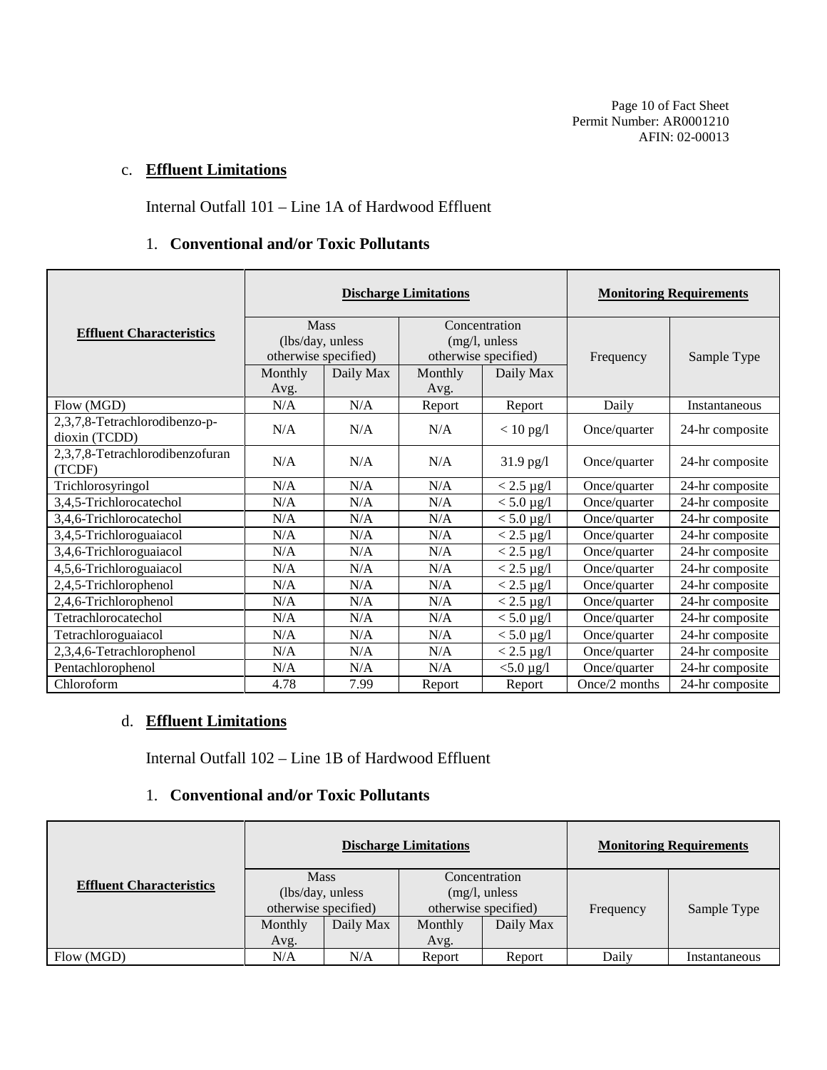c. **Effluent Limitations**

Internal Outfall 101 – Line 1A of Hardwood Effluent

1. **Conventional and/or Toxic Pollutants**

| Effluent Characteristics | Discharge Limitations | | | | Monitoring Requirements | |
|---|---|---|---|---|---|---|
| | Mass (lbs/day, unless otherwise specified) | | Concentration (mg/l, unless otherwise specified) | | Frequency | Sample Type |
| | Monthly Avg. | Daily Max | Monthly Avg. | Daily Max | | |
| Flow (MGD) | N/A | N/A | Report | Report | Daily | Instantaneous |
| 2,3,7,8-Tetrachlorodibenzo-p-dioxin (TCDD) | N/A | N/A | N/A | < 10 pg/l | Once/quarter | 24-hr composite |
| 2,3,7,8-Tetrachlorodibenzofuran (TCDF) | N/A | N/A | N/A | 31.9 pg/l | Once/quarter | 24-hr composite |
| Trichlorosyringol | N/A | N/A | N/A | < 2.5 µg/l | Once/quarter | 24-hr composite |
| 3,4,5-Trichlorocatechol | N/A | N/A | N/A | < 5.0 µg/l | Once/quarter | 24-hr composite |
| 3,4,6-Trichlorocatechol | N/A | N/A | N/A | < 5.0 µg/l | Once/quarter | 24-hr composite |
| 3,4,5-Trichloroguaiacol | N/A | N/A | N/A | < 2.5 µg/l | Once/quarter | 24-hr composite |
| 3,4,6-Trichloroguaiacol | N/A | N/A | N/A | < 2.5 µg/l | Once/quarter | 24-hr composite |
| 4,5,6-Trichloroguaiacol | N/A | N/A | N/A | < 2.5 µg/l | Once/quarter | 24-hr composite |
| 2,4,5-Trichlorophenol | N/A | N/A | N/A | < 2.5 µg/l | Once/quarter | 24-hr composite |
| 2,4,6-Trichlorophenol | N/A | N/A | N/A | < 2.5 µg/l | Once/quarter | 24-hr composite |
| Tetrachlorocatechol | N/A | N/A | N/A | < 5.0 µg/l | Once/quarter | 24-hr composite |
| Tetrachloroguaiacol | N/A | N/A | N/A | < 5.0 µg/l | Once/quarter | 24-hr composite |
| 2,3,4,6-Tetrachlorophenol | N/A | N/A | N/A | < 2.5 µg/l | Once/quarter | 24-hr composite |
| Pentachlorophenol | N/A | N/A | N/A | <5.0 µg/l | Once/quarter | 24-hr composite |
| Chloroform | 4.78 | 7.99 | Report | Report | Once/2 months | 24-hr composite |

d. **Effluent Limitations**

Internal Outfall 102 – Line 1B of Hardwood Effluent

1. **Conventional and/or Toxic Pollutants**

| Effluent Characteristics | Discharge Limitations | | | | Monitoring Requirements | |
|---|---|---|---|---|---|---|
| | Mass (lbs/day, unless otherwise specified) | | Concentration (mg/l, unless otherwise specified) | | Frequency | Sample Type |
| | Monthly Avg. | Daily Max | Monthly Avg. | Daily Max | | |
| Flow (MGD) | N/A | N/A | Report | Report | Daily | Instantaneous |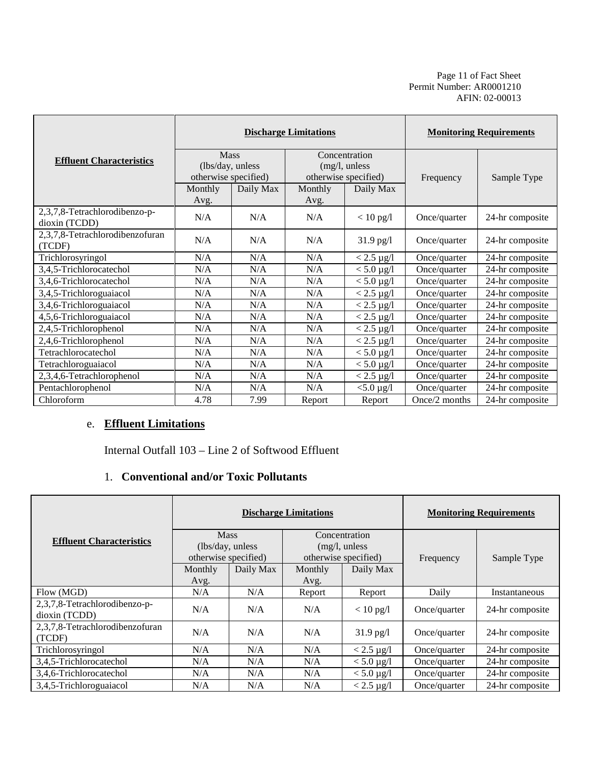| Effluent Characteristics | Discharge Limitations | | | | Monitoring Requirements | |
|---|---|---|---|---|---|---|
| | Mass (lbs/day, unless otherwise specified) | | Concentration (mg/l, unless otherwise specified) | | Frequency | Sample Type |
| | Monthly Avg. | Daily Max | Monthly Avg. | Daily Max | | |
| 2,3,7,8-Tetrachlorodibenzo-p-dioxin (TCDD) | N/A | N/A | N/A | < 10 pg/l | Once/quarter | 24-hr composite |
| 2,3,7,8-Tetrachlorodibenzofuran (TCDF) | N/A | N/A | N/A | 31.9 pg/l | Once/quarter | 24-hr composite |
| Trichlorosyringol | N/A | N/A | N/A | < 2.5 µg/l | Once/quarter | 24-hr composite |
| 3,4,5-Trichlorocatechol | N/A | N/A | N/A | < 5.0 µg/l | Once/quarter | 24-hr composite |
| 3,4,6-Trichlorocatechol | N/A | N/A | N/A | < 5.0 µg/l | Once/quarter | 24-hr composite |
| 3,4,5-Trichloroguaiacol | N/A | N/A | N/A | < 2.5 µg/l | Once/quarter | 24-hr composite |
| 3,4,6-Trichloroguaiacol | N/A | N/A | N/A | < 2.5 µg/l | Once/quarter | 24-hr composite |
| 4,5,6-Trichloroguaiacol | N/A | N/A | N/A | < 2.5 µg/l | Once/quarter | 24-hr composite |
| 2,4,5-Trichlorophenol | N/A | N/A | N/A | < 2.5 µg/l | Once/quarter | 24-hr composite |
| 2,4,6-Trichlorophenol | N/A | N/A | N/A | < 2.5 µg/l | Once/quarter | 24-hr composite |
| Tetrachlorocatechol | N/A | N/A | N/A | < 5.0 µg/l | Once/quarter | 24-hr composite |
| Tetrachloroguaiacol | N/A | N/A | N/A | < 5.0 µg/l | Once/quarter | 24-hr composite |
| 2,3,4,6-Tetrachlorophenol | N/A | N/A | N/A | < 2.5 µg/l | Once/quarter | 24-hr composite |
| Pentachlorophenol | N/A | N/A | N/A | <5.0 µg/l | Once/quarter | 24-hr composite |
| Chloroform | 4.78 | 7.99 | Report | Report | Once/2 months | 24-hr composite |

e. **Effluent Limitations**

Internal Outfall 103 – Line 2 of Softwood Effluent

1. **Conventional and/or Toxic Pollutants**

| Effluent Characteristics | Discharge Limitations | | | | Monitoring Requirements | |
|---|---|---|---|---|---|---|
| | Mass (lbs/day, unless otherwise specified) | | Concentration (mg/l, unless otherwise specified) | | Frequency | Sample Type |
| | Monthly Avg. | Daily Max | Monthly Avg. | Daily Max | | |
| Flow (MGD) | N/A | N/A | Report | Report | Daily | Instantaneous |
| 2,3,7,8-Tetrachlorodibenzo-p-dioxin (TCDD) | N/A | N/A | N/A | < 10 pg/l | Once/quarter | 24-hr composite |
| 2,3,7,8-Tetrachlorodibenzofuran (TCDF) | N/A | N/A | N/A | 31.9 pg/l | Once/quarter | 24-hr composite |
| Trichlorosyringol | N/A | N/A | N/A | < 2.5 µg/l | Once/quarter | 24-hr composite |
| 3,4,5-Trichlorocatechol | N/A | N/A | N/A | < 5.0 µg/l | Once/quarter | 24-hr composite |
| 3,4,6-Trichlorocatechol | N/A | N/A | N/A | < 5.0 µg/l | Once/quarter | 24-hr composite |
| 3,4,5-Trichloroguaiacol | N/A | N/A | N/A | < 2.5 µg/l | Once/quarter | 24-hr composite |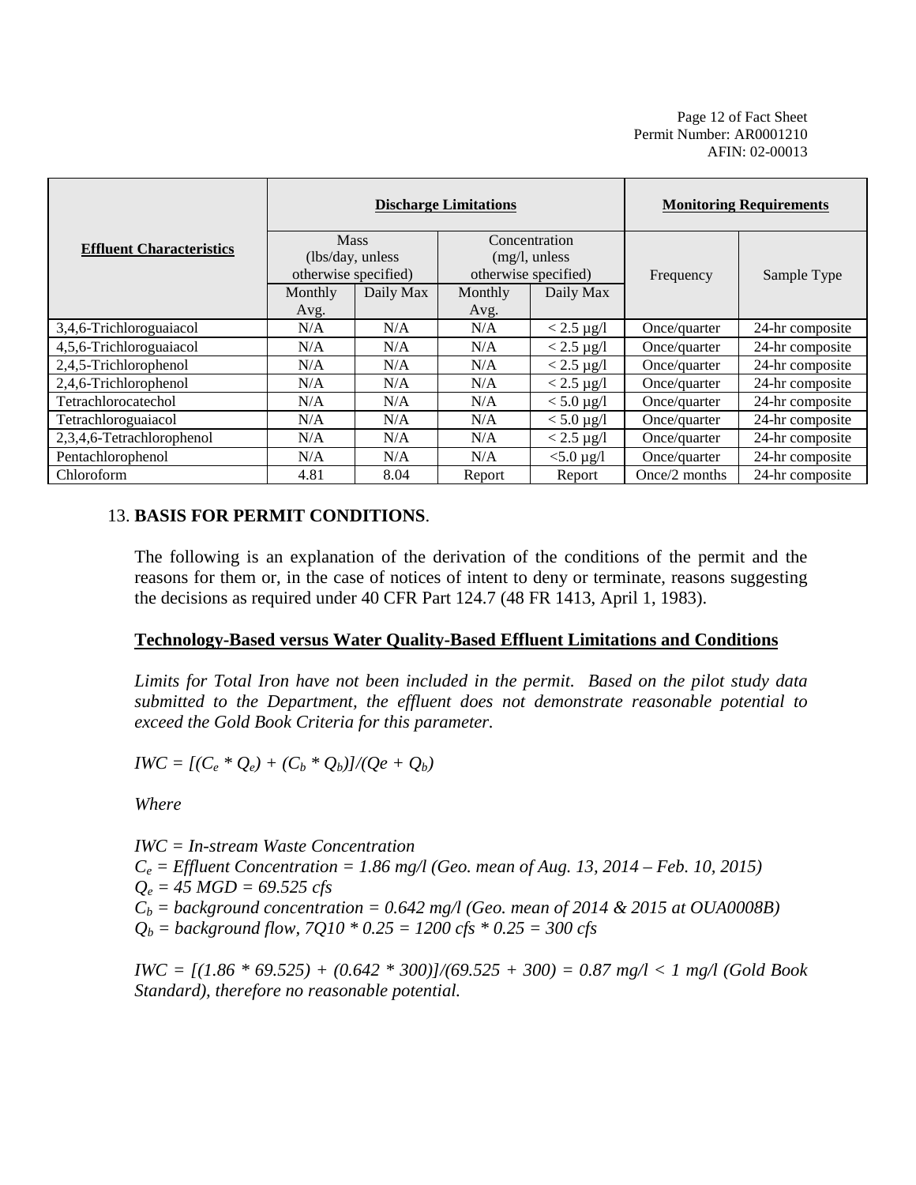| Effluent Characteristics | Discharge Limitations | | | | Monitoring Requirements | |
|---|---|---|---|---|---|---|
| | Mass (lbs/day, unless otherwise specified) | | Concentration (mg/l, unless otherwise specified) | | Frequency | Sample Type |
| | Monthly Avg. | Daily Max | Monthly Avg. | Daily Max | | |
| 3,4,6-Trichloroguaiacol | N/A | N/A | N/A | < 2.5 µg/l | Once/quarter | 24-hr composite |
| 4,5,6-Trichloroguaiacol | N/A | N/A | N/A | < 2.5 µg/l | Once/quarter | 24-hr composite |
| 2,4,5-Trichlorophenol | N/A | N/A | N/A | < 2.5 µg/l | Once/quarter | 24-hr composite |
| 2,4,6-Trichlorophenol | N/A | N/A | N/A | < 2.5 µg/l | Once/quarter | 24-hr composite |
| Tetrachlorocatechol | N/A | N/A | N/A | < 5.0 µg/l | Once/quarter | 24-hr composite |
| Tetrachloroguaiacol | N/A | N/A | N/A | < 5.0 µg/l | Once/quarter | 24-hr composite |
| 2,3,4,6-Tetrachlorophenol | N/A | N/A | N/A | < 2.5 µg/l | Once/quarter | 24-hr composite |
| Pentachlorophenol | N/A | N/A | N/A | <5.0 µg/l | Once/quarter | 24-hr composite |
| Chloroform | 4.81 | 8.04 | Report | Report | Once/2 months | 24-hr composite |

13. **BASIS FOR PERMIT CONDITIONS**.

The following is an explanation of the derivation of the conditions of the permit and the reasons for them or, in the case of notices of intent to deny or terminate, reasons suggesting the decisions as required under 40 CFR Part 124.7 (48 FR 1413, April 1, 1983).

**Technology-Based versus Water Quality-Based Effluent Limitations and Conditions**

*Limits for Total Iron have not been included in the permit. Based on the pilot study data submitted to the Department, the effluent does not demonstrate reasonable potential to exceed the Gold Book Criteria for this parameter.*

$IWC = [(C_e * Q_e) + (C_b * Q_b)]/(Qe + Q_b)$

*Where*

*IWC = In-stream Waste Concentration*
$C_e$ *= Effluent Concentration = 1.86 mg/l (Geo. mean of Aug. 13, 2014 – Feb. 10, 2015)*
$Q_e$ *= 45 MGD = 69.525 cfs*
$C_b$ *= background concentration = 0.642 mg/l (Geo. mean of 2014 & 2015 at OUA0008B)*
$Q_b$ *= background flow, 7Q10 * 0.25 = 1200 cfs * 0.25 = 300 cfs*

*IWC = [(1.86 * 69.525) + (0.642 * 300)]/(69.525 + 300) = 0.87 mg/l < 1 mg/l (Gold Book Standard), therefore no reasonable potential.*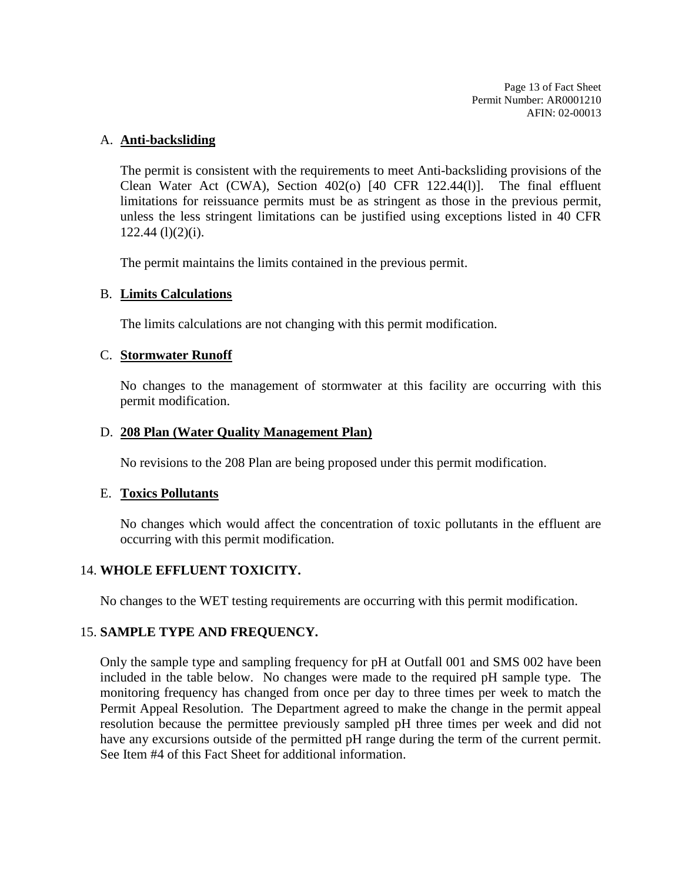A. **Anti-backsliding**

The permit is consistent with the requirements to meet Anti-backsliding provisions of the Clean Water Act (CWA), Section 402(o) [40 CFR 122.44(l)]. The final effluent limitations for reissuance permits must be as stringent as those in the previous permit, unless the less stringent limitations can be justified using exceptions listed in 40 CFR 122.44 (l)(2)(i).

The permit maintains the limits contained in the previous permit.

B. **Limits Calculations**

The limits calculations are not changing with this permit modification.

C. **Stormwater Runoff**

No changes to the management of stormwater at this facility are occurring with this permit modification.

D. **208 Plan (Water Quality Management Plan)**

No revisions to the 208 Plan are being proposed under this permit modification.

E. **Toxics Pollutants**

No changes which would affect the concentration of toxic pollutants in the effluent are occurring with this permit modification.

14. **WHOLE EFFLUENT TOXICITY.**

No changes to the WET testing requirements are occurring with this permit modification.

15. **SAMPLE TYPE AND FREQUENCY.**

Only the sample type and sampling frequency for pH at Outfall 001 and SMS 002 have been included in the table below. No changes were made to the required pH sample type. The monitoring frequency has changed from once per day to three times per week to match the Permit Appeal Resolution. The Department agreed to make the change in the permit appeal resolution because the permittee previously sampled pH three times per week and did not have any excursions outside of the permitted pH range during the term of the current permit. See Item #4 of this Fact Sheet for additional information.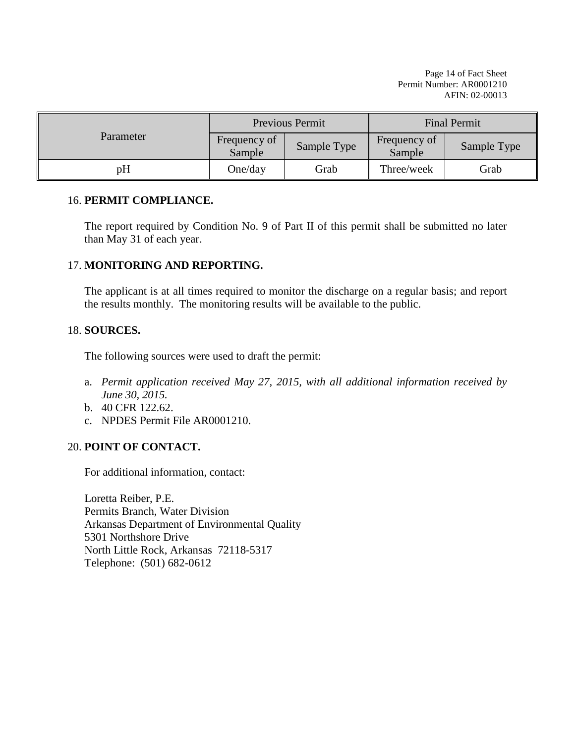| Parameter | Previous Permit | | Final Permit | |
|---|---|---|---|---|
| | Frequency of Sample | Sample Type | Frequency of Sample | Sample Type |
| pH | One/day | Grab | Three/week | Grab |

16. **PERMIT COMPLIANCE.**

The report required by Condition No. 9 of Part II of this permit shall be submitted no later than May 31 of each year.

17. **MONITORING AND REPORTING.**

The applicant is at all times required to monitor the discharge on a regular basis; and report the results monthly. The monitoring results will be available to the public.

18. **SOURCES.**

The following sources were used to draft the permit:

a. *Permit application received May 27, 2015, with all additional information received by June 30, 2015.*
b. 40 CFR 122.62.
c. NPDES Permit File AR0001210.

20. **POINT OF CONTACT.**

For additional information, contact:

Loretta Reiber, P.E.
Permits Branch, Water Division
Arkansas Department of Environmental Quality
5301 Northshore Drive
North Little Rock, Arkansas 72118-5317
Telephone: (501) 682-0612